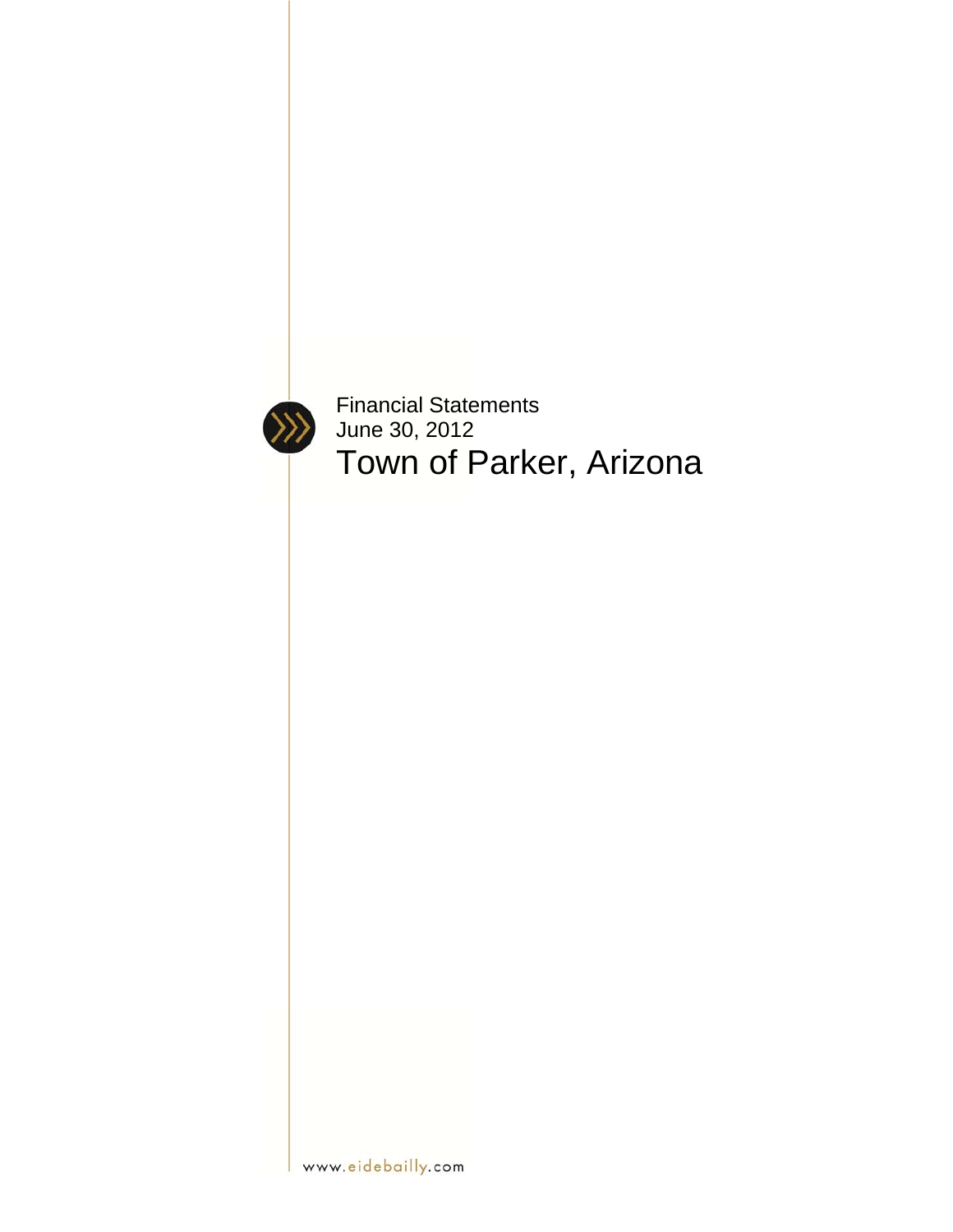Financial Statements
June 30, 2012

# Town of Parker, Arizona

www.eidebailly.com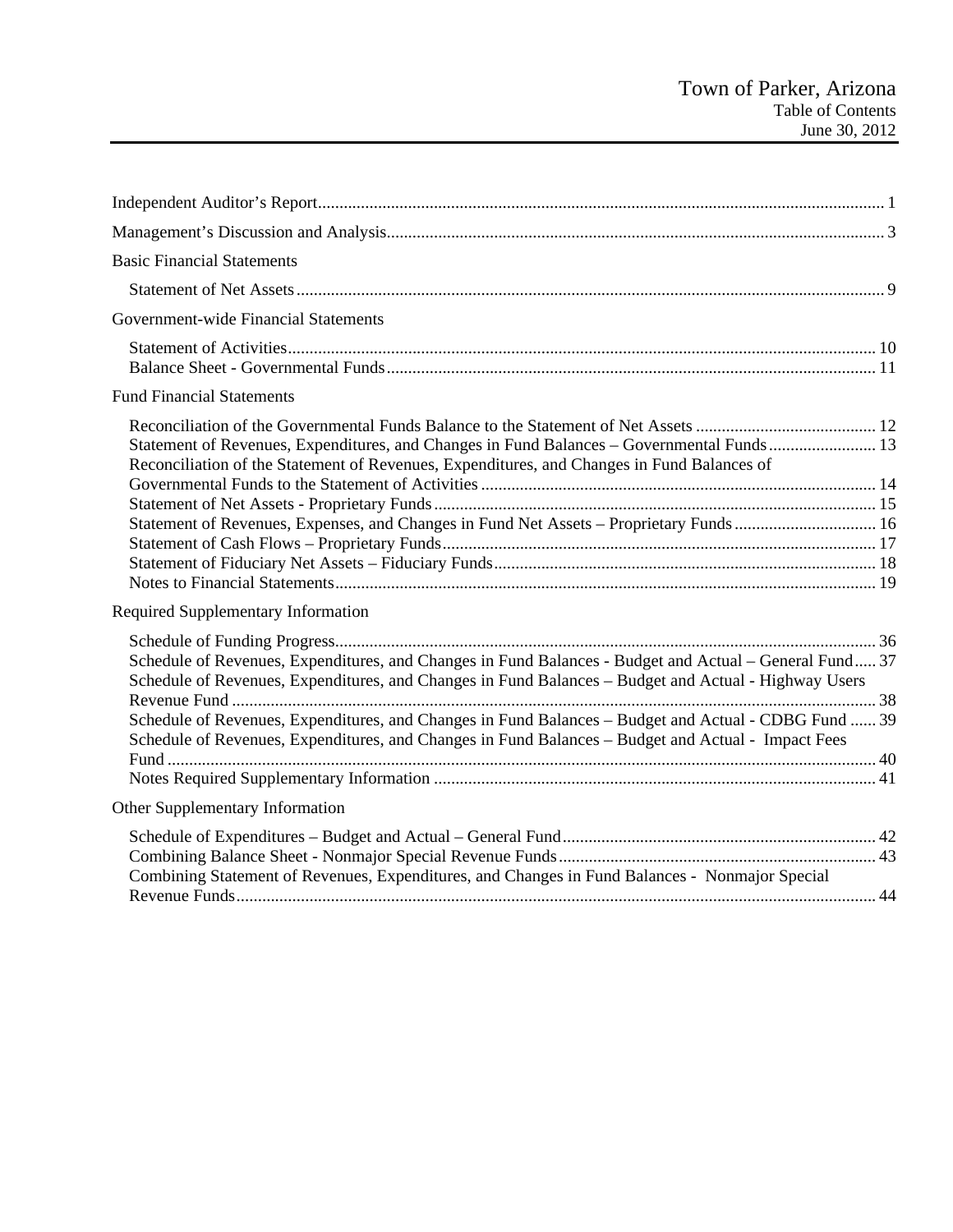# Town of Parker, Arizona
## Table of Contents
## June 30, 2012

Independent Auditor's Report ........................................................................................................................ 1

Management's Discussion and Analysis ........................................................................................................ 3

Basic Financial Statements

- Statement of Net Assets ....................................................................................................................... 9

Government-wide Financial Statements

- Statement of Activities ........................................................................................................................ 10
- Balance Sheet - Governmental Funds ................................................................................................. 11

Fund Financial Statements

- Reconciliation of the Governmental Funds Balance to the Statement of Net Assets .......................................... 12
- Statement of Revenues, Expenditures, and Changes in Fund Balances – Governmental Funds ......................... 13
- Reconciliation of the Statement of Revenues, Expenditures, and Changes in Fund Balances of Governmental Funds to the Statement of Activities ........................................................................................... 14
- Statement of Net Assets - Proprietary Funds ...................................................................................... 15
- Statement of Revenues, Expenses, and Changes in Fund Net Assets – Proprietary Funds ................................. 16
- Statement of Cash Flows – Proprietary Funds .................................................................................... 17
- Statement of Fiduciary Net Assets – Fiduciary Funds ........................................................................ 18
- Notes to Financial Statements ............................................................................................................. 19

Required Supplementary Information

- Schedule of Funding Progress ............................................................................................................. 36
- Schedule of Revenues, Expenditures, and Changes in Fund Balances - Budget and Actual – General Fund ..... 37
- Schedule of Revenues, Expenditures, and Changes in Fund Balances – Budget and Actual - Highway Users Revenue Fund ..................................................................................................................................... 38
- Schedule of Revenues, Expenditures, and Changes in Fund Balances – Budget and Actual - CDBG Fund ...... 39
- Schedule of Revenues, Expenditures, and Changes in Fund Balances – Budget and Actual - Impact Fees Fund .................................................................................................................................................... 40
- Notes Required Supplementary Information ....................................................................................... 41

Other Supplementary Information

- Schedule of Expenditures – Budget and Actual – General Fund ......................................................... 42
- Combining Balance Sheet - Nonmajor Special Revenue Funds .......................................................... 43
- Combining Statement of Revenues, Expenditures, and Changes in Fund Balances - Nonmajor Special Revenue Funds .................................................................................................................................... 44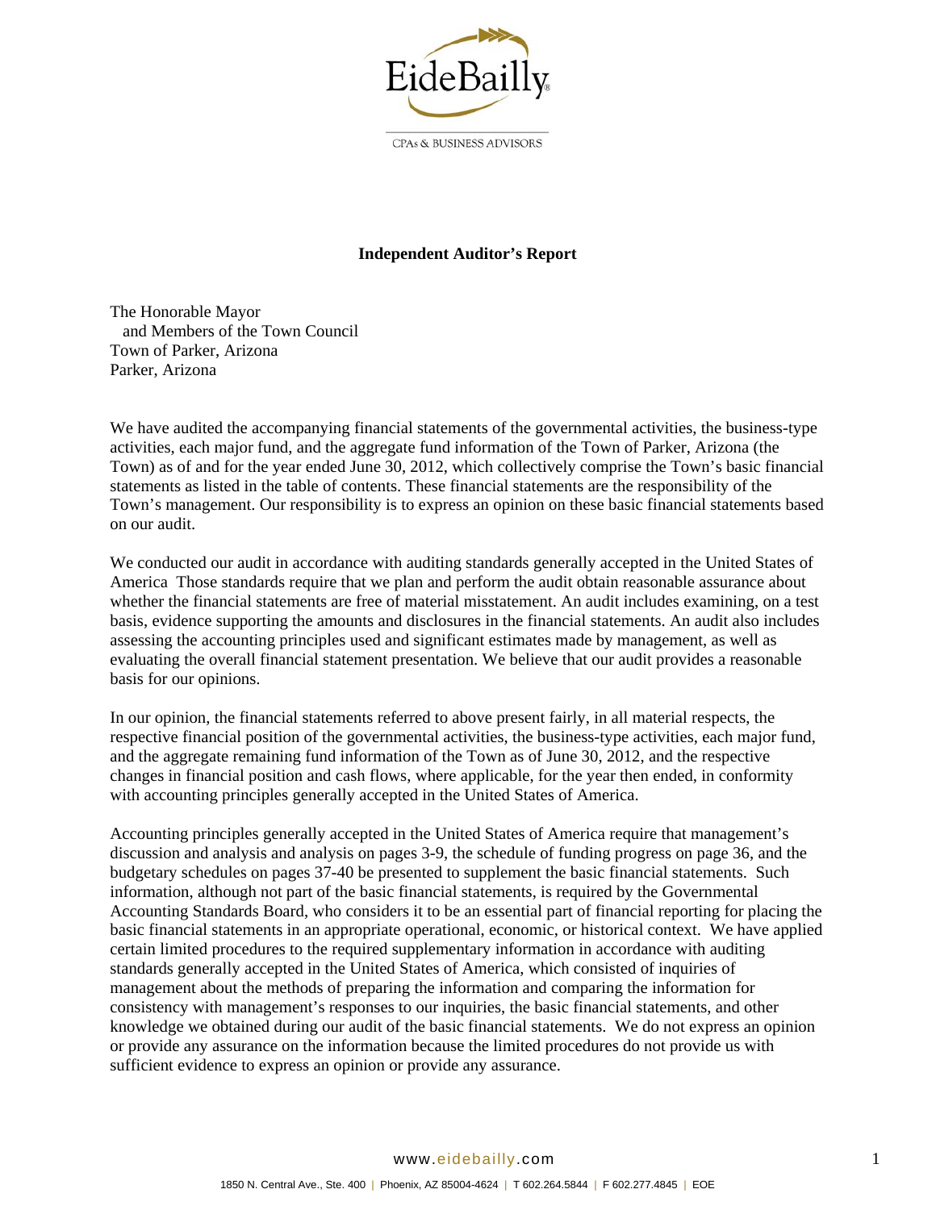EideBailly

CPAs & BUSINESS ADVISORS

**Independent Auditor's Report**

The Honorable Mayor
and Members of the Town Council
Town of Parker, Arizona
Parker, Arizona

We have audited the accompanying financial statements of the governmental activities, the business-type activities, each major fund, and the aggregate fund information of the Town of Parker, Arizona (the Town) as of and for the year ended June 30, 2012, which collectively comprise the Town's basic financial statements as listed in the table of contents. These financial statements are the responsibility of the Town's management. Our responsibility is to express an opinion on these basic financial statements based on our audit.

We conducted our audit in accordance with auditing standards generally accepted in the United States of America Those standards require that we plan and perform the audit obtain reasonable assurance about whether the financial statements are free of material misstatement. An audit includes examining, on a test basis, evidence supporting the amounts and disclosures in the financial statements. An audit also includes assessing the accounting principles used and significant estimates made by management, as well as evaluating the overall financial statement presentation. We believe that our audit provides a reasonable basis for our opinions.

In our opinion, the financial statements referred to above present fairly, in all material respects, the respective financial position of the governmental activities, the business-type activities, each major fund, and the aggregate remaining fund information of the Town as of June 30, 2012, and the respective changes in financial position and cash flows, where applicable, for the year then ended, in conformity with accounting principles generally accepted in the United States of America.

Accounting principles generally accepted in the United States of America require that management's discussion and analysis and analysis on pages 3-9, the schedule of funding progress on page 36, and the budgetary schedules on pages 37-40 be presented to supplement the basic financial statements. Such information, although not part of the basic financial statements, is required by the Governmental Accounting Standards Board, who considers it to be an essential part of financial reporting for placing the basic financial statements in an appropriate operational, economic, or historical context. We have applied certain limited procedures to the required supplementary information in accordance with auditing standards generally accepted in the United States of America, which consisted of inquiries of management about the methods of preparing the information and comparing the information for consistency with management's responses to our inquiries, the basic financial statements, and other knowledge we obtained during our audit of the basic financial statements. We do not express an opinion or provide any assurance on the information because the limited procedures do not provide us with sufficient evidence to express an opinion or provide any assurance.

www.eidebailly.com

1850 N. Central Ave., Ste. 400 | Phoenix, AZ 85004-4624 | T 602.264.5844 | F 602.277.4845 | EOE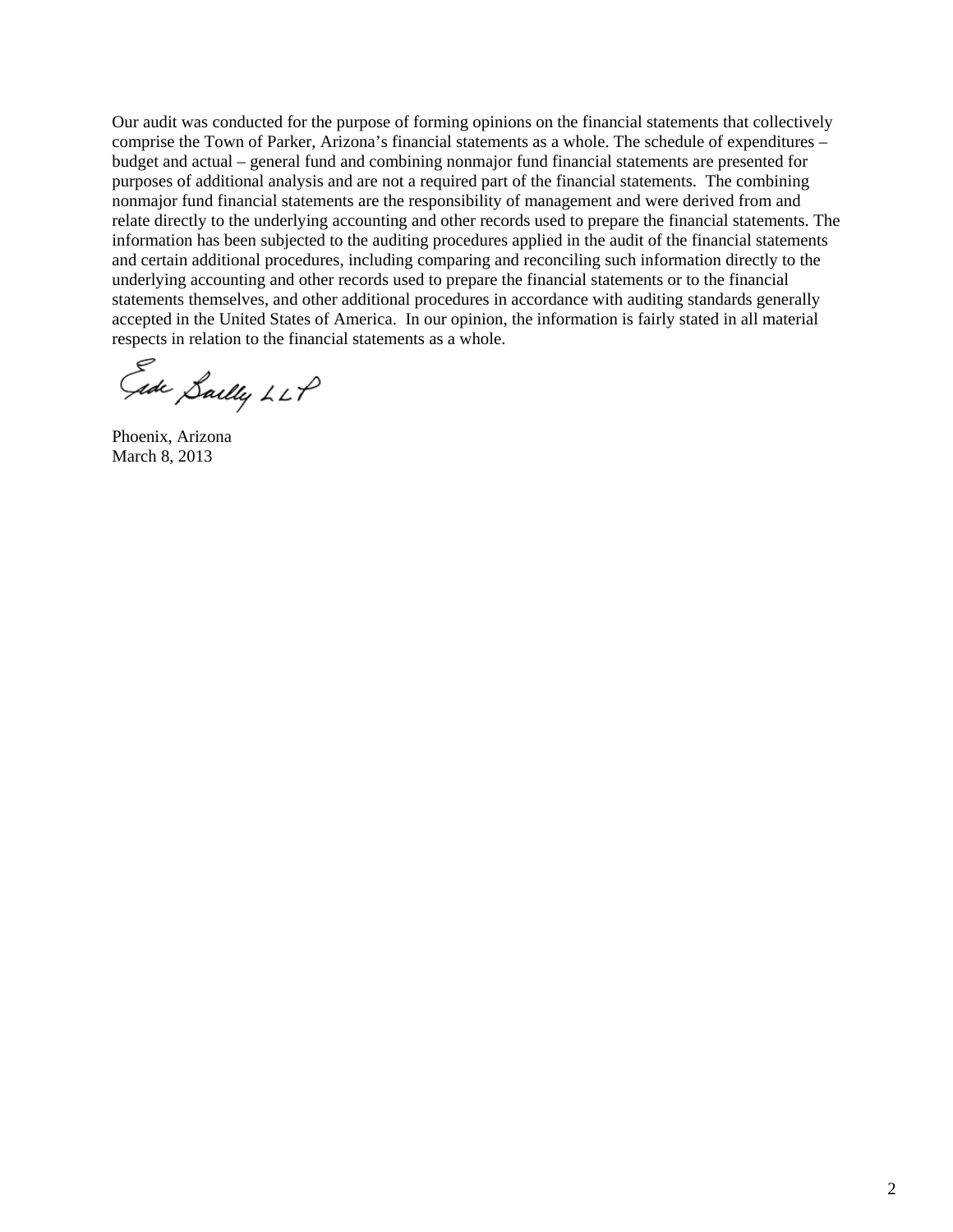Our audit was conducted for the purpose of forming opinions on the financial statements that collectively comprise the Town of Parker, Arizona's financial statements as a whole. The schedule of expenditures – budget and actual – general fund and combining nonmajor fund financial statements are presented for purposes of additional analysis and are not a required part of the financial statements. The combining nonmajor fund financial statements are the responsibility of management and were derived from and relate directly to the underlying accounting and other records used to prepare the financial statements. The information has been subjected to the auditing procedures applied in the audit of the financial statements and certain additional procedures, including comparing and reconciling such information directly to the underlying accounting and other records used to prepare the financial statements or to the financial statements themselves, and other additional procedures in accordance with auditing standards generally accepted in the United States of America. In our opinion, the information is fairly stated in all material respects in relation to the financial statements as a whole.

Eide Bailly LLP

Phoenix, Arizona
March 8, 2013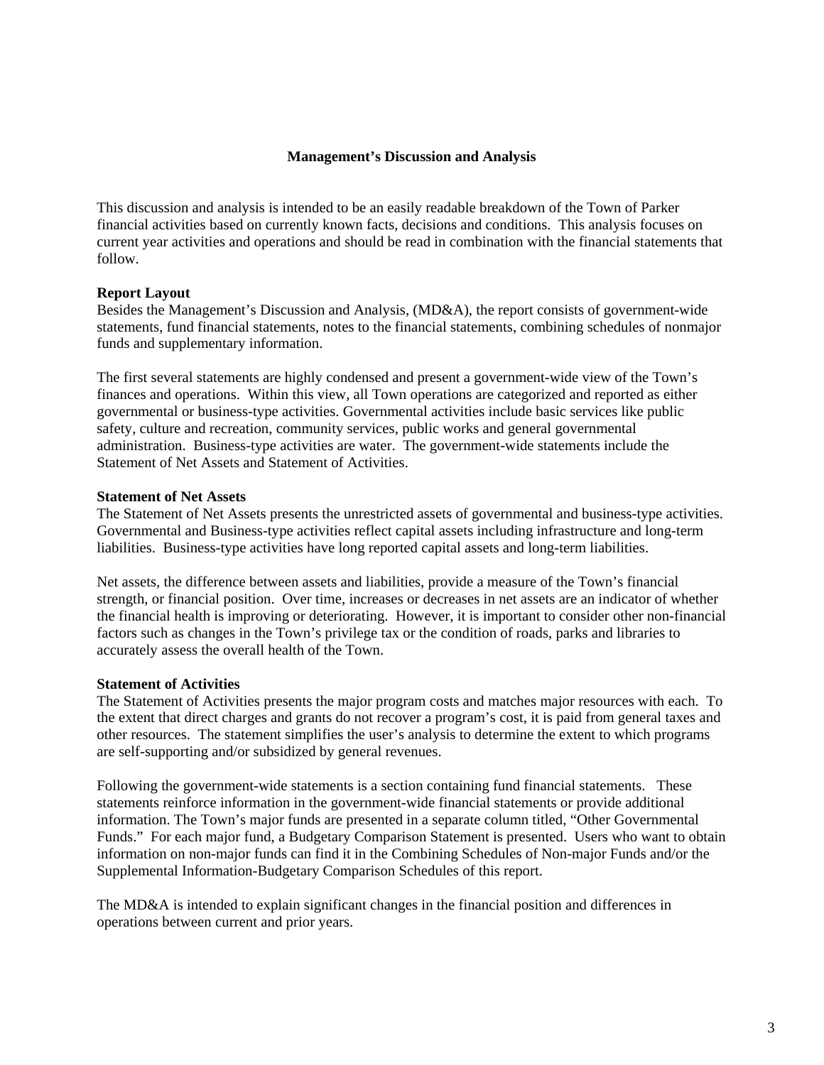# Management's Discussion and Analysis

This discussion and analysis is intended to be an easily readable breakdown of the Town of Parker financial activities based on currently known facts, decisions and conditions. This analysis focuses on current year activities and operations and should be read in combination with the financial statements that follow.

**Report Layout**
Besides the Management's Discussion and Analysis, (MD&A), the report consists of government-wide statements, fund financial statements, notes to the financial statements, combining schedules of nonmajor funds and supplementary information.

The first several statements are highly condensed and present a government-wide view of the Town's finances and operations. Within this view, all Town operations are categorized and reported as either governmental or business-type activities. Governmental activities include basic services like public safety, culture and recreation, community services, public works and general governmental administration. Business-type activities are water. The government-wide statements include the Statement of Net Assets and Statement of Activities.

**Statement of Net Assets**
The Statement of Net Assets presents the unrestricted assets of governmental and business-type activities. Governmental and Business-type activities reflect capital assets including infrastructure and long-term liabilities. Business-type activities have long reported capital assets and long-term liabilities.

Net assets, the difference between assets and liabilities, provide a measure of the Town's financial strength, or financial position. Over time, increases or decreases in net assets are an indicator of whether the financial health is improving or deteriorating. However, it is important to consider other non-financial factors such as changes in the Town's privilege tax or the condition of roads, parks and libraries to accurately assess the overall health of the Town.

**Statement of Activities**
The Statement of Activities presents the major program costs and matches major resources with each. To the extent that direct charges and grants do not recover a program's cost, it is paid from general taxes and other resources. The statement simplifies the user's analysis to determine the extent to which programs are self-supporting and/or subsidized by general revenues.

Following the government-wide statements is a section containing fund financial statements. These statements reinforce information in the government-wide financial statements or provide additional information. The Town's major funds are presented in a separate column titled, "Other Governmental Funds." For each major fund, a Budgetary Comparison Statement is presented. Users who want to obtain information on non-major funds can find it in the Combining Schedules of Non-major Funds and/or the Supplemental Information-Budgetary Comparison Schedules of this report.

The MD&A is intended to explain significant changes in the financial position and differences in operations between current and prior years.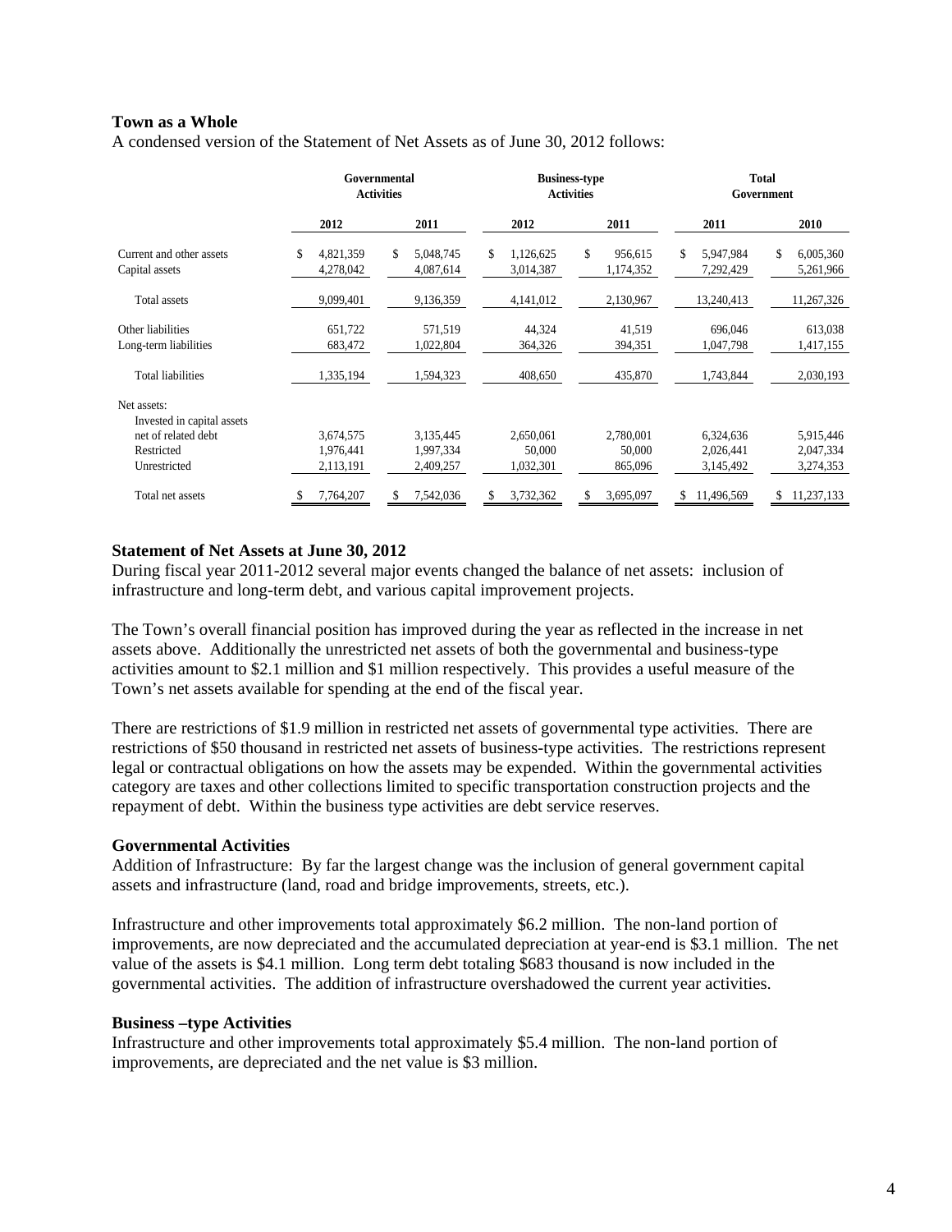### Town as a Whole

A condensed version of the Statement of Net Assets as of June 30, 2012 follows:

| | Governmental Activities | | Business-type Activities | | Total Government | |
|---|---|---|---|---|---|---|
| | 2012 | 2011 | 2012 | 2011 | 2011 | 2010 |
| Current and other assets | $ 4,821,359 | $ 5,048,745 | $ 1,126,625 | $ 956,615 | $ 5,947,984 | $ 6,005,360 |
| Capital assets | 4,278,042 | 4,087,614 | 3,014,387 | 1,174,352 | 7,292,429 | 5,261,966 |
| Total assets | 9,099,401 | 9,136,359 | 4,141,012 | 2,130,967 | 13,240,413 | 11,267,326 |
| Other liabilities | 651,722 | 571,519 | 44,324 | 41,519 | 696,046 | 613,038 |
| Long-term liabilities | 683,472 | 1,022,804 | 364,326 | 394,351 | 1,047,798 | 1,417,155 |
| Total liabilities | 1,335,194 | 1,594,323 | 408,650 | 435,870 | 1,743,844 | 2,030,193 |
| Net assets: | | | | | | |
| Invested in capital assets net of related debt | 3,674,575 | 3,135,445 | 2,650,061 | 2,780,001 | 6,324,636 | 5,915,446 |
| Restricted | 1,976,441 | 1,997,334 | 50,000 | 50,000 | 2,026,441 | 2,047,334 |
| Unrestricted | 2,113,191 | 2,409,257 | 1,032,301 | 865,096 | 3,145,492 | 3,274,353 |
| Total net assets | $ 7,764,207 | $ 7,542,036 | $ 3,732,362 | $ 3,695,097 | $ 11,496,569 | $ 11,237,133 |

### Statement of Net Assets at June 30, 2012

During fiscal year 2011-2012 several major events changed the balance of net assets: inclusion of infrastructure and long-term debt, and various capital improvement projects.

The Town's overall financial position has improved during the year as reflected in the increase in net assets above. Additionally the unrestricted net assets of both the governmental and business-type activities amount to $2.1 million and $1 million respectively. This provides a useful measure of the Town's net assets available for spending at the end of the fiscal year.

There are restrictions of $1.9 million in restricted net assets of governmental type activities. There are restrictions of $50 thousand in restricted net assets of business-type activities. The restrictions represent legal or contractual obligations on how the assets may be expended. Within the governmental activities category are taxes and other collections limited to specific transportation construction projects and the repayment of debt. Within the business type activities are debt service reserves.

### Governmental Activities

Addition of Infrastructure: By far the largest change was the inclusion of general government capital assets and infrastructure (land, road and bridge improvements, streets, etc.).

Infrastructure and other improvements total approximately $6.2 million. The non-land portion of improvements, are now depreciated and the accumulated depreciation at year-end is $3.1 million. The net value of the assets is $4.1 million. Long term debt totaling $683 thousand is now included in the governmental activities. The addition of infrastructure overshadowed the current year activities.

### Business –type Activities

Infrastructure and other improvements total approximately $5.4 million. The non-land portion of improvements, are depreciated and the net value is $3 million.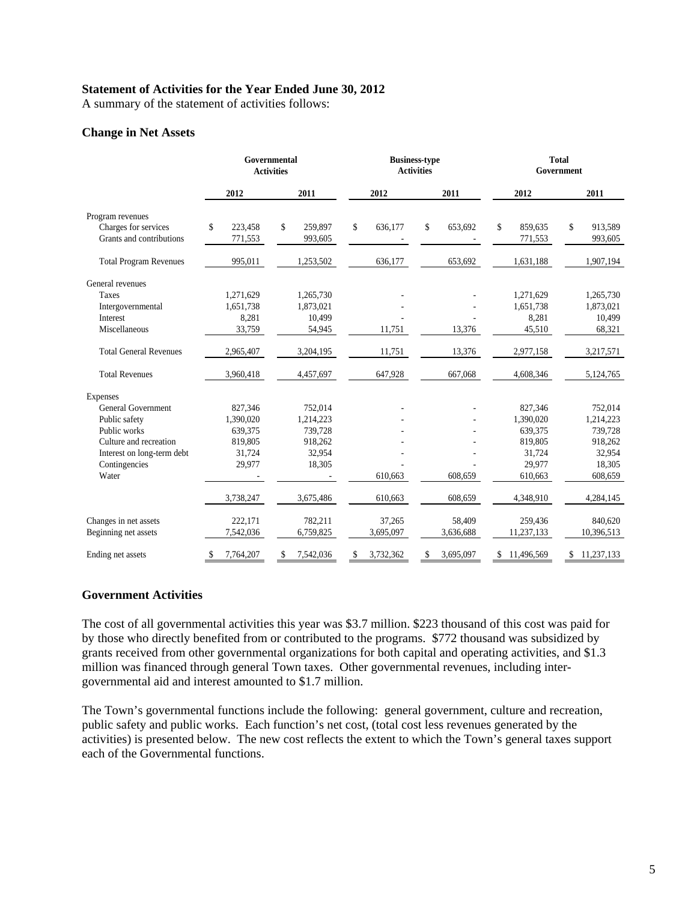**Statement of Activities for the Year Ended June 30, 2012**

A summary of the statement of activities follows:

**Change in Net Assets**

| | Governmental Activities | | Business-type Activities | | Total Government | |
|---|---|---|---|---|---|---|
| | 2012 | 2011 | 2012 | 2011 | 2012 | 2011 |
| Program revenues | | | | | | |
| Charges for services | $ 223,458 | $ 259,897 | $ 636,177 | $ 653,692 | $ 859,635 | $ 913,589 |
| Grants and contributions | 771,553 | 993,605 | - | - | 771,553 | 993,605 |
| Total Program Revenues | 995,011 | 1,253,502 | 636,177 | 653,692 | 1,631,188 | 1,907,194 |
| General revenues | | | | | | |
| Taxes | 1,271,629 | 1,265,730 | - | - | 1,271,629 | 1,265,730 |
| Intergovernmental | 1,651,738 | 1,873,021 | - | - | 1,651,738 | 1,873,021 |
| Interest | 8,281 | 10,499 | - | - | 8,281 | 10,499 |
| Miscellaneous | 33,759 | 54,945 | 11,751 | 13,376 | 45,510 | 68,321 |
| Total General Revenues | 2,965,407 | 3,204,195 | 11,751 | 13,376 | 2,977,158 | 3,217,571 |
| Total Revenues | 3,960,418 | 4,457,697 | 647,928 | 667,068 | 4,608,346 | 5,124,765 |
| Expenses | | | | | | |
| General Government | 827,346 | 752,014 | - | - | 827,346 | 752,014 |
| Public safety | 1,390,020 | 1,214,223 | - | - | 1,390,020 | 1,214,223 |
| Public works | 639,375 | 739,728 | - | - | 639,375 | 739,728 |
| Culture and recreation | 819,805 | 918,262 | - | - | 819,805 | 918,262 |
| Interest on long-term debt | 31,724 | 32,954 | - | - | 31,724 | 32,954 |
| Contingencies | 29,977 | 18,305 | - | - | 29,977 | 18,305 |
| Water | - | - | 610,663 | 608,659 | 610,663 | 608,659 |
| | 3,738,247 | 3,675,486 | 610,663 | 608,659 | 4,348,910 | 4,284,145 |
| Changes in net assets | 222,171 | 782,211 | 37,265 | 58,409 | 259,436 | 840,620 |
| Beginning net assets | 7,542,036 | 6,759,825 | 3,695,097 | 3,636,688 | 11,237,133 | 10,396,513 |
| Ending net assets | $ 7,764,207 | $ 7,542,036 | $ 3,732,362 | $ 3,695,097 | $ 11,496,569 | $ 11,237,133 |

**Government Activities**

The cost of all governmental activities this year was $3.7 million. $223 thousand of this cost was paid for by those who directly benefited from or contributed to the programs. $772 thousand was subsidized by grants received from other governmental organizations for both capital and operating activities, and $1.3 million was financed through general Town taxes. Other governmental revenues, including inter-governmental aid and interest amounted to $1.7 million.

The Town's governmental functions include the following: general government, culture and recreation, public safety and public works. Each function's net cost, (total cost less revenues generated by the activities) is presented below. The new cost reflects the extent to which the Town's general taxes support each of the Governmental functions.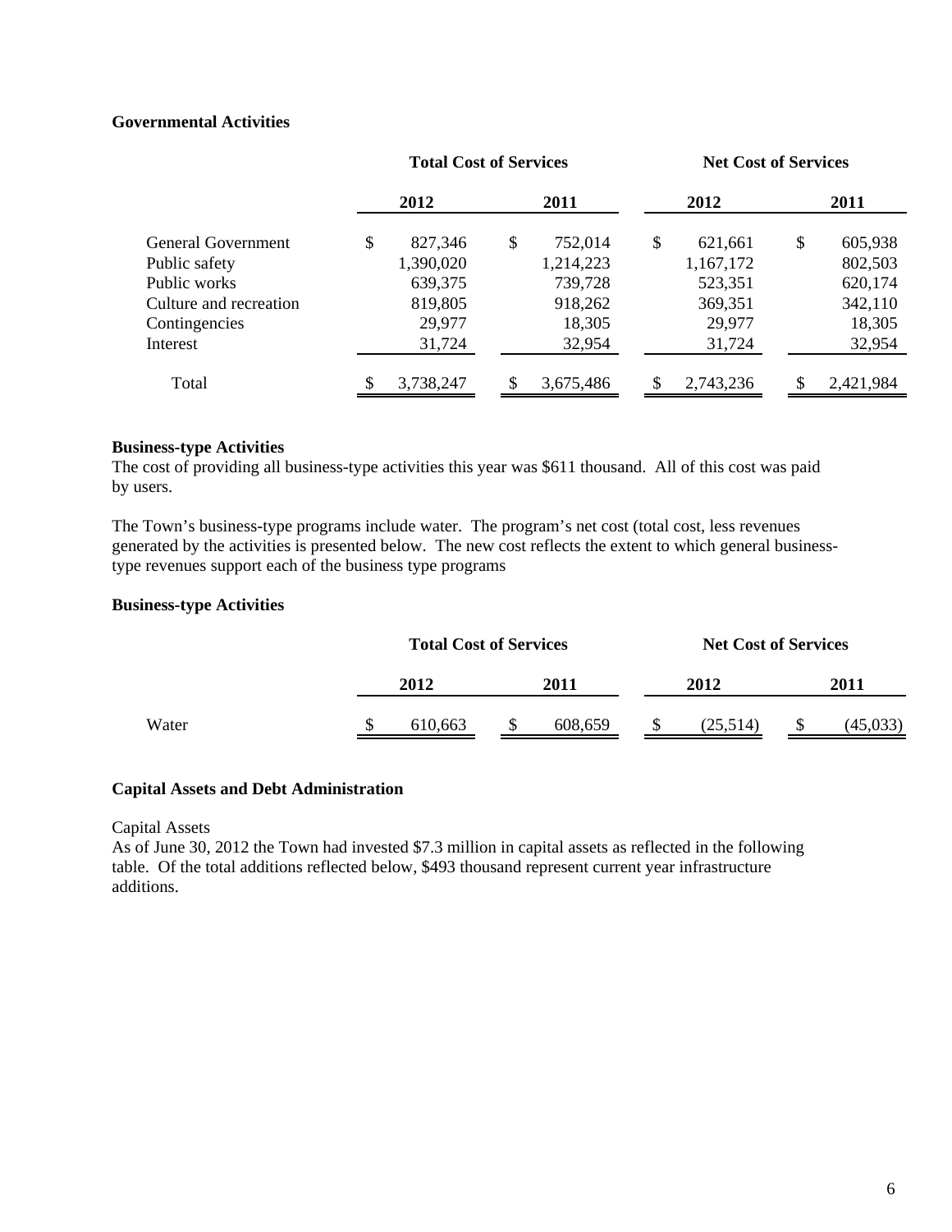**Governmental Activities**

| | Total Cost of Services | | Net Cost of Services | |
|---|---|---|---|---|
| | 2012 | 2011 | 2012 | 2011 |
| General Government | $ 827,346 | $ 752,014 | $ 621,661 | $ 605,938 |
| Public safety | 1,390,020 | 1,214,223 | 1,167,172 | 802,503 |
| Public works | 639,375 | 739,728 | 523,351 | 620,174 |
| Culture and recreation | 819,805 | 918,262 | 369,351 | 342,110 |
| Contingencies | 29,977 | 18,305 | 29,977 | 18,305 |
| Interest | 31,724 | 32,954 | 31,724 | 32,954 |
| Total | $ 3,738,247 | $ 3,675,486 | $ 2,743,236 | $ 2,421,984 |

**Business-type Activities**

The cost of providing all business-type activities this year was $611 thousand. All of this cost was paid by users.

The Town's business-type programs include water. The program's net cost (total cost, less revenues generated by the activities is presented below. The new cost reflects the extent to which general business-type revenues support each of the business type programs

**Business-type Activities**

| | Total Cost of Services | | Net Cost of Services | |
|---|---|---|---|---|
| | 2012 | 2011 | 2012 | 2011 |
| Water | $ 610,663 | $ 608,659 | $ (25,514) | $ (45,033) |

**Capital Assets and Debt Administration**

Capital Assets

As of June 30, 2012 the Town had invested $7.3 million in capital assets as reflected in the following table. Of the total additions reflected below, $493 thousand represent current year infrastructure additions.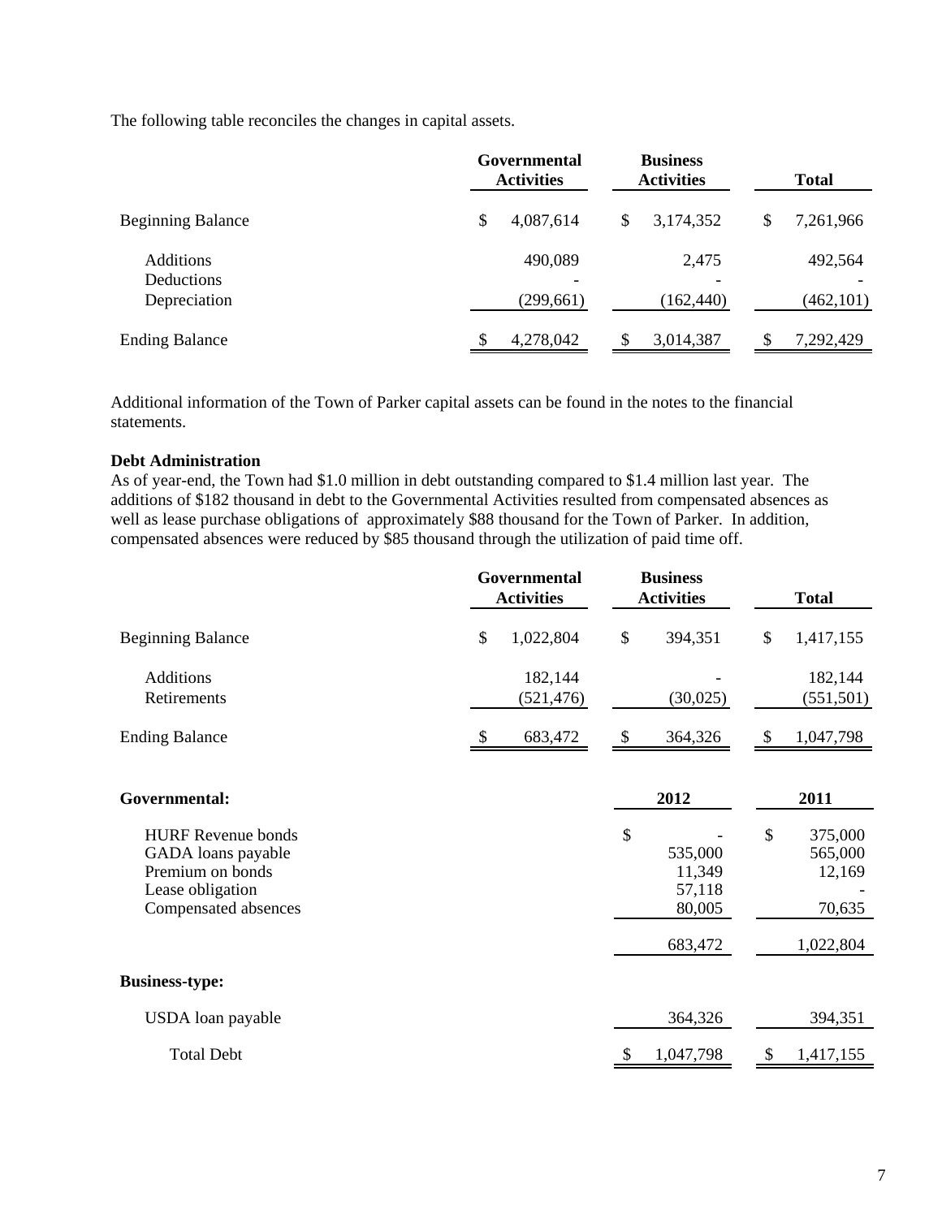The following table reconciles the changes in capital assets.

| | Governmental Activities | Business Activities | Total |
|---|---|---|---|
| Beginning Balance | $ 4,087,614 | $ 3,174,352 | $ 7,261,966 |
| Additions | 490,089 | 2,475 | 492,564 |
| Deductions | - | - | - |
| Depreciation | (299,661) | (162,440) | (462,101) |
| Ending Balance | $ 4,278,042 | $ 3,014,387 | $ 7,292,429 |

Additional information of the Town of Parker capital assets can be found in the notes to the financial statements.

**Debt Administration**

As of year-end, the Town had $1.0 million in debt outstanding compared to $1.4 million last year. The additions of $182 thousand in debt to the Governmental Activities resulted from compensated absences as well as lease purchase obligations of approximately $88 thousand for the Town of Parker. In addition, compensated absences were reduced by $85 thousand through the utilization of paid time off.

| | Governmental Activities | Business Activities | Total |
|---|---|---|---|
| Beginning Balance | $ 1,022,804 | $ 394,351 | $ 1,417,155 |
| Additions | 182,144 | - | 182,144 |
| Retirements | (521,476) | (30,025) | (551,501) |
| Ending Balance | $ 683,472 | $ 364,326 | $ 1,047,798 |

| | 2012 | 2011 |
|---|---|---|
| **Governmental:** | | |
| HURF Revenue bonds | $ - | $ 375,000 |
| GADA loans payable | 535,000 | 565,000 |
| Premium on bonds | 11,349 | 12,169 |
| Lease obligation | 57,118 | - |
| Compensated absences | 80,005 | 70,635 |
| | 683,472 | 1,022,804 |
| **Business-type:** | | |
| USDA loan payable | 364,326 | 394,351 |
| Total Debt | $ 1,047,798 | $ 1,417,155 |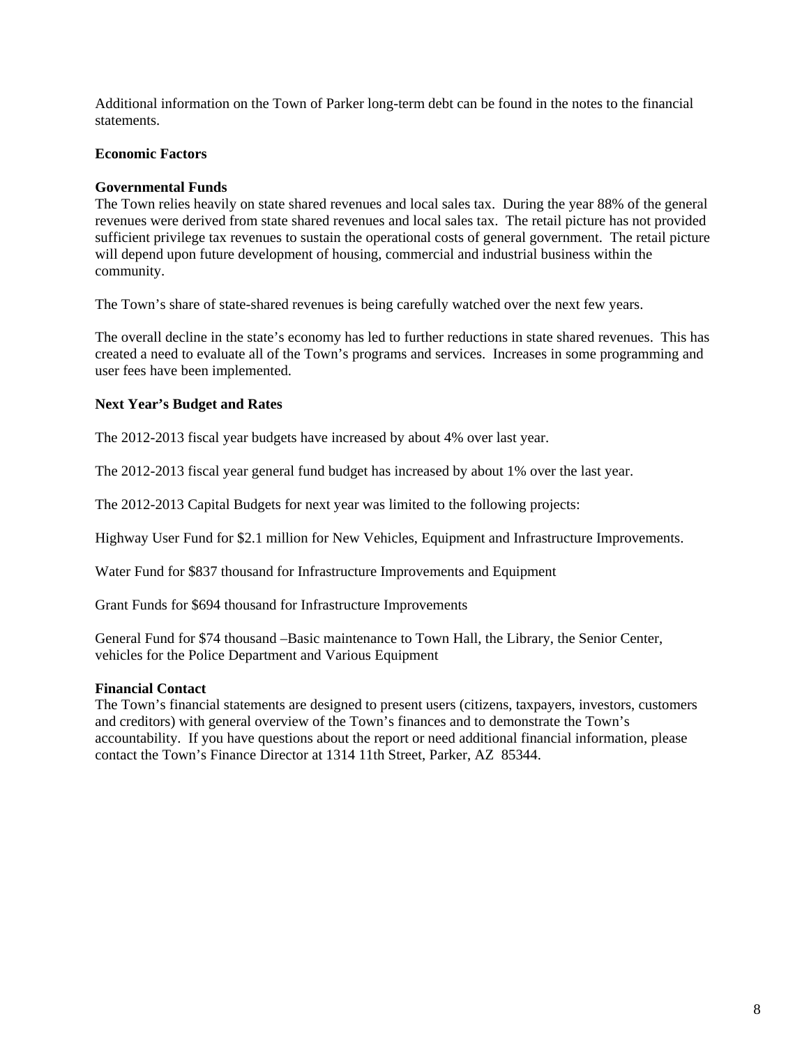Additional information on the Town of Parker long-term debt can be found in the notes to the financial statements.

## Economic Factors

### Governmental Funds

The Town relies heavily on state shared revenues and local sales tax. During the year 88% of the general revenues were derived from state shared revenues and local sales tax. The retail picture has not provided sufficient privilege tax revenues to sustain the operational costs of general government. The retail picture will depend upon future development of housing, commercial and industrial business within the community.

The Town's share of state-shared revenues is being carefully watched over the next few years.

The overall decline in the state's economy has led to further reductions in state shared revenues. This has created a need to evaluate all of the Town's programs and services. Increases in some programming and user fees have been implemented.

## Next Year's Budget and Rates

The 2012-2013 fiscal year budgets have increased by about 4% over last year.

The 2012-2013 fiscal year general fund budget has increased by about 1% over the last year.

The 2012-2013 Capital Budgets for next year was limited to the following projects:

Highway User Fund for $2.1 million for New Vehicles, Equipment and Infrastructure Improvements.

Water Fund for $837 thousand for Infrastructure Improvements and Equipment

Grant Funds for $694 thousand for Infrastructure Improvements

General Fund for $74 thousand –Basic maintenance to Town Hall, the Library, the Senior Center, vehicles for the Police Department and Various Equipment

## Financial Contact

The Town's financial statements are designed to present users (citizens, taxpayers, investors, customers and creditors) with general overview of the Town's finances and to demonstrate the Town's accountability. If you have questions about the report or need additional financial information, please contact the Town's Finance Director at 1314 11th Street, Parker, AZ 85344.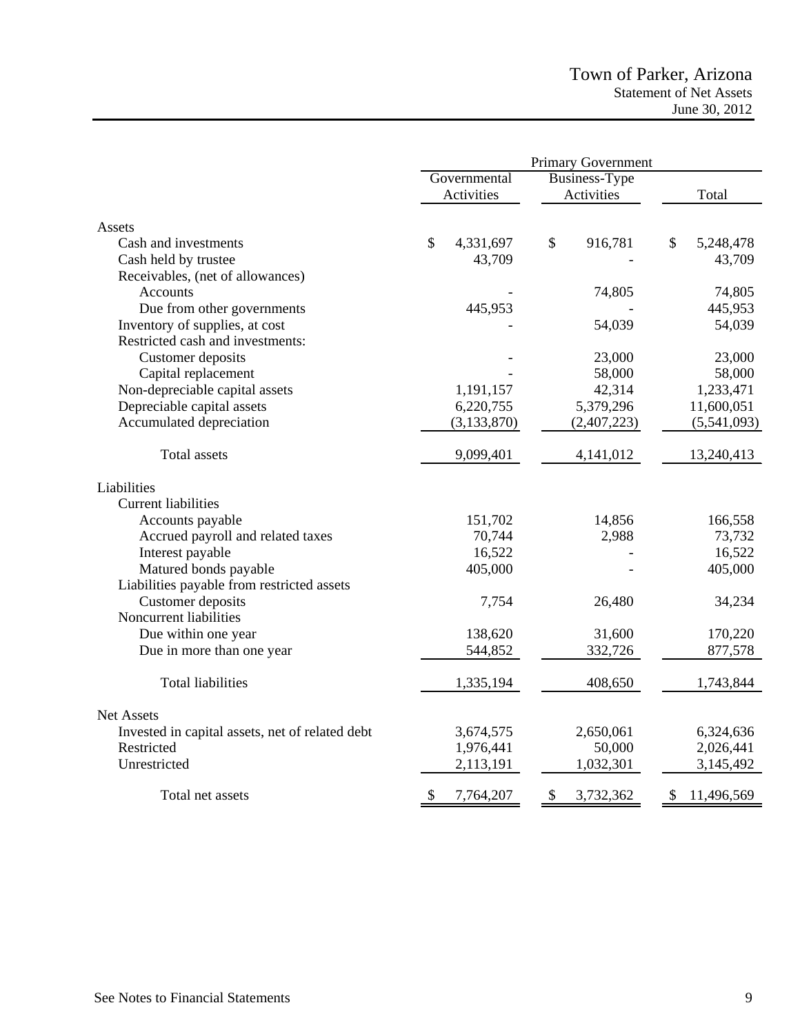# Town of Parker, Arizona

## Statement of Net Assets

June 30, 2012

| | Primary Government | | |
|---|---|---|---|
| | Governmental Activities | Business-Type Activities | Total |
| **Assets** | | | |
| Cash and investments | $ 4,331,697 | $ 916,781 | $ 5,248,478 |
| Cash held by trustee | 43,709 | - | 43,709 |
| Receivables, (net of allowances) | | | |
| Accounts | - | 74,805 | 74,805 |
| Due from other governments | 445,953 | - | 445,953 |
| Inventory of supplies, at cost | - | 54,039 | 54,039 |
| Restricted cash and investments: | | | |
| Customer deposits | - | 23,000 | 23,000 |
| Capital replacement | - | 58,000 | 58,000 |
| Non-depreciable capital assets | 1,191,157 | 42,314 | 1,233,471 |
| Depreciable capital assets | 6,220,755 | 5,379,296 | 11,600,051 |
| Accumulated depreciation | (3,133,870) | (2,407,223) | (5,541,093) |
| Total assets | 9,099,401 | 4,141,012 | 13,240,413 |
| **Liabilities** | | | |
| Current liabilities | | | |
| Accounts payable | 151,702 | 14,856 | 166,558 |
| Accrued payroll and related taxes | 70,744 | 2,988 | 73,732 |
| Interest payable | 16,522 | - | 16,522 |
| Matured bonds payable | 405,000 | - | 405,000 |
| Liabilities payable from restricted assets | | | |
| Customer deposits | 7,754 | 26,480 | 34,234 |
| Noncurrent liabilities | | | |
| Due within one year | 138,620 | 31,600 | 170,220 |
| Due in more than one year | 544,852 | 332,726 | 877,578 |
| Total liabilities | 1,335,194 | 408,650 | 1,743,844 |
| **Net Assets** | | | |
| Invested in capital assets, net of related debt | 3,674,575 | 2,650,061 | 6,324,636 |
| Restricted | 1,976,441 | 50,000 | 2,026,441 |
| Unrestricted | 2,113,191 | 1,032,301 | 3,145,492 |
| Total net assets | $ 7,764,207 | $ 3,732,362 | $ 11,496,569 |

See Notes to Financial Statements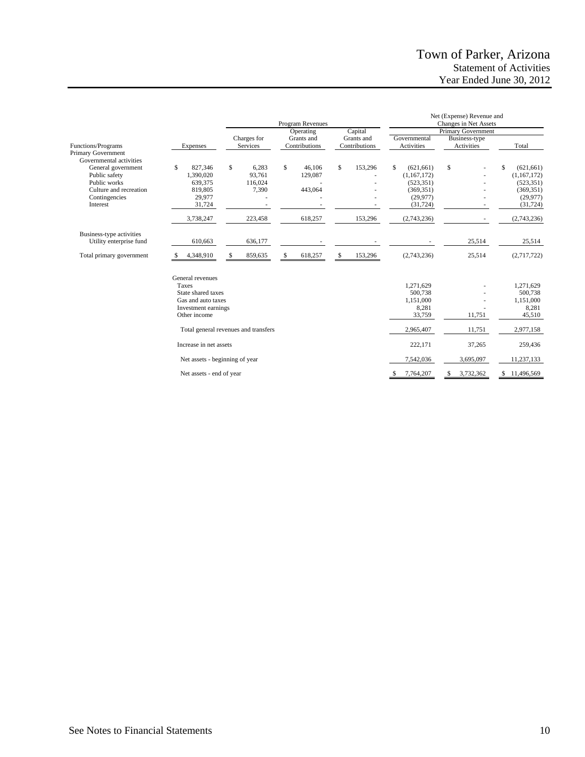# Town of Parker, Arizona
## Statement of Activities
### Year Ended June 30, 2012

| | | Program Revenues | | | Net (Expense) Revenue and Changes in Net Assets | | |
|---|---|---|---|---|---|---|---|
| | | | | | Primary Government | | |
| Functions/Programs | Expenses | Charges for Services | Operating Grants and Contributions | Capital Grants and Contributions | Governmental Activities | Business-type Activities | Total |
| Primary Government | | | | | | | |
| Governmental activities | | | | | | | |
| General government | $ 827,346 | $ 6,283 | $ 46,106 | $ 153,296 | $ (621,661) | $ - | $ (621,661) |
| Public safety | 1,390,020 | 93,761 | 129,087 | - | (1,167,172) | - | (1,167,172) |
| Public works | 639,375 | 116,024 | - | - | (523,351) | - | (523,351) |
| Culture and recreation | 819,805 | 7,390 | 443,064 | - | (369,351) | - | (369,351) |
| Contingencies | 29,977 | - | - | - | (29,977) | - | (29,977) |
| Interest | 31,724 | - | - | - | (31,724) | - | (31,724) |
| | 3,738,247 | 223,458 | 618,257 | 153,296 | (2,743,236) | - | (2,743,236) |
| Business-type activities | | | | | | | |
| Utility enterprise fund | 610,663 | 636,177 | - | - | - | 25,514 | 25,514 |
| Total primary government | $ 4,348,910 | $ 859,635 | $ 618,257 | $ 153,296 | (2,743,236) | 25,514 | (2,717,722) |
| | General revenues | | | | | | |
| | Taxes | | | | 1,271,629 | - | 1,271,629 |
| | State shared taxes | | | | 500,738 | - | 500,738 |
| | Gas and auto taxes | | | | 1,151,000 | - | 1,151,000 |
| | Investment earnings | | | | 8,281 | - | 8,281 |
| | Other income | | | | 33,759 | 11,751 | 45,510 |
| | Total general revenues and transfers | | | | 2,965,407 | 11,751 | 2,977,158 |
| | Increase in net assets | | | | 222,171 | 37,265 | 259,436 |
| | Net assets - beginning of year | | | | 7,542,036 | 3,695,097 | 11,237,133 |
| | Net assets - end of year | | | | $ 7,764,207 | $ 3,732,362 | $ 11,496,569 |

See Notes to Financial Statements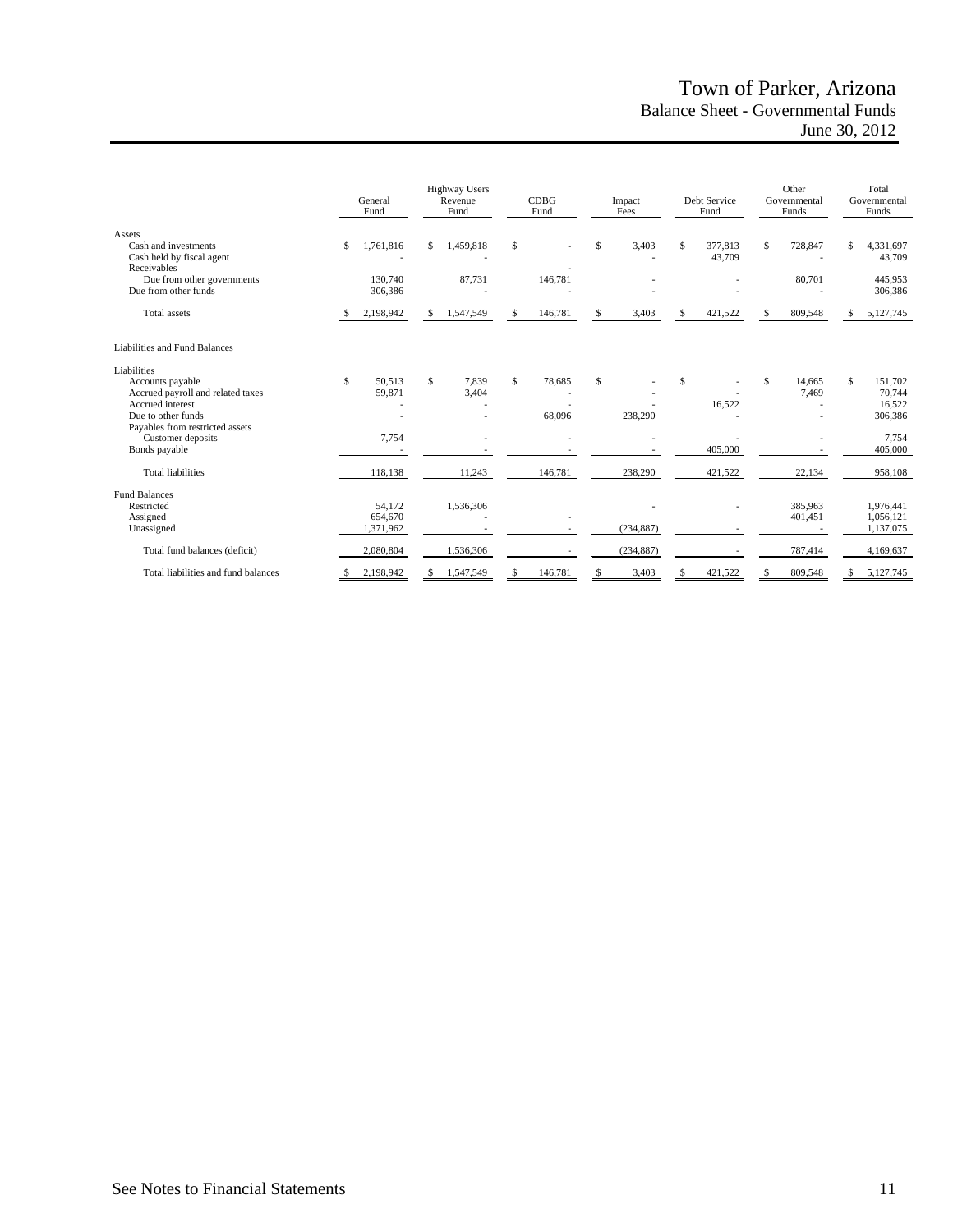# Town of Parker, Arizona
## Balance Sheet - Governmental Funds
### June 30, 2012

| | General Fund | Highway Users Revenue Fund | CDBG Fund | Impact Fees | Debt Service Fund | Other Governmental Funds | Total Governmental Funds |
|---|---|---|---|---|---|---|---|
| **Assets** | | | | | | | |
| Cash and investments | $ 1,761,816 | $ 1,459,818 | $ - | $ 3,403 | $ 377,813 | $ 728,847 | $ 4,331,697 |
| Cash held by fiscal agent | - | - | | - | 43,709 | - | 43,709 |
| Receivables | | | - | | | | |
| Due from other governments | 130,740 | 87,731 | 146,781 | - | - | 80,701 | 445,953 |
| Due from other funds | 306,386 | - | - | - | - | - | 306,386 |
| Total assets | $ 2,198,942 | $ 1,547,549 | $ 146,781 | $ 3,403 | $ 421,522 | $ 809,548 | $ 5,127,745 |
| **Liabilities and Fund Balances** | | | | | | | |
| **Liabilities** | | | | | | | |
| Accounts payable | $ 50,513 | $ 7,839 | $ 78,685 | $ - | $ - | $ 14,665 | $ 151,702 |
| Accrued payroll and related taxes | 59,871 | 3,404 | - | - | - | 7,469 | 70,744 |
| Accrued interest | - | - | - | - | 16,522 | - | 16,522 |
| Due to other funds | - | - | 68,096 | 238,290 | - | - | 306,386 |
| Payables from restricted assets | | | | | | | |
| Customer deposits | 7,754 | - | - | - | - | - | 7,754 |
| Bonds payable | - | - | - | - | 405,000 | - | 405,000 |
| Total liabilities | 118,138 | 11,243 | 146,781 | 238,290 | 421,522 | 22,134 | 958,108 |
| **Fund Balances** | | | | | | | |
| Restricted | 54,172 | 1,536,306 | | - | - | 385,963 | 1,976,441 |
| Assigned | 654,670 | - | - | | | 401,451 | 1,056,121 |
| Unassigned | 1,371,962 | - | - | (234,887) | - | - | 1,137,075 |
| Total fund balances (deficit) | 2,080,804 | 1,536,306 | - | (234,887) | - | 787,414 | 4,169,637 |
| Total liabilities and fund balances | $ 2,198,942 | $ 1,547,549 | $ 146,781 | $ 3,403 | $ 421,522 | $ 809,548 | $ 5,127,745 |

See Notes to Financial Statements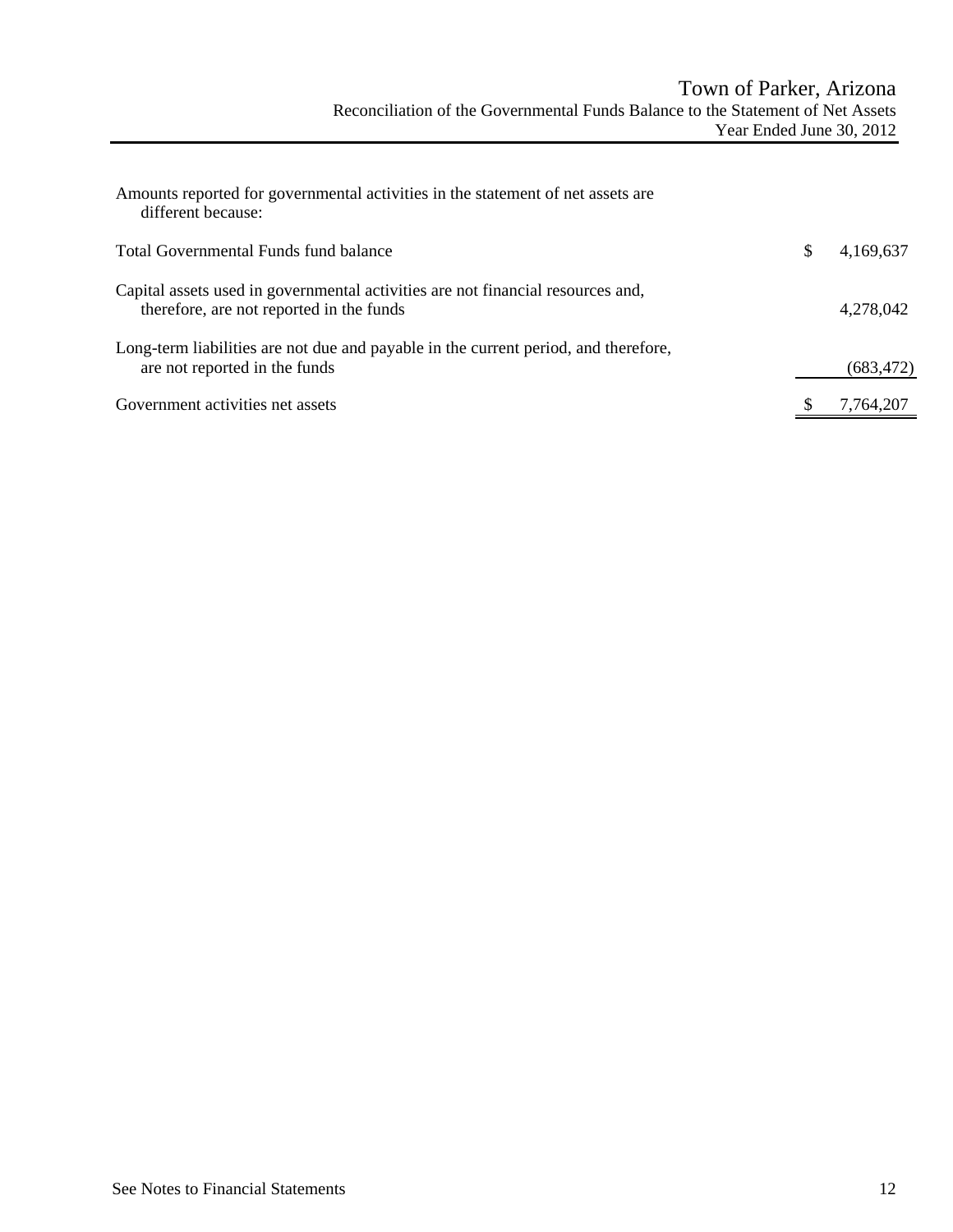# Town of Parker, Arizona

## Reconciliation of the Governmental Funds Balance to the Statement of Net Assets

### Year Ended June 30, 2012

| | |
|---|---|
| Amounts reported for governmental activities in the statement of net assets are different because: | |
| Total Governmental Funds fund balance | $ 4,169,637 |
| Capital assets used in governmental activities are not financial resources and, therefore, are not reported in the funds | 4,278,042 |
| Long-term liabilities are not due and payable in the current period, and therefore, are not reported in the funds | (683,472) |
| Government activities net assets | $ 7,764,207 |

See Notes to Financial Statements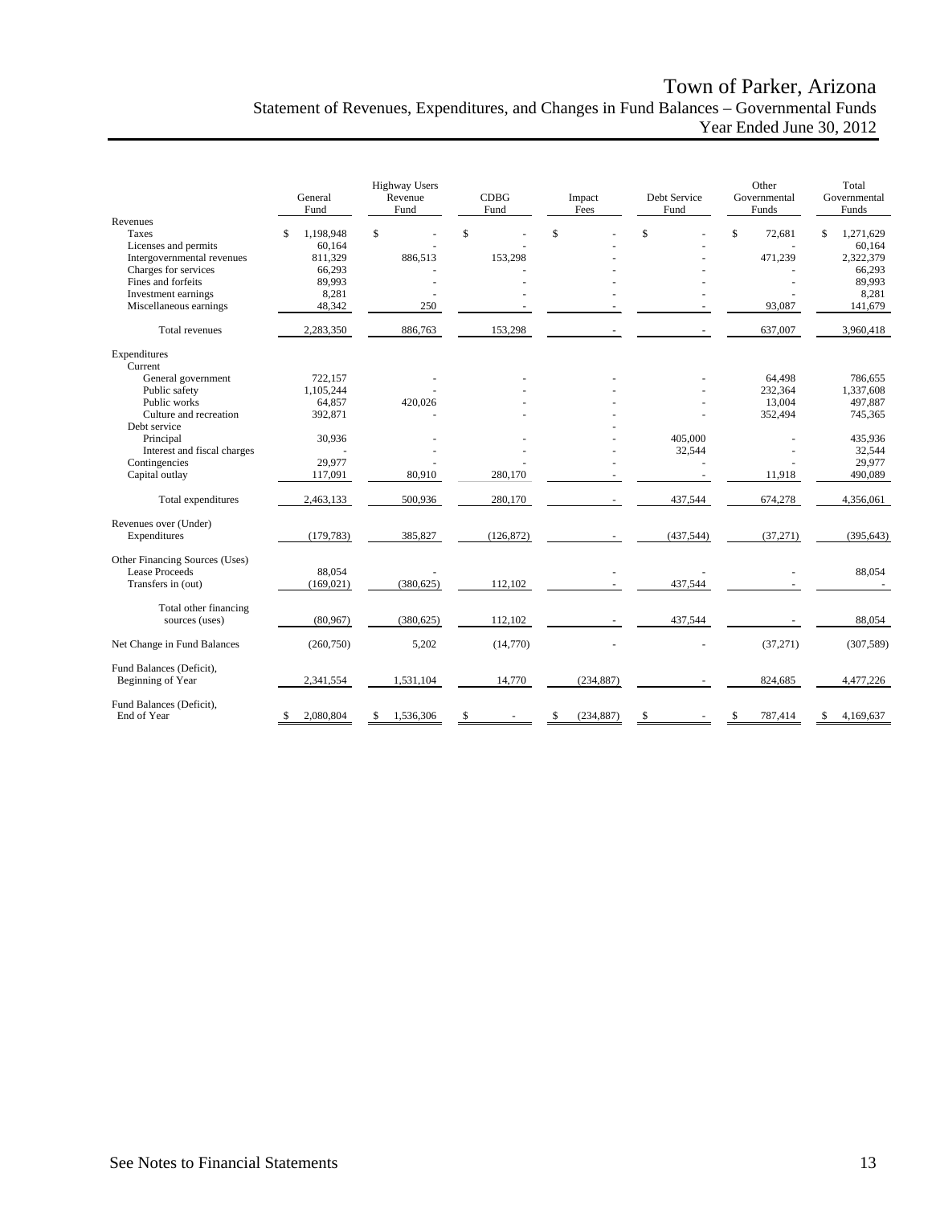# Town of Parker, Arizona

## Statement of Revenues, Expenditures, and Changes in Fund Balances – Governmental Funds

### Year Ended June 30, 2012

| | General Fund | Highway Users Revenue Fund | CDBG Fund | Impact Fees | Debt Service Fund | Other Governmental Funds | Total Governmental Funds |
|---|---|---|---|---|---|---|---|
| **Revenues** | | | | | | | |
| Taxes | $ 1,198,948 | $ - | $ - | $ - | $ - | $ 72,681 | $ 1,271,629 |
| Licenses and permits | 60,164 | - | - | - | - | - | 60,164 |
| Intergovernmental revenues | 811,329 | 886,513 | 153,298 | - | - | 471,239 | 2,322,379 |
| Charges for services | 66,293 | - | - | - | - | - | 66,293 |
| Fines and forfeits | 89,993 | - | - | - | - | - | 89,993 |
| Investment earnings | 8,281 | - | - | - | - | - | 8,281 |
| Miscellaneous earnings | 48,342 | 250 | - | - | - | 93,087 | 141,679 |
| Total revenues | 2,283,350 | 886,763 | 153,298 | - | - | 637,007 | 3,960,418 |
| **Expenditures** | | | | | | | |
| Current | | | | | | | |
| General government | 722,157 | - | - | - | - | 64,498 | 786,655 |
| Public safety | 1,105,244 | - | - | - | - | 232,364 | 1,337,608 |
| Public works | 64,857 | 420,026 | - | - | - | 13,004 | 497,887 |
| Culture and recreation | 392,871 | - | - | - | - | 352,494 | 745,365 |
| Debt service | | | | - | | | |
| Principal | 30,936 | - | - | - | 405,000 | - | 435,936 |
| Interest and fiscal charges | - | - | - | - | 32,544 | - | 32,544 |
| Contingencies | 29,977 | - | - | - | - | - | 29,977 |
| Capital outlay | 117,091 | 80,910 | 280,170 | - | - | 11,918 | 490,089 |
| Total expenditures | 2,463,133 | 500,936 | 280,170 | - | 437,544 | 674,278 | 4,356,061 |
| Revenues over (Under) Expenditures | (179,783) | 385,827 | (126,872) | - | (437,544) | (37,271) | (395,643) |
| **Other Financing Sources (Uses)** | | | | | | | |
| Lease Proceeds | 88,054 | - | | - | - | - | 88,054 |
| Transfers in (out) | (169,021) | (380,625) | 112,102 | - | 437,544 | - | - |
| Total other financing sources (uses) | (80,967) | (380,625) | 112,102 | - | 437,544 | - | 88,054 |
| Net Change in Fund Balances | (260,750) | 5,202 | (14,770) | - | - | (37,271) | (307,589) |
| Fund Balances (Deficit), Beginning of Year | 2,341,554 | 1,531,104 | 14,770 | (234,887) | - | 824,685 | 4,477,226 |
| Fund Balances (Deficit), End of Year | $ 2,080,804 | $ 1,536,306 | $ - | $ (234,887) | $ - | $ 787,414 | $ 4,169,637 |

See Notes to Financial Statements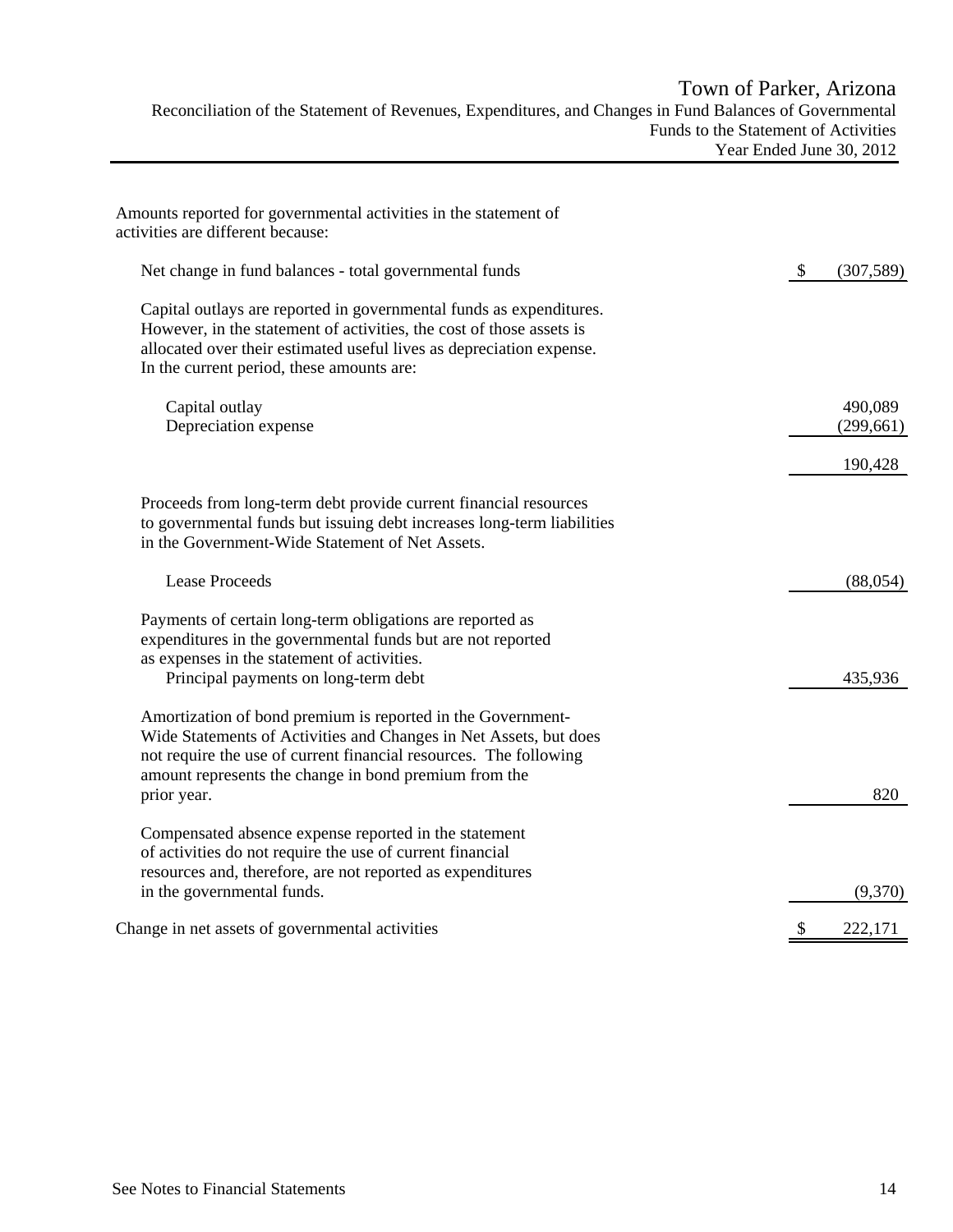# Town of Parker, Arizona

## Reconciliation of the Statement of Revenues, Expenditures, and Changes in Fund Balances of Governmental Funds to the Statement of Activities

### Year Ended June 30, 2012

| Amounts reported for governmental activities in the statement of activities are different because: | |
|---|---|
| Net change in fund balances - total governmental funds | $ (307,589) |
| Capital outlays are reported in governmental funds as expenditures. However, in the statement of activities, the cost of those assets is allocated over their estimated useful lives as depreciation expense. In the current period, these amounts are: | |
| Capital outlay | 490,089 |
| Depreciation expense | (299,661) |
| | 190,428 |
| Proceeds from long-term debt provide current financial resources to governmental funds but issuing debt increases long-term liabilities in the Government-Wide Statement of Net Assets. | |
| Lease Proceeds | (88,054) |
| Payments of certain long-term obligations are reported as expenditures in the governmental funds but are not reported as expenses in the statement of activities. | |
| Principal payments on long-term debt | 435,936 |
| Amortization of bond premium is reported in the Government-Wide Statements of Activities and Changes in Net Assets, but does not require the use of current financial resources. The following amount represents the change in bond premium from the prior year. | 820 |
| Compensated absence expense reported in the statement of activities do not require the use of current financial resources and, therefore, are not reported as expenditures in the governmental funds. | (9,370) |
| Change in net assets of governmental activities | $ 222,171 |

See Notes to Financial Statements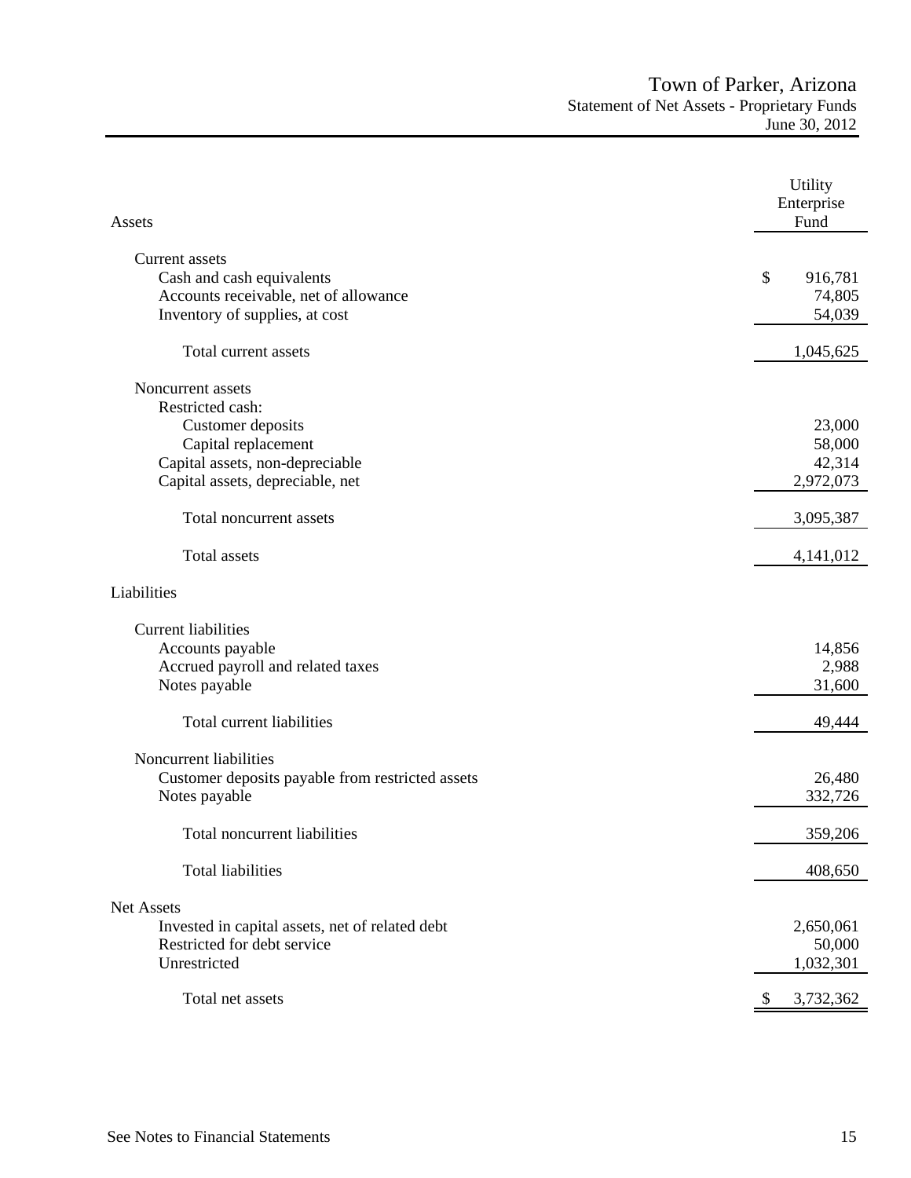# Town of Parker, Arizona

## Statement of Net Assets - Proprietary Funds

### June 30, 2012

| Assets | Utility Enterprise Fund |
|---|---|
| **Current assets** | |
| Cash and cash equivalents | $ 916,781 |
| Accounts receivable, net of allowance | 74,805 |
| Inventory of supplies, at cost | 54,039 |
| Total current assets | 1,045,625 |
| **Noncurrent assets** | |
| Restricted cash: | |
| Customer deposits | 23,000 |
| Capital replacement | 58,000 |
| Capital assets, non-depreciable | 42,314 |
| Capital assets, depreciable, net | 2,972,073 |
| Total noncurrent assets | 3,095,387 |
| Total assets | 4,141,012 |
| **Liabilities** | |
| **Current liabilities** | |
| Accounts payable | 14,856 |
| Accrued payroll and related taxes | 2,988 |
| Notes payable | 31,600 |
| Total current liabilities | 49,444 |
| **Noncurrent liabilities** | |
| Customer deposits payable from restricted assets | 26,480 |
| Notes payable | 332,726 |
| Total noncurrent liabilities | 359,206 |
| Total liabilities | 408,650 |
| **Net Assets** | |
| Invested in capital assets, net of related debt | 2,650,061 |
| Restricted for debt service | 50,000 |
| Unrestricted | 1,032,301 |
| Total net assets | $ 3,732,362 |

See Notes to Financial Statements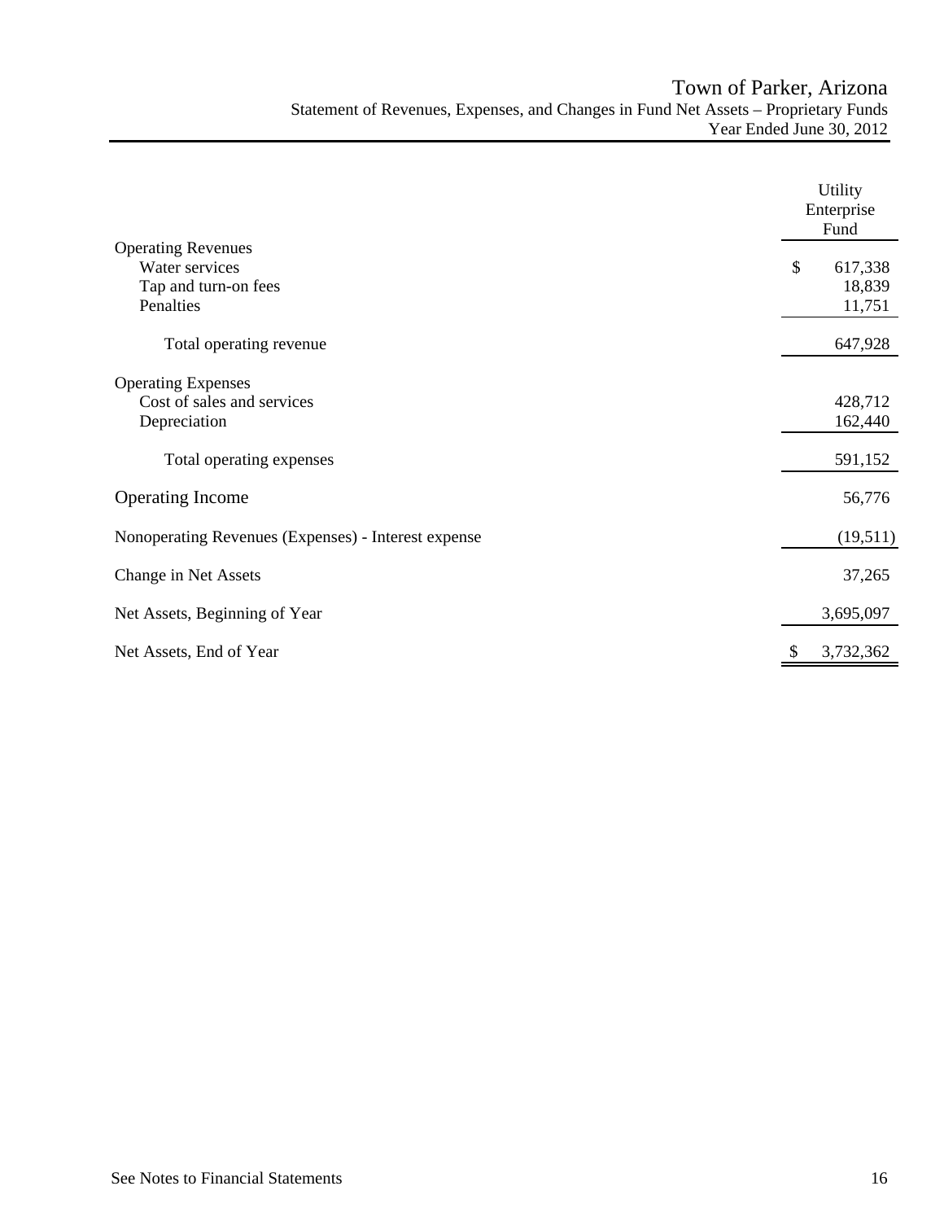# Town of Parker, Arizona

## Statement of Revenues, Expenses, and Changes in Fund Net Assets – Proprietary Funds

### Year Ended June 30, 2012

| | Utility Enterprise Fund |
|---|---|
| **Operating Revenues** | |
| Water services | $ 617,338 |
| Tap and turn-on fees | 18,839 |
| Penalties | 11,751 |
| Total operating revenue | 647,928 |
| **Operating Expenses** | |
| Cost of sales and services | 428,712 |
| Depreciation | 162,440 |
| Total operating expenses | 591,152 |
| **Operating Income** | 56,776 |
| Nonoperating Revenues (Expenses) - Interest expense | (19,511) |
| Change in Net Assets | 37,265 |
| Net Assets, Beginning of Year | 3,695,097 |
| Net Assets, End of Year | $ 3,732,362 |

See Notes to Financial Statements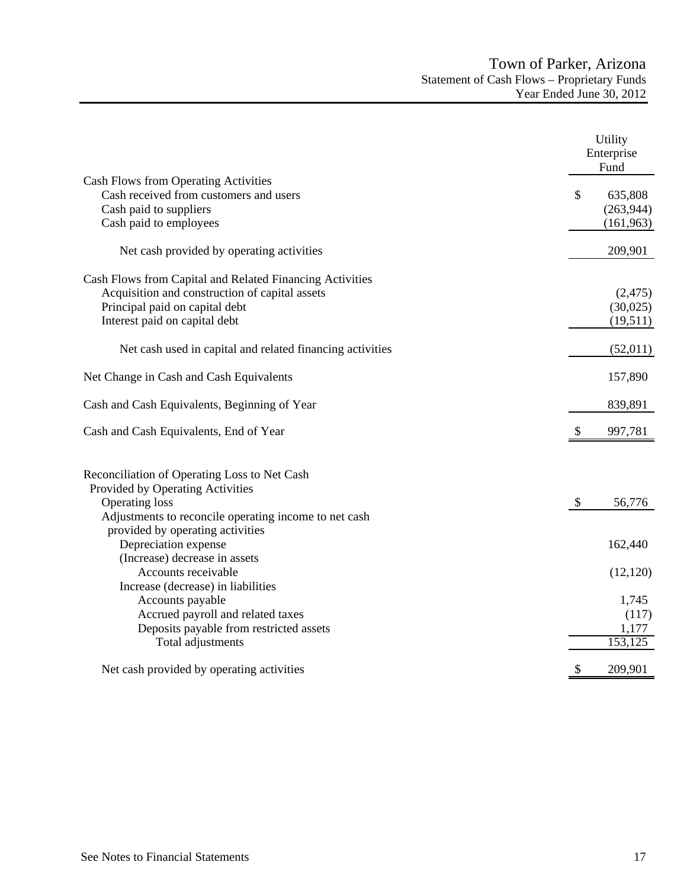# Town of Parker, Arizona

## Statement of Cash Flows – Proprietary Funds

### Year Ended June 30, 2012

| | Utility Enterprise Fund |
|---|---|
| **Cash Flows from Operating Activities** | |
| Cash received from customers and users | $ 635,808 |
| Cash paid to suppliers | (263,944) |
| Cash paid to employees | (161,963) |
| Net cash provided by operating activities | 209,901 |
| **Cash Flows from Capital and Related Financing Activities** | |
| Acquisition and construction of capital assets | (2,475) |
| Principal paid on capital debt | (30,025) |
| Interest paid on capital debt | (19,511) |
| Net cash used in capital and related financing activities | (52,011) |
| Net Change in Cash and Cash Equivalents | 157,890 |
| Cash and Cash Equivalents, Beginning of Year | 839,891 |
| Cash and Cash Equivalents, End of Year | $ 997,781 |
| **Reconciliation of Operating Loss to Net Cash Provided by Operating Activities** | |
| Operating loss | $ 56,776 |
| Adjustments to reconcile operating income to net cash provided by operating activities | |
| Depreciation expense | 162,440 |
| (Increase) decrease in assets | |
| Accounts receivable | (12,120) |
| Increase (decrease) in liabilities | |
| Accounts payable | 1,745 |
| Accrued payroll and related taxes | (117) |
| Deposits payable from restricted assets | 1,177 |
| Total adjustments | 153,125 |
| Net cash provided by operating activities | $ 209,901 |

See Notes to Financial Statements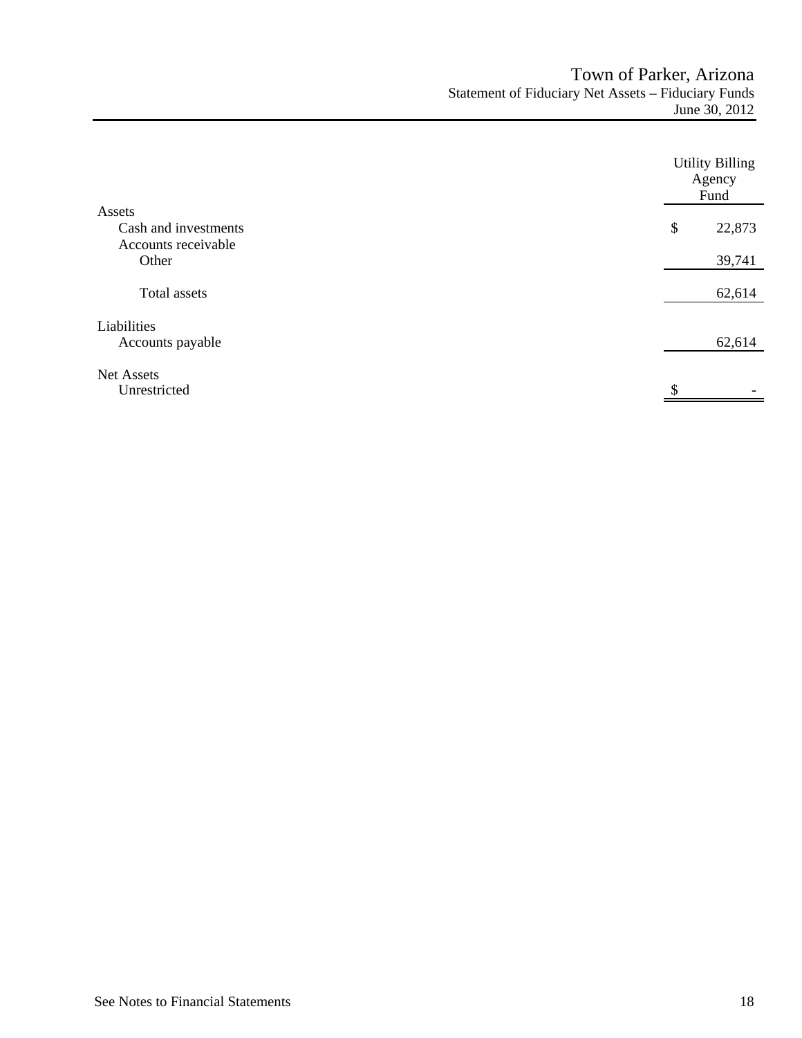# Town of Parker, Arizona
## Statement of Fiduciary Net Assets – Fiduciary Funds
### June 30, 2012

| | Utility Billing Agency Fund |
|---|---|
| **Assets** | |
| Cash and investments | $ 22,873 |
| Accounts receivable | |
| Other | 39,741 |
| Total assets | 62,614 |
| **Liabilities** | |
| Accounts payable | 62,614 |
| **Net Assets** | |
| Unrestricted | $ - |

See Notes to Financial Statements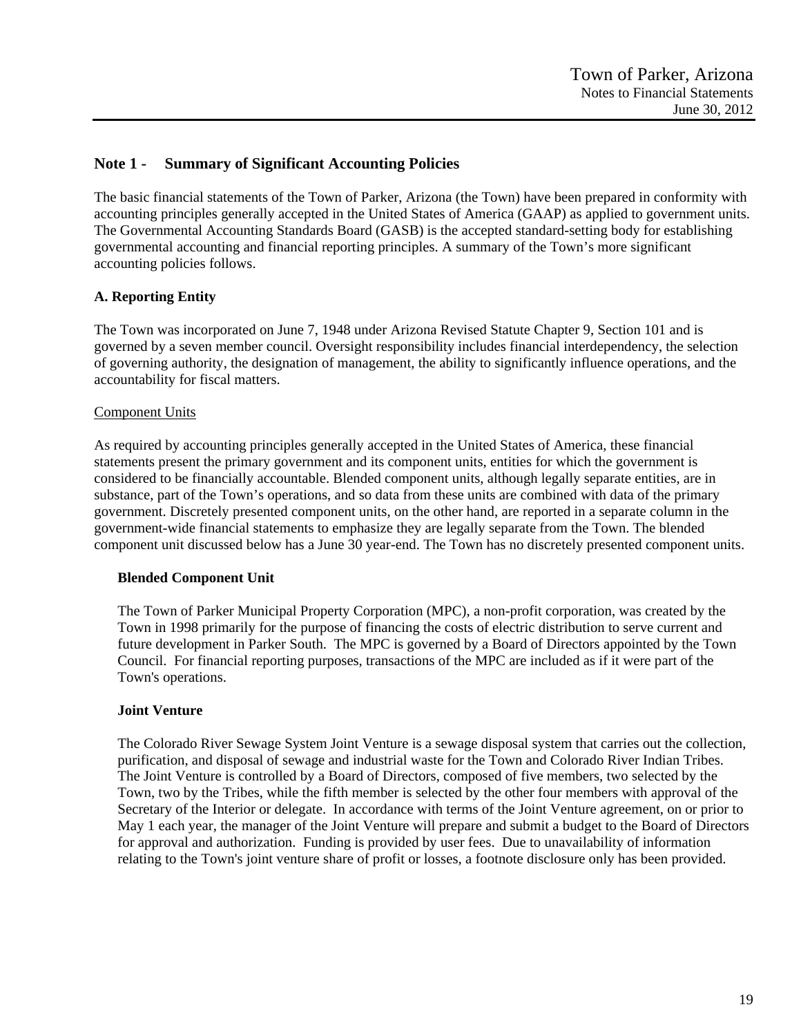## Note 1 - Summary of Significant Accounting Policies

The basic financial statements of the Town of Parker, Arizona (the Town) have been prepared in conformity with accounting principles generally accepted in the United States of America (GAAP) as applied to government units. The Governmental Accounting Standards Board (GASB) is the accepted standard-setting body for establishing governmental accounting and financial reporting principles. A summary of the Town's more significant accounting policies follows.

### A. Reporting Entity

The Town was incorporated on June 7, 1948 under Arizona Revised Statute Chapter 9, Section 101 and is governed by a seven member council. Oversight responsibility includes financial interdependency, the selection of governing authority, the designation of management, the ability to significantly influence operations, and the accountability for fiscal matters.

Component Units

As required by accounting principles generally accepted in the United States of America, these financial statements present the primary government and its component units, entities for which the government is considered to be financially accountable. Blended component units, although legally separate entities, are in substance, part of the Town's operations, and so data from these units are combined with data of the primary government. Discretely presented component units, on the other hand, are reported in a separate column in the government-wide financial statements to emphasize they are legally separate from the Town. The blended component unit discussed below has a June 30 year-end. The Town has no discretely presented component units.

**Blended Component Unit**

The Town of Parker Municipal Property Corporation (MPC), a non-profit corporation, was created by the Town in 1998 primarily for the purpose of financing the costs of electric distribution to serve current and future development in Parker South. The MPC is governed by a Board of Directors appointed by the Town Council. For financial reporting purposes, transactions of the MPC are included as if it were part of the Town's operations.

**Joint Venture**

The Colorado River Sewage System Joint Venture is a sewage disposal system that carries out the collection, purification, and disposal of sewage and industrial waste for the Town and Colorado River Indian Tribes. The Joint Venture is controlled by a Board of Directors, composed of five members, two selected by the Town, two by the Tribes, while the fifth member is selected by the other four members with approval of the Secretary of the Interior or delegate. In accordance with terms of the Joint Venture agreement, on or prior to May 1 each year, the manager of the Joint Venture will prepare and submit a budget to the Board of Directors for approval and authorization. Funding is provided by user fees. Due to unavailability of information relating to the Town's joint venture share of profit or losses, a footnote disclosure only has been provided.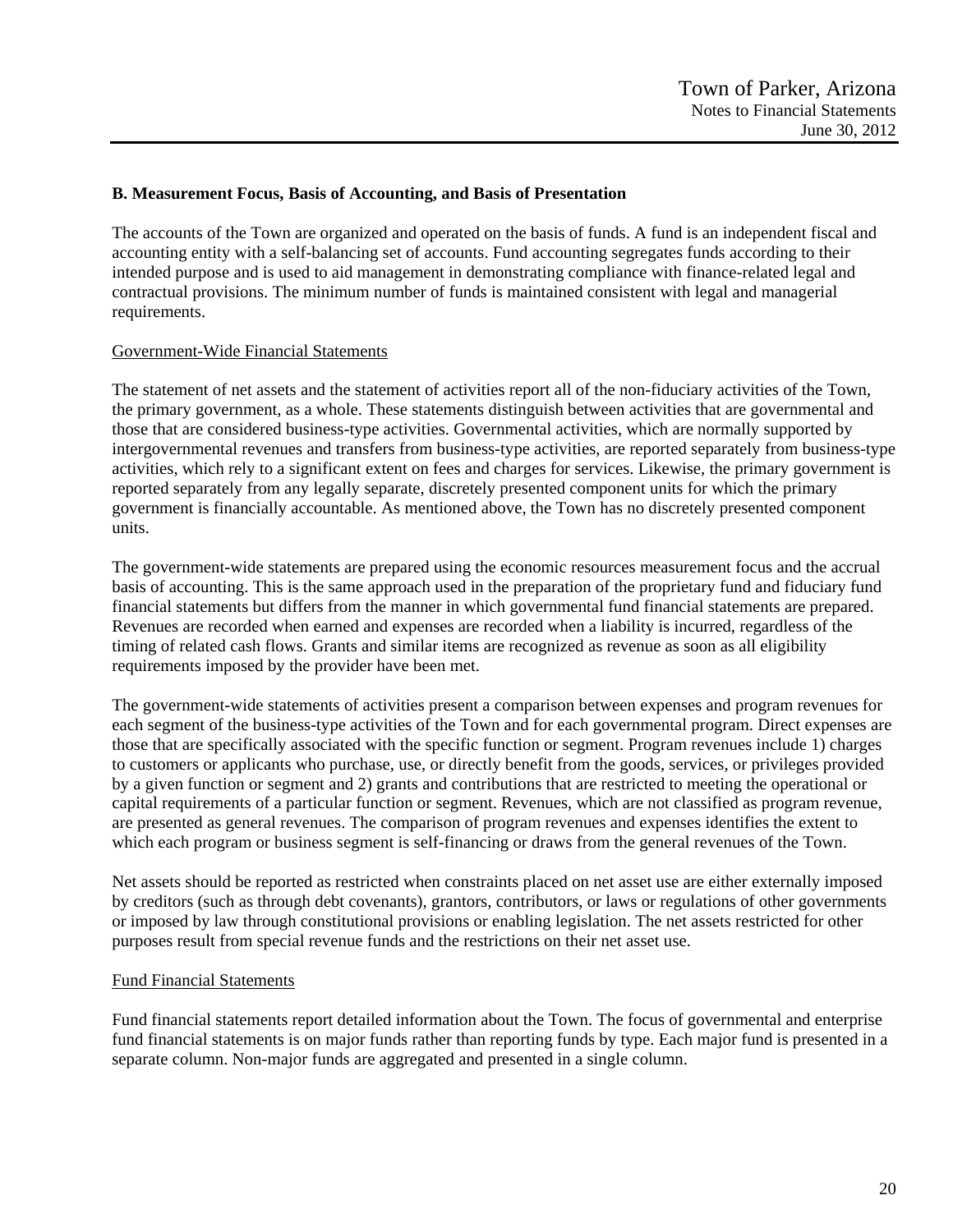### B. Measurement Focus, Basis of Accounting, and Basis of Presentation

The accounts of the Town are organized and operated on the basis of funds. A fund is an independent fiscal and accounting entity with a self-balancing set of accounts. Fund accounting segregates funds according to their intended purpose and is used to aid management in demonstrating compliance with finance-related legal and contractual provisions. The minimum number of funds is maintained consistent with legal and managerial requirements.

Government-Wide Financial Statements

The statement of net assets and the statement of activities report all of the non-fiduciary activities of the Town, the primary government, as a whole. These statements distinguish between activities that are governmental and those that are considered business-type activities. Governmental activities, which are normally supported by intergovernmental revenues and transfers from business-type activities, are reported separately from business-type activities, which rely to a significant extent on fees and charges for services. Likewise, the primary government is reported separately from any legally separate, discretely presented component units for which the primary government is financially accountable. As mentioned above, the Town has no discretely presented component units.

The government-wide statements are prepared using the economic resources measurement focus and the accrual basis of accounting. This is the same approach used in the preparation of the proprietary fund and fiduciary fund financial statements but differs from the manner in which governmental fund financial statements are prepared. Revenues are recorded when earned and expenses are recorded when a liability is incurred, regardless of the timing of related cash flows. Grants and similar items are recognized as revenue as soon as all eligibility requirements imposed by the provider have been met.

The government-wide statements of activities present a comparison between expenses and program revenues for each segment of the business-type activities of the Town and for each governmental program. Direct expenses are those that are specifically associated with the specific function or segment. Program revenues include 1) charges to customers or applicants who purchase, use, or directly benefit from the goods, services, or privileges provided by a given function or segment and 2) grants and contributions that are restricted to meeting the operational or capital requirements of a particular function or segment. Revenues, which are not classified as program revenue, are presented as general revenues. The comparison of program revenues and expenses identifies the extent to which each program or business segment is self-financing or draws from the general revenues of the Town.

Net assets should be reported as restricted when constraints placed on net asset use are either externally imposed by creditors (such as through debt covenants), grantors, contributors, or laws or regulations of other governments or imposed by law through constitutional provisions or enabling legislation. The net assets restricted for other purposes result from special revenue funds and the restrictions on their net asset use.

Fund Financial Statements

Fund financial statements report detailed information about the Town. The focus of governmental and enterprise fund financial statements is on major funds rather than reporting funds by type. Each major fund is presented in a separate column. Non-major funds are aggregated and presented in a single column.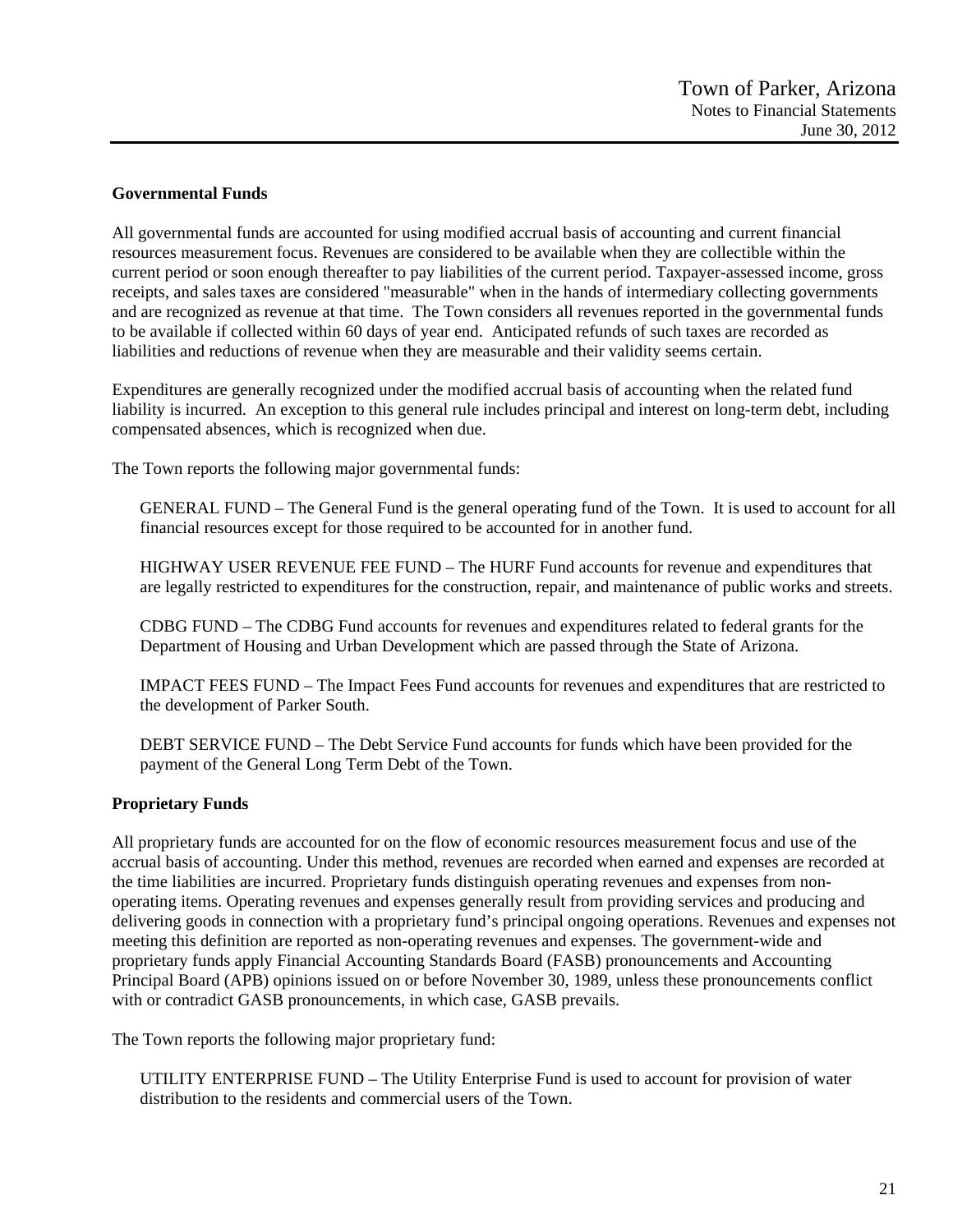**Governmental Funds**

All governmental funds are accounted for using modified accrual basis of accounting and current financial resources measurement focus. Revenues are considered to be available when they are collectible within the current period or soon enough thereafter to pay liabilities of the current period. Taxpayer-assessed income, gross receipts, and sales taxes are considered "measurable" when in the hands of intermediary collecting governments and are recognized as revenue at that time. The Town considers all revenues reported in the governmental funds to be available if collected within 60 days of year end. Anticipated refunds of such taxes are recorded as liabilities and reductions of revenue when they are measurable and their validity seems certain.

Expenditures are generally recognized under the modified accrual basis of accounting when the related fund liability is incurred. An exception to this general rule includes principal and interest on long-term debt, including compensated absences, which is recognized when due.

The Town reports the following major governmental funds:

GENERAL FUND – The General Fund is the general operating fund of the Town. It is used to account for all financial resources except for those required to be accounted for in another fund.

HIGHWAY USER REVENUE FEE FUND – The HURF Fund accounts for revenue and expenditures that are legally restricted to expenditures for the construction, repair, and maintenance of public works and streets.

CDBG FUND – The CDBG Fund accounts for revenues and expenditures related to federal grants for the Department of Housing and Urban Development which are passed through the State of Arizona.

IMPACT FEES FUND – The Impact Fees Fund accounts for revenues and expenditures that are restricted to the development of Parker South.

DEBT SERVICE FUND – The Debt Service Fund accounts for funds which have been provided for the payment of the General Long Term Debt of the Town.

**Proprietary Funds**

All proprietary funds are accounted for on the flow of economic resources measurement focus and use of the accrual basis of accounting. Under this method, revenues are recorded when earned and expenses are recorded at the time liabilities are incurred. Proprietary funds distinguish operating revenues and expenses from non-operating items. Operating revenues and expenses generally result from providing services and producing and delivering goods in connection with a proprietary fund's principal ongoing operations. Revenues and expenses not meeting this definition are reported as non-operating revenues and expenses. The government-wide and proprietary funds apply Financial Accounting Standards Board (FASB) pronouncements and Accounting Principal Board (APB) opinions issued on or before November 30, 1989, unless these pronouncements conflict with or contradict GASB pronouncements, in which case, GASB prevails.

The Town reports the following major proprietary fund:

UTILITY ENTERPRISE FUND – The Utility Enterprise Fund is used to account for provision of water distribution to the residents and commercial users of the Town.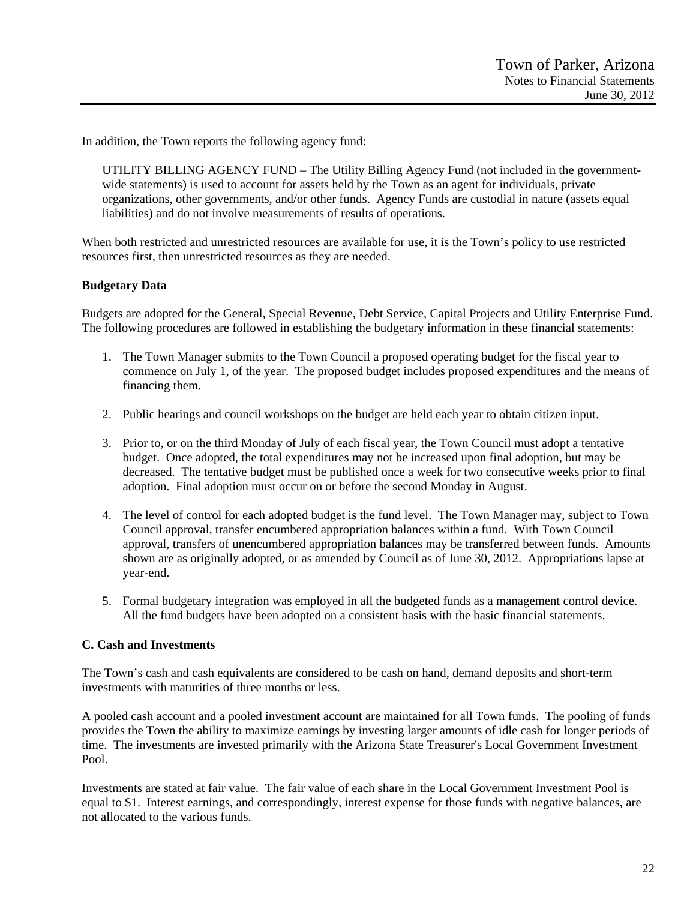In addition, the Town reports the following agency fund:

UTILITY BILLING AGENCY FUND – The Utility Billing Agency Fund (not included in the government-wide statements) is used to account for assets held by the Town as an agent for individuals, private organizations, other governments, and/or other funds. Agency Funds are custodial in nature (assets equal liabilities) and do not involve measurements of results of operations.

When both restricted and unrestricted resources are available for use, it is the Town's policy to use restricted resources first, then unrestricted resources as they are needed.

**Budgetary Data**

Budgets are adopted for the General, Special Revenue, Debt Service, Capital Projects and Utility Enterprise Fund. The following procedures are followed in establishing the budgetary information in these financial statements:

1. The Town Manager submits to the Town Council a proposed operating budget for the fiscal year to commence on July 1, of the year. The proposed budget includes proposed expenditures and the means of financing them.

2. Public hearings and council workshops on the budget are held each year to obtain citizen input.

3. Prior to, or on the third Monday of July of each fiscal year, the Town Council must adopt a tentative budget. Once adopted, the total expenditures may not be increased upon final adoption, but may be decreased. The tentative budget must be published once a week for two consecutive weeks prior to final adoption. Final adoption must occur on or before the second Monday in August.

4. The level of control for each adopted budget is the fund level. The Town Manager may, subject to Town Council approval, transfer encumbered appropriation balances within a fund. With Town Council approval, transfers of unencumbered appropriation balances may be transferred between funds. Amounts shown are as originally adopted, or as amended by Council as of June 30, 2012. Appropriations lapse at year-end.

5. Formal budgetary integration was employed in all the budgeted funds as a management control device. All the fund budgets have been adopted on a consistent basis with the basic financial statements.

**C. Cash and Investments**

The Town's cash and cash equivalents are considered to be cash on hand, demand deposits and short-term investments with maturities of three months or less.

A pooled cash account and a pooled investment account are maintained for all Town funds. The pooling of funds provides the Town the ability to maximize earnings by investing larger amounts of idle cash for longer periods of time. The investments are invested primarily with the Arizona State Treasurer's Local Government Investment Pool.

Investments are stated at fair value. The fair value of each share in the Local Government Investment Pool is equal to $1. Interest earnings, and correspondingly, interest expense for those funds with negative balances, are not allocated to the various funds.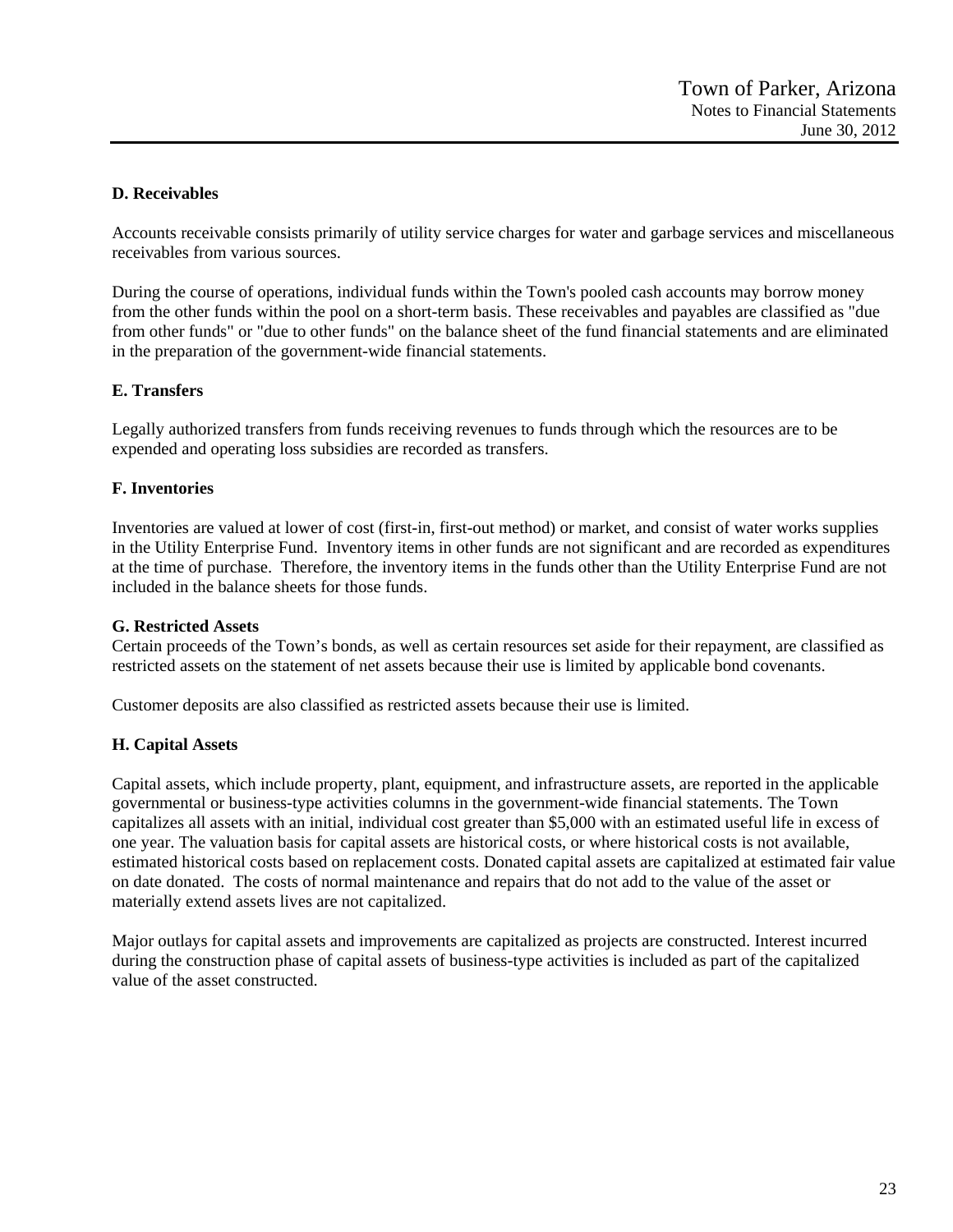### D. Receivables

Accounts receivable consists primarily of utility service charges for water and garbage services and miscellaneous receivables from various sources.

During the course of operations, individual funds within the Town's pooled cash accounts may borrow money from the other funds within the pool on a short-term basis. These receivables and payables are classified as "due from other funds" or "due to other funds" on the balance sheet of the fund financial statements and are eliminated in the preparation of the government-wide financial statements.

### E. Transfers

Legally authorized transfers from funds receiving revenues to funds through which the resources are to be expended and operating loss subsidies are recorded as transfers.

### F. Inventories

Inventories are valued at lower of cost (first-in, first-out method) or market, and consist of water works supplies in the Utility Enterprise Fund. Inventory items in other funds are not significant and are recorded as expenditures at the time of purchase. Therefore, the inventory items in the funds other than the Utility Enterprise Fund are not included in the balance sheets for those funds.

### G. Restricted Assets

Certain proceeds of the Town's bonds, as well as certain resources set aside for their repayment, are classified as restricted assets on the statement of net assets because their use is limited by applicable bond covenants.

Customer deposits are also classified as restricted assets because their use is limited.

### H. Capital Assets

Capital assets, which include property, plant, equipment, and infrastructure assets, are reported in the applicable governmental or business-type activities columns in the government-wide financial statements. The Town capitalizes all assets with an initial, individual cost greater than $5,000 with an estimated useful life in excess of one year. The valuation basis for capital assets are historical costs, or where historical costs is not available, estimated historical costs based on replacement costs. Donated capital assets are capitalized at estimated fair value on date donated. The costs of normal maintenance and repairs that do not add to the value of the asset or materially extend assets lives are not capitalized.

Major outlays for capital assets and improvements are capitalized as projects are constructed. Interest incurred during the construction phase of capital assets of business-type activities is included as part of the capitalized value of the asset constructed.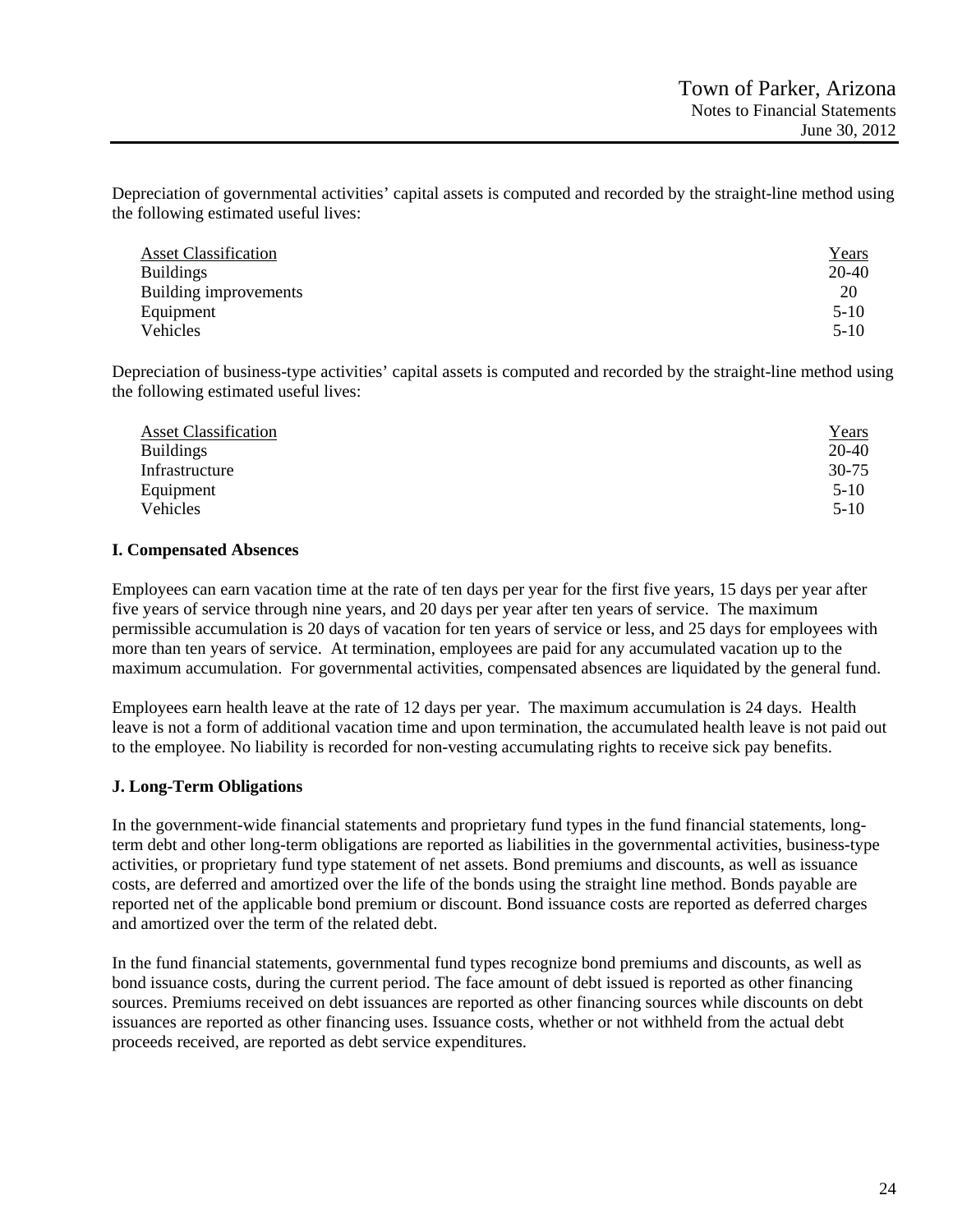Depreciation of governmental activities' capital assets is computed and recorded by the straight-line method using the following estimated useful lives:

| Asset Classification | Years |
|---|---|
| Buildings | 20-40 |
| Building improvements | 20 |
| Equipment | 5-10 |
| Vehicles | 5-10 |

Depreciation of business-type activities' capital assets is computed and recorded by the straight-line method using the following estimated useful lives:

| Asset Classification | Years |
|---|---|
| Buildings | 20-40 |
| Infrastructure | 30-75 |
| Equipment | 5-10 |
| Vehicles | 5-10 |

**I. Compensated Absences**

Employees can earn vacation time at the rate of ten days per year for the first five years, 15 days per year after five years of service through nine years, and 20 days per year after ten years of service. The maximum permissible accumulation is 20 days of vacation for ten years of service or less, and 25 days for employees with more than ten years of service. At termination, employees are paid for any accumulated vacation up to the maximum accumulation. For governmental activities, compensated absences are liquidated by the general fund.

Employees earn health leave at the rate of 12 days per year. The maximum accumulation is 24 days. Health leave is not a form of additional vacation time and upon termination, the accumulated health leave is not paid out to the employee. No liability is recorded for non-vesting accumulating rights to receive sick pay benefits.

**J. Long-Term Obligations**

In the government-wide financial statements and proprietary fund types in the fund financial statements, long-term debt and other long-term obligations are reported as liabilities in the governmental activities, business-type activities, or proprietary fund type statement of net assets. Bond premiums and discounts, as well as issuance costs, are deferred and amortized over the life of the bonds using the straight line method. Bonds payable are reported net of the applicable bond premium or discount. Bond issuance costs are reported as deferred charges and amortized over the term of the related debt.

In the fund financial statements, governmental fund types recognize bond premiums and discounts, as well as bond issuance costs, during the current period. The face amount of debt issued is reported as other financing sources. Premiums received on debt issuances are reported as other financing sources while discounts on debt issuances are reported as other financing uses. Issuance costs, whether or not withheld from the actual debt proceeds received, are reported as debt service expenditures.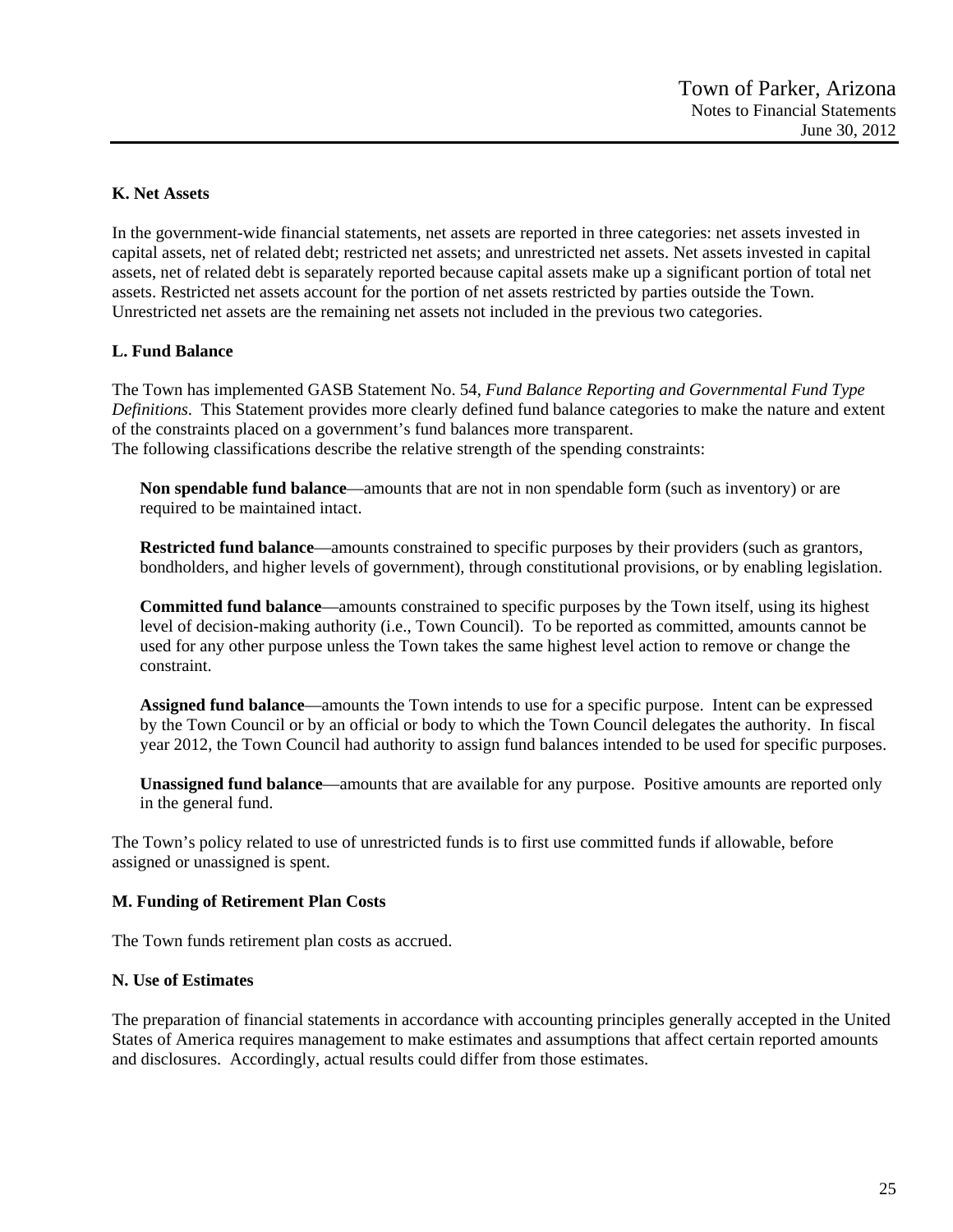### K. Net Assets

In the government-wide financial statements, net assets are reported in three categories: net assets invested in capital assets, net of related debt; restricted net assets; and unrestricted net assets. Net assets invested in capital assets, net of related debt is separately reported because capital assets make up a significant portion of total net assets. Restricted net assets account for the portion of net assets restricted by parties outside the Town. Unrestricted net assets are the remaining net assets not included in the previous two categories.

### L. Fund Balance

The Town has implemented GASB Statement No. 54, *Fund Balance Reporting and Governmental Fund Type Definitions*. This Statement provides more clearly defined fund balance categories to make the nature and extent of the constraints placed on a government's fund balances more transparent.
The following classifications describe the relative strength of the spending constraints:

**Non spendable fund balance**—amounts that are not in non spendable form (such as inventory) or are required to be maintained intact.

**Restricted fund balance**—amounts constrained to specific purposes by their providers (such as grantors, bondholders, and higher levels of government), through constitutional provisions, or by enabling legislation.

**Committed fund balance**—amounts constrained to specific purposes by the Town itself, using its highest level of decision-making authority (i.e., Town Council). To be reported as committed, amounts cannot be used for any other purpose unless the Town takes the same highest level action to remove or change the constraint.

**Assigned fund balance**—amounts the Town intends to use for a specific purpose. Intent can be expressed by the Town Council or by an official or body to which the Town Council delegates the authority. In fiscal year 2012, the Town Council had authority to assign fund balances intended to be used for specific purposes.

**Unassigned fund balance**—amounts that are available for any purpose. Positive amounts are reported only in the general fund.

The Town's policy related to use of unrestricted funds is to first use committed funds if allowable, before assigned or unassigned is spent.

### M. Funding of Retirement Plan Costs

The Town funds retirement plan costs as accrued.

### N. Use of Estimates

The preparation of financial statements in accordance with accounting principles generally accepted in the United States of America requires management to make estimates and assumptions that affect certain reported amounts and disclosures. Accordingly, actual results could differ from those estimates.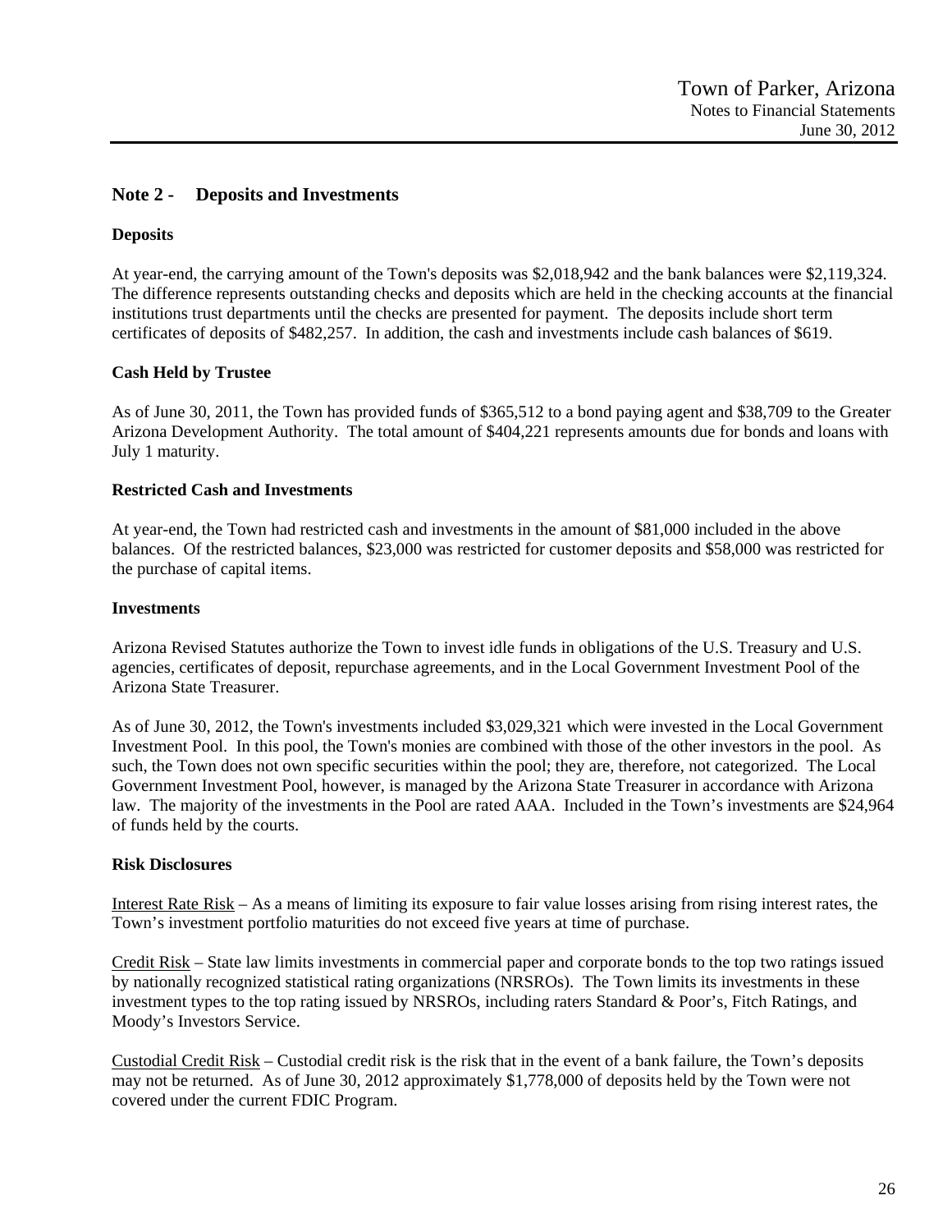## Note 2 - Deposits and Investments

### Deposits

At year-end, the carrying amount of the Town's deposits was $2,018,942 and the bank balances were $2,119,324. The difference represents outstanding checks and deposits which are held in the checking accounts at the financial institutions trust departments until the checks are presented for payment. The deposits include short term certificates of deposits of $482,257. In addition, the cash and investments include cash balances of $619.

### Cash Held by Trustee

As of June 30, 2011, the Town has provided funds of $365,512 to a bond paying agent and $38,709 to the Greater Arizona Development Authority. The total amount of $404,221 represents amounts due for bonds and loans with July 1 maturity.

### Restricted Cash and Investments

At year-end, the Town had restricted cash and investments in the amount of $81,000 included in the above balances. Of the restricted balances, $23,000 was restricted for customer deposits and $58,000 was restricted for the purchase of capital items.

### Investments

Arizona Revised Statutes authorize the Town to invest idle funds in obligations of the U.S. Treasury and U.S. agencies, certificates of deposit, repurchase agreements, and in the Local Government Investment Pool of the Arizona State Treasurer.

As of June 30, 2012, the Town's investments included $3,029,321 which were invested in the Local Government Investment Pool. In this pool, the Town's monies are combined with those of the other investors in the pool. As such, the Town does not own specific securities within the pool; they are, therefore, not categorized. The Local Government Investment Pool, however, is managed by the Arizona State Treasurer in accordance with Arizona law. The majority of the investments in the Pool are rated AAA. Included in the Town's investments are $24,964 of funds held by the courts.

### Risk Disclosures

Interest Rate Risk – As a means of limiting its exposure to fair value losses arising from rising interest rates, the Town's investment portfolio maturities do not exceed five years at time of purchase.

Credit Risk – State law limits investments in commercial paper and corporate bonds to the top two ratings issued by nationally recognized statistical rating organizations (NRSROs). The Town limits its investments in these investment types to the top rating issued by NRSROs, including raters Standard & Poor's, Fitch Ratings, and Moody's Investors Service.

Custodial Credit Risk – Custodial credit risk is the risk that in the event of a bank failure, the Town's deposits may not be returned. As of June 30, 2012 approximately $1,778,000 of deposits held by the Town were not covered under the current FDIC Program.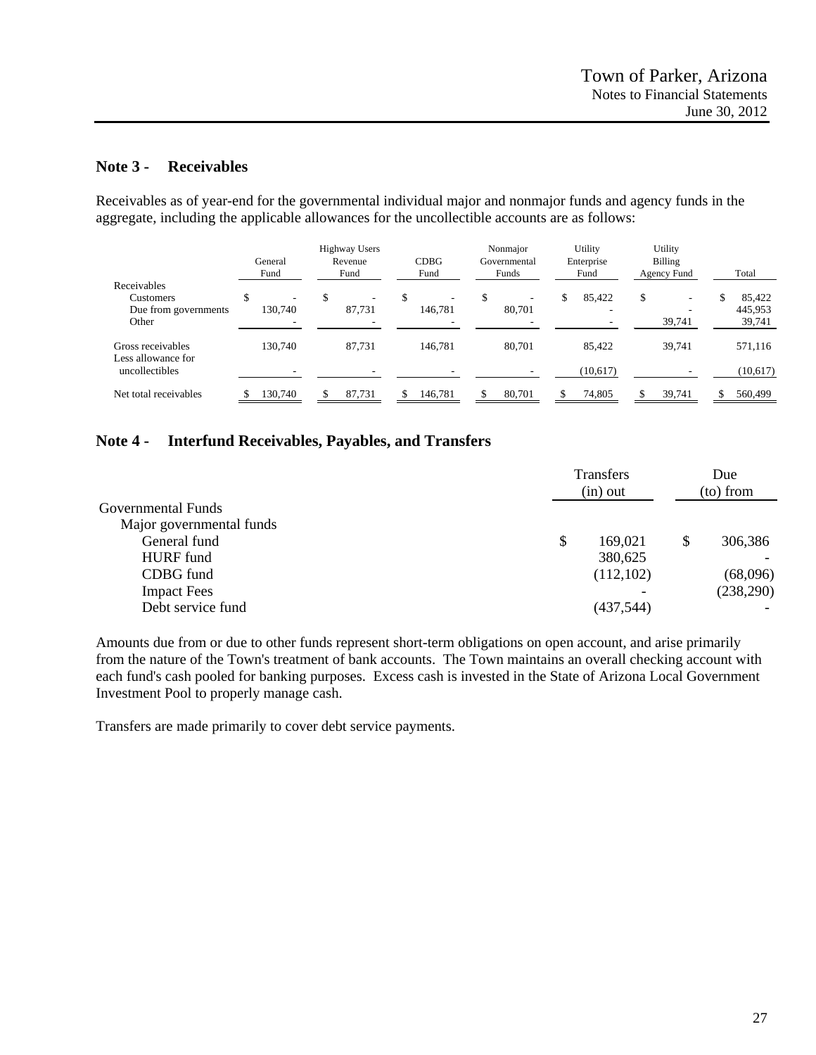## Note 3 - Receivables

Receivables as of year-end for the governmental individual major and nonmajor funds and agency funds in the aggregate, including the applicable allowances for the uncollectible accounts are as follows:

| | General Fund | Highway Users Revenue Fund | CDBG Fund | Nonmajor Governmental Funds | Utility Enterprise Fund | Utility Billing Agency Fund | Total |
|---|---|---|---|---|---|---|---|
| Receivables | | | | | | | |
| Customers | $ - | $ - | $ - | $ - | $ 85,422 | $ - | $ 85,422 |
| Due from governments | 130,740 | 87,731 | 146,781 | 80,701 | - | - | 445,953 |
| Other | - | - | - | - | - | 39,741 | 39,741 |
| Gross receivables | 130,740 | 87,731 | 146,781 | 80,701 | 85,422 | 39,741 | 571,116 |
| Less allowance for uncollectibles | - | - | - | - | (10,617) | - | (10,617) |
| Net total receivables | $ 130,740 | $ 87,731 | $ 146,781 | $ 80,701 | $ 74,805 | $ 39,741 | $ 560,499 |

## Note 4 - Interfund Receivables, Payables, and Transfers

| | Transfers (in) out | Due (to) from |
|---|---|---|
| Governmental Funds | | |
| Major governmental funds | | |
| General fund | $ 169,021 | $ 306,386 |
| HURF fund | 380,625 | - |
| CDBG fund | (112,102) | (68,096) |
| Impact Fees | - | (238,290) |
| Debt service fund | (437,544) | - |

Amounts due from or due to other funds represent short-term obligations on open account, and arise primarily from the nature of the Town's treatment of bank accounts. The Town maintains an overall checking account with each fund's cash pooled for banking purposes. Excess cash is invested in the State of Arizona Local Government Investment Pool to properly manage cash.

Transfers are made primarily to cover debt service payments.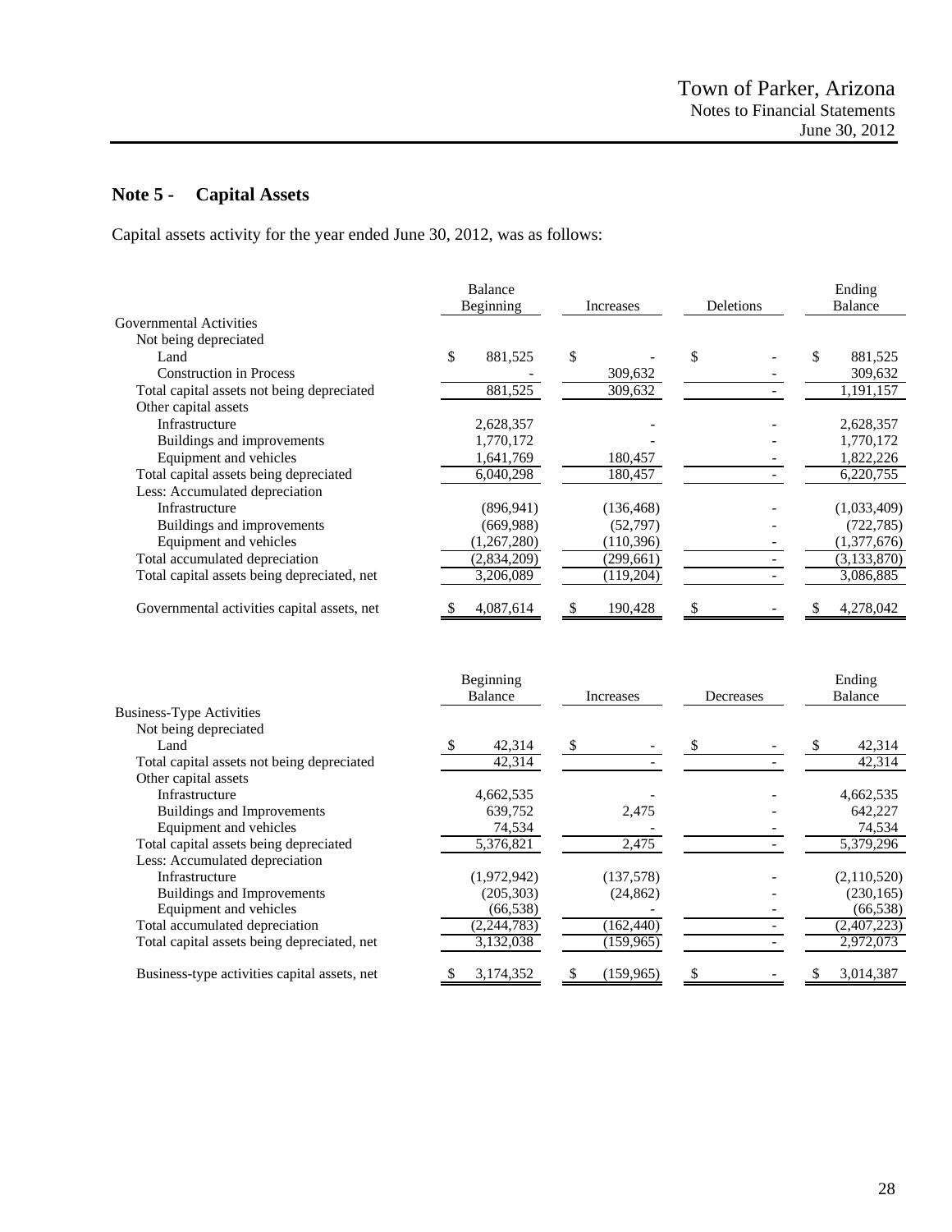## Note 5 - Capital Assets

Capital assets activity for the year ended June 30, 2012, was as follows:

| | Balance Beginning | Increases | Deletions | Ending Balance |
|---|---|---|---|---|
| Governmental Activities | | | | |
| Not being depreciated | | | | |
| Land | $ 881,525 | $ - | $ - | $ 881,525 |
| Construction in Process | - | 309,632 | - | 309,632 |
| Total capital assets not being depreciated | 881,525 | 309,632 | - | 1,191,157 |
| Other capital assets | | | | |
| Infrastructure | 2,628,357 | - | - | 2,628,357 |
| Buildings and improvements | 1,770,172 | - | - | 1,770,172 |
| Equipment and vehicles | 1,641,769 | 180,457 | - | 1,822,226 |
| Total capital assets being depreciated | 6,040,298 | 180,457 | - | 6,220,755 |
| Less: Accumulated depreciation | | | | |
| Infrastructure | (896,941) | (136,468) | - | (1,033,409) |
| Buildings and improvements | (669,988) | (52,797) | - | (722,785) |
| Equipment and vehicles | (1,267,280) | (110,396) | - | (1,377,676) |
| Total accumulated depreciation | (2,834,209) | (299,661) | - | (3,133,870) |
| Total capital assets being depreciated, net | 3,206,089 | (119,204) | - | 3,086,885 |
| Governmental activities capital assets, net | $ 4,087,614 | $ 190,428 | $ - | $ 4,278,042 |

| | Beginning Balance | Increases | Decreases | Ending Balance |
|---|---|---|---|---|
| Business-Type Activities | | | | |
| Not being depreciated | | | | |
| Land | $ 42,314 | $ - | $ - | $ 42,314 |
| Total capital assets not being depreciated | 42,314 | - | - | 42,314 |
| Other capital assets | | | | |
| Infrastructure | 4,662,535 | - | - | 4,662,535 |
| Buildings and Improvements | 639,752 | 2,475 | - | 642,227 |
| Equipment and vehicles | 74,534 | - | - | 74,534 |
| Total capital assets being depreciated | 5,376,821 | 2,475 | - | 5,379,296 |
| Less: Accumulated depreciation | | | | |
| Infrastructure | (1,972,942) | (137,578) | - | (2,110,520) |
| Buildings and Improvements | (205,303) | (24,862) | - | (230,165) |
| Equipment and vehicles | (66,538) | - | - | (66,538) |
| Total accumulated depreciation | (2,244,783) | (162,440) | - | (2,407,223) |
| Total capital assets being depreciated, net | 3,132,038 | (159,965) | - | 2,972,073 |
| Business-type activities capital assets, net | $ 3,174,352 | $ (159,965) | $ - | $ 3,014,387 |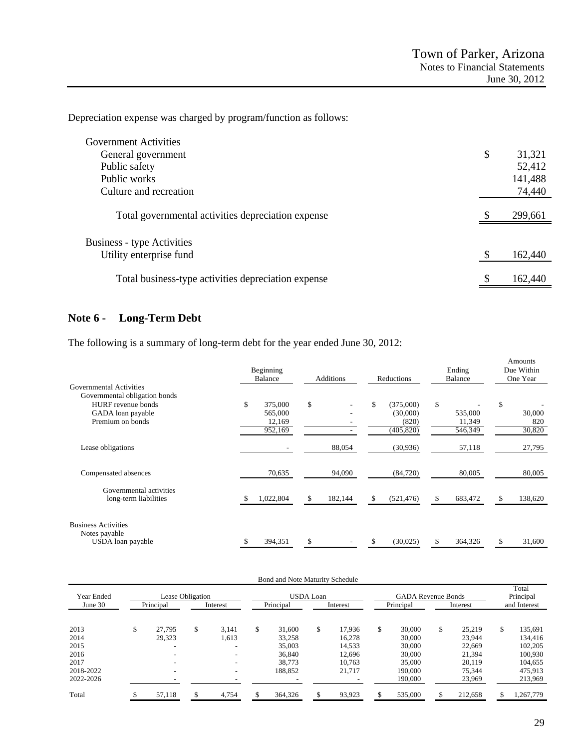Depreciation expense was charged by program/function as follows:

| | |
|---|---|
| **Government Activities** | |
| General government | $ 31,321 |
| Public safety | 52,412 |
| Public works | 141,488 |
| Culture and recreation | 74,440 |
| Total governmental activities depreciation expense | $ 299,661 |
| **Business - type Activities** | |
| Utility enterprise fund | $ 162,440 |
| Total business-type activities depreciation expense | $ 162,440 |

## Note 6 - Long-Term Debt

The following is a summary of long-term debt for the year ended June 30, 2012:

| | Beginning Balance | Additions | Reductions | Ending Balance | Amounts Due Within One Year |
|---|---|---|---|---|---|
| Governmental Activities | | | | | |
| Governmental obligation bonds | | | | | |
| HURF revenue bonds | $ 375,000 | $ - | $ (375,000) | $ - | $ - |
| GADA loan payable | 565,000 | - | (30,000) | 535,000 | 30,000 |
| Premium on bonds | 12,169 | - | (820) | 11,349 | 820 |
| | 952,169 | - | (405,820) | 546,349 | 30,820 |
| Lease obligations | - | 88,054 | (30,936) | 57,118 | 27,795 |
| Compensated absences | 70,635 | 94,090 | (84,720) | 80,005 | 80,005 |
| Governmental activities long-term liabilities | $ 1,022,804 | $ 182,144 | $ (521,476) | $ 683,472 | $ 138,620 |
| Business Activities | | | | | |
| Notes payable | | | | | |
| USDA loan payable | $ 394,351 | $ - | $ (30,025) | $ 364,326 | $ 31,600 |

Bond and Note Maturity Schedule

| Year Ended June 30 | Lease Obligation Principal | Lease Obligation Interest | USDA Loan Principal | USDA Loan Interest | GADA Revenue Bonds Principal | GADA Revenue Bonds Interest | Total Principal and Interest |
|---|---|---|---|---|---|---|---|
| 2013 | $ 27,795 | $ 3,141 | $ 31,600 | $ 17,936 | $ 30,000 | $ 25,219 | $ 135,691 |
| 2014 | 29,323 | 1,613 | 33,258 | 16,278 | 30,000 | 23,944 | 134,416 |
| 2015 | - | - | 35,003 | 14,533 | 30,000 | 22,669 | 102,205 |
| 2016 | - | - | 36,840 | 12,696 | 30,000 | 21,394 | 100,930 |
| 2017 | - | - | 38,773 | 10,763 | 35,000 | 20,119 | 104,655 |
| 2018-2022 | - | - | 188,852 | 21,717 | 190,000 | 75,344 | 475,913 |
| 2022-2026 | - | - | - | - | 190,000 | 23,969 | 213,969 |
| Total | $ 57,118 | $ 4,754 | $ 364,326 | $ 93,923 | $ 535,000 | $ 212,658 | $ 1,267,779 |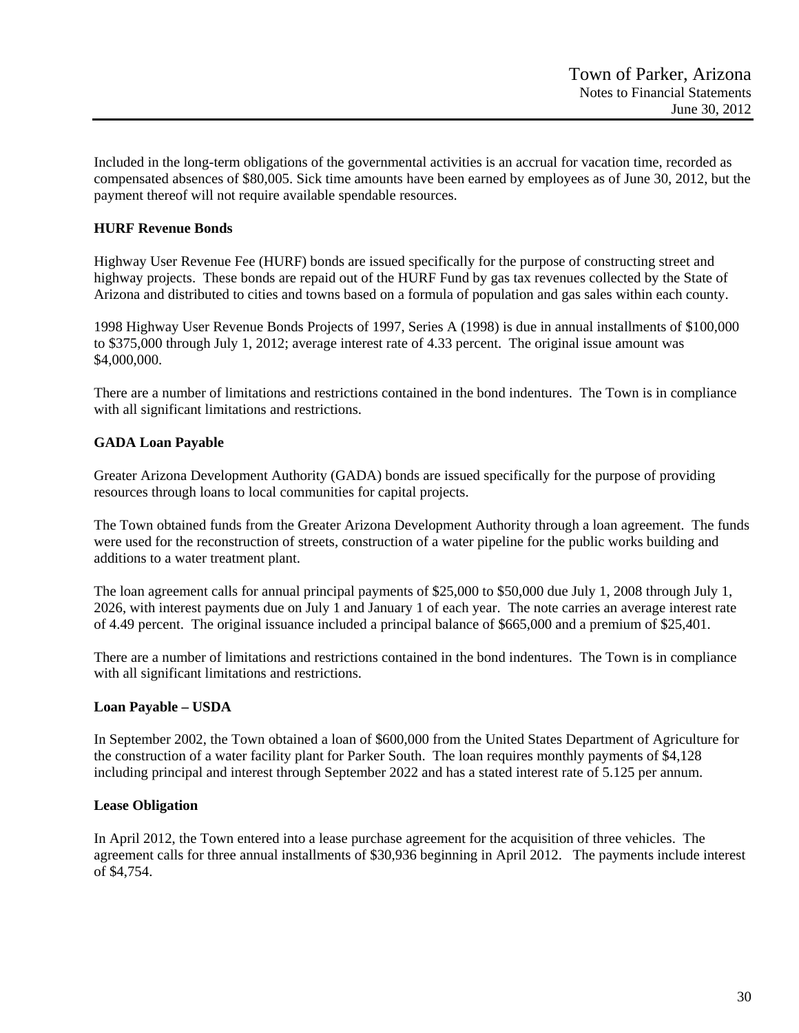Included in the long-term obligations of the governmental activities is an accrual for vacation time, recorded as compensated absences of $80,005. Sick time amounts have been earned by employees as of June 30, 2012, but the payment thereof will not require available spendable resources.

**HURF Revenue Bonds**

Highway User Revenue Fee (HURF) bonds are issued specifically for the purpose of constructing street and highway projects. These bonds are repaid out of the HURF Fund by gas tax revenues collected by the State of Arizona and distributed to cities and towns based on a formula of population and gas sales within each county.

1998 Highway User Revenue Bonds Projects of 1997, Series A (1998) is due in annual installments of $100,000 to $375,000 through July 1, 2012; average interest rate of 4.33 percent. The original issue amount was $4,000,000.

There are a number of limitations and restrictions contained in the bond indentures. The Town is in compliance with all significant limitations and restrictions.

**GADA Loan Payable**

Greater Arizona Development Authority (GADA) bonds are issued specifically for the purpose of providing resources through loans to local communities for capital projects.

The Town obtained funds from the Greater Arizona Development Authority through a loan agreement. The funds were used for the reconstruction of streets, construction of a water pipeline for the public works building and additions to a water treatment plant.

The loan agreement calls for annual principal payments of $25,000 to $50,000 due July 1, 2008 through July 1, 2026, with interest payments due on July 1 and January 1 of each year. The note carries an average interest rate of 4.49 percent. The original issuance included a principal balance of $665,000 and a premium of $25,401.

There are a number of limitations and restrictions contained in the bond indentures. The Town is in compliance with all significant limitations and restrictions.

**Loan Payable – USDA**

In September 2002, the Town obtained a loan of $600,000 from the United States Department of Agriculture for the construction of a water facility plant for Parker South. The loan requires monthly payments of $4,128 including principal and interest through September 2022 and has a stated interest rate of 5.125 per annum.

**Lease Obligation**

In April 2012, the Town entered into a lease purchase agreement for the acquisition of three vehicles. The agreement calls for three annual installments of $30,936 beginning in April 2012. The payments include interest of $4,754.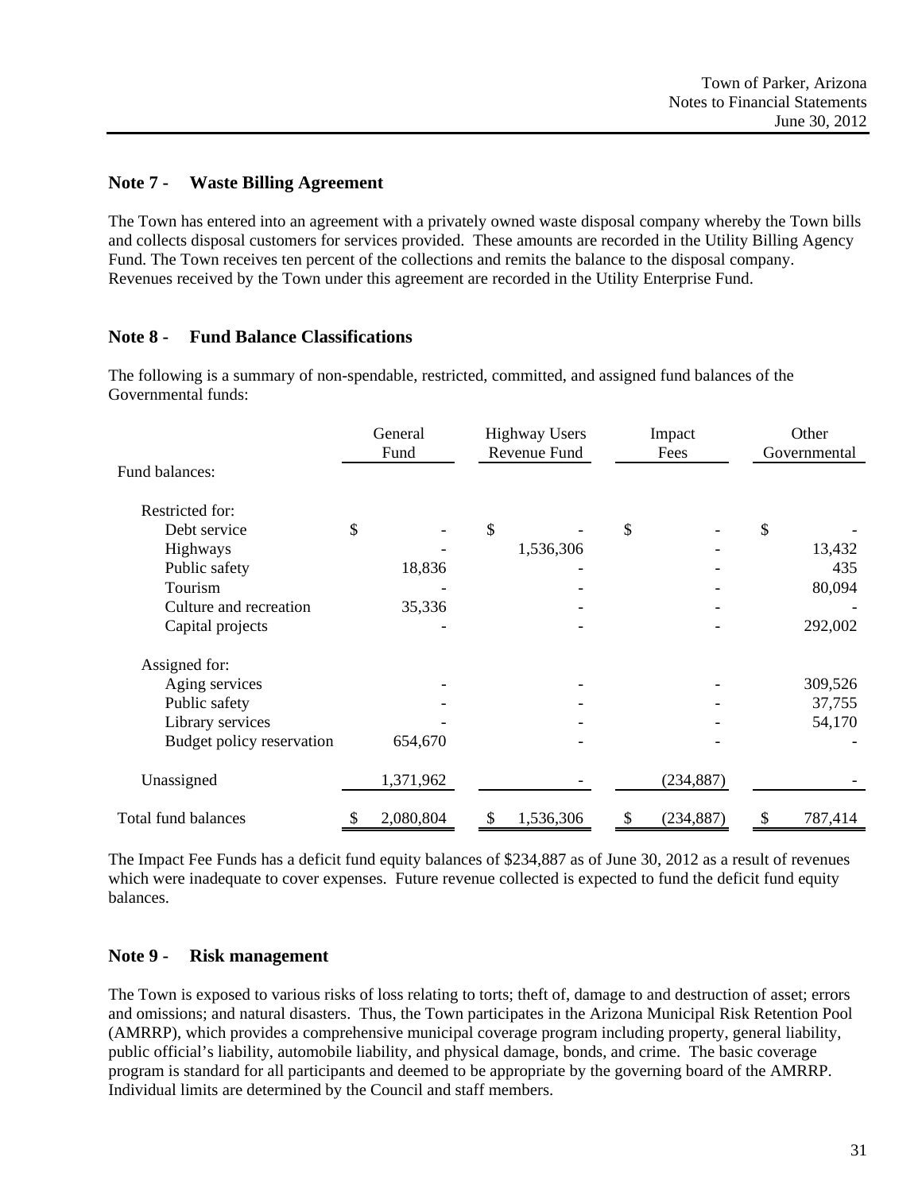## Note 7 - Waste Billing Agreement

The Town has entered into an agreement with a privately owned waste disposal company whereby the Town bills and collects disposal customers for services provided. These amounts are recorded in the Utility Billing Agency Fund. The Town receives ten percent of the collections and remits the balance to the disposal company. Revenues received by the Town under this agreement are recorded in the Utility Enterprise Fund.

## Note 8 - Fund Balance Classifications

The following is a summary of non-spendable, restricted, committed, and assigned fund balances of the Governmental funds:

| | General Fund | Highway Users Revenue Fund | Impact Fees | Other Governmental |
|---|---|---|---|---|
| Fund balances: | | | | |
| Restricted for: | | | | |
| Debt service | $ - | $ - | $ - | $ - |
| Highways | - | 1,536,306 | - | 13,432 |
| Public safety | 18,836 | - | - | 435 |
| Tourism | - | - | - | 80,094 |
| Culture and recreation | 35,336 | - | - | - |
| Capital projects | - | - | - | 292,002 |
| Assigned for: | | | | |
| Aging services | - | - | - | 309,526 |
| Public safety | - | - | - | 37,755 |
| Library services | - | - | - | 54,170 |
| Budget policy reservation | 654,670 | - | - | - |
| Unassigned | 1,371,962 | - | (234,887) | - |
| Total fund balances | $ 2,080,804 | $ 1,536,306 | $ (234,887) | $ 787,414 |

The Impact Fee Funds has a deficit fund equity balances of $234,887 as of June 30, 2012 as a result of revenues which were inadequate to cover expenses. Future revenue collected is expected to fund the deficit fund equity balances.

## Note 9 - Risk management

The Town is exposed to various risks of loss relating to torts; theft of, damage to and destruction of asset; errors and omissions; and natural disasters. Thus, the Town participates in the Arizona Municipal Risk Retention Pool (AMRRP), which provides a comprehensive municipal coverage program including property, general liability, public official's liability, automobile liability, and physical damage, bonds, and crime. The basic coverage program is standard for all participants and deemed to be appropriate by the governing board of the AMRRP. Individual limits are determined by the Council and staff members.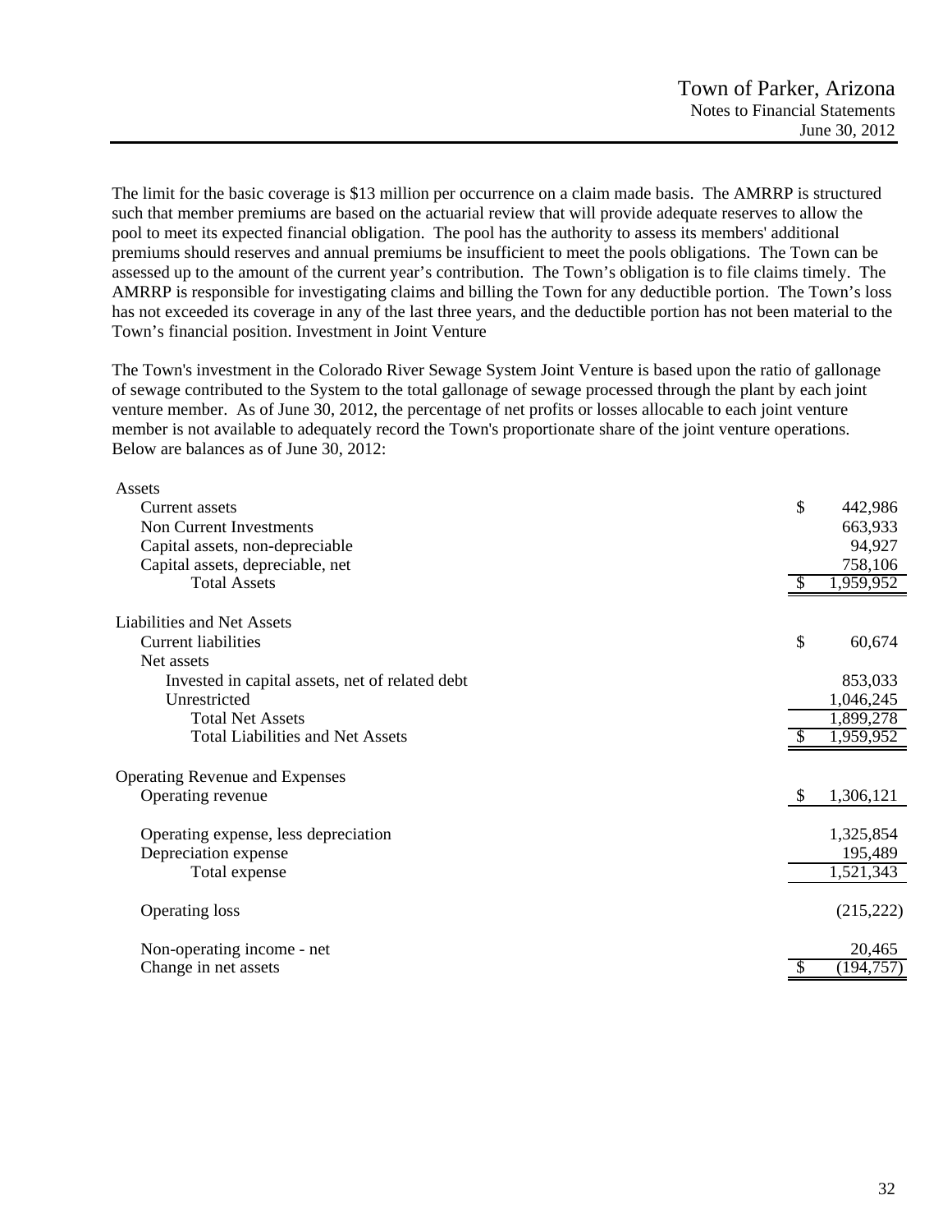The limit for the basic coverage is $13 million per occurrence on a claim made basis. The AMRRP is structured such that member premiums are based on the actuarial review that will provide adequate reserves to allow the pool to meet its expected financial obligation. The pool has the authority to assess its members' additional premiums should reserves and annual premiums be insufficient to meet the pools obligations. The Town can be assessed up to the amount of the current year's contribution. The Town's obligation is to file claims timely. The AMRRP is responsible for investigating claims and billing the Town for any deductible portion. The Town's loss has not exceeded its coverage in any of the last three years, and the deductible portion has not been material to the Town's financial position. Investment in Joint Venture

The Town's investment in the Colorado River Sewage System Joint Venture is based upon the ratio of gallonage of sewage contributed to the System to the total gallonage of sewage processed through the plant by each joint venture member. As of June 30, 2012, the percentage of net profits or losses allocable to each joint venture member is not available to adequately record the Town's proportionate share of the joint venture operations. Below are balances as of June 30, 2012:

| | |
|---|---|
| **Assets** | |
| Current assets | $ 442,986 |
| Non Current Investments | 663,933 |
| Capital assets, non-depreciable | 94,927 |
| Capital assets, depreciable, net | 758,106 |
| Total Assets | $ 1,959,952 |
| **Liabilities and Net Assets** | |
| Current liabilities | $ 60,674 |
| Net assets | |
| Invested in capital assets, net of related debt | 853,033 |
| Unrestricted | 1,046,245 |
| Total Net Assets | 1,899,278 |
| Total Liabilities and Net Assets | $ 1,959,952 |
| **Operating Revenue and Expenses** | |
| Operating revenue | $ 1,306,121 |
| Operating expense, less depreciation | 1,325,854 |
| Depreciation expense | 195,489 |
| Total expense | 1,521,343 |
| Operating loss | (215,222) |
| Non-operating income - net | 20,465 |
| Change in net assets | $ (194,757) |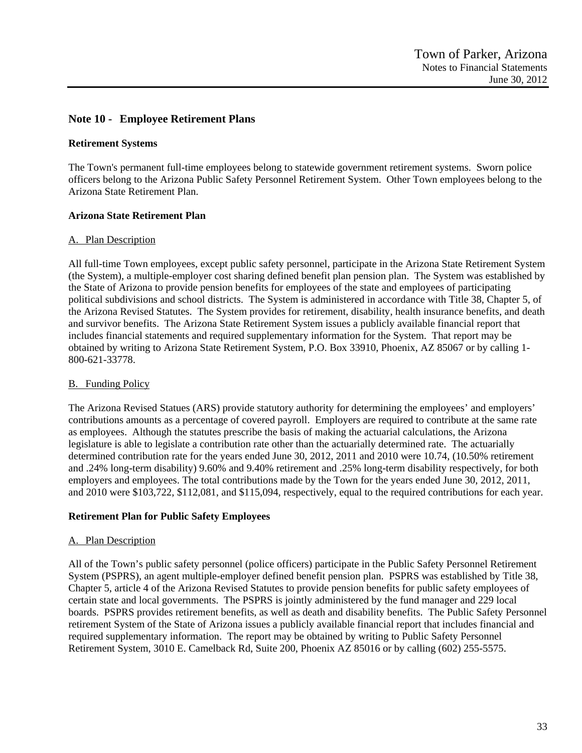## Note 10 - Employee Retirement Plans

**Retirement Systems**

The Town's permanent full-time employees belong to statewide government retirement systems. Sworn police officers belong to the Arizona Public Safety Personnel Retirement System. Other Town employees belong to the Arizona State Retirement Plan.

**Arizona State Retirement Plan**

A. Plan Description

All full-time Town employees, except public safety personnel, participate in the Arizona State Retirement System (the System), a multiple-employer cost sharing defined benefit plan pension plan. The System was established by the State of Arizona to provide pension benefits for employees of the state and employees of participating political subdivisions and school districts. The System is administered in accordance with Title 38, Chapter 5, of the Arizona Revised Statutes. The System provides for retirement, disability, health insurance benefits, and death and survivor benefits. The Arizona State Retirement System issues a publicly available financial report that includes financial statements and required supplementary information for the System. That report may be obtained by writing to Arizona State Retirement System, P.O. Box 33910, Phoenix, AZ 85067 or by calling 1-800-621-33778.

B. Funding Policy

The Arizona Revised Statues (ARS) provide statutory authority for determining the employees' and employers' contributions amounts as a percentage of covered payroll. Employers are required to contribute at the same rate as employees. Although the statutes prescribe the basis of making the actuarial calculations, the Arizona legislature is able to legislate a contribution rate other than the actuarially determined rate. The actuarially determined contribution rate for the years ended June 30, 2012, 2011 and 2010 were 10.74, (10.50% retirement and .24% long-term disability) 9.60% and 9.40% retirement and .25% long-term disability respectively, for both employers and employees. The total contributions made by the Town for the years ended June 30, 2012, 2011, and 2010 were $103,722, $112,081, and $115,094, respectively, equal to the required contributions for each year.

**Retirement Plan for Public Safety Employees**

A. Plan Description

All of the Town's public safety personnel (police officers) participate in the Public Safety Personnel Retirement System (PSPRS), an agent multiple-employer defined benefit pension plan. PSPRS was established by Title 38, Chapter 5, article 4 of the Arizona Revised Statutes to provide pension benefits for public safety employees of certain state and local governments. The PSPRS is jointly administered by the fund manager and 229 local boards. PSPRS provides retirement benefits, as well as death and disability benefits. The Public Safety Personnel retirement System of the State of Arizona issues a publicly available financial report that includes financial and required supplementary information. The report may be obtained by writing to Public Safety Personnel Retirement System, 3010 E. Camelback Rd, Suite 200, Phoenix AZ 85016 or by calling (602) 255-5575.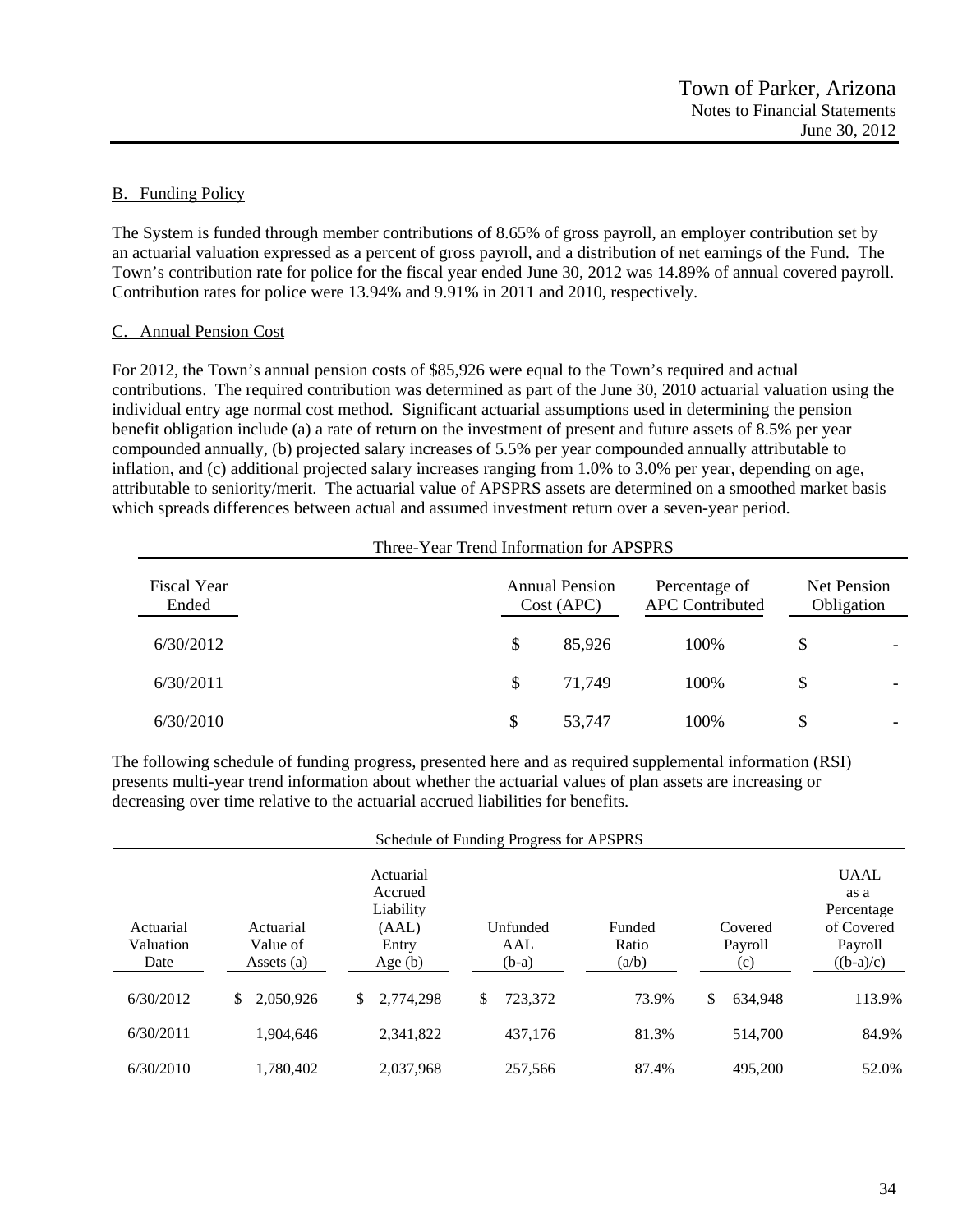## B. Funding Policy

The System is funded through member contributions of 8.65% of gross payroll, an employer contribution set by an actuarial valuation expressed as a percent of gross payroll, and a distribution of net earnings of the Fund. The Town's contribution rate for police for the fiscal year ended June 30, 2012 was 14.89% of annual covered payroll. Contribution rates for police were 13.94% and 9.91% in 2011 and 2010, respectively.

## C. Annual Pension Cost

For 2012, the Town's annual pension costs of $85,926 were equal to the Town's required and actual contributions. The required contribution was determined as part of the June 30, 2010 actuarial valuation using the individual entry age normal cost method. Significant actuarial assumptions used in determining the pension benefit obligation include (a) a rate of return on the investment of present and future assets of 8.5% per year compounded annually, (b) projected salary increases of 5.5% per year compounded annually attributable to inflation, and (c) additional projected salary increases ranging from 1.0% to 3.0% per year, depending on age, attributable to seniority/merit. The actuarial value of APSPRS assets are determined on a smoothed market basis which spreads differences between actual and assumed investment return over a seven-year period.

Three-Year Trend Information for APSPRS

| Fiscal Year Ended | Annual Pension Cost (APC) | Percentage of APC Contributed | Net Pension Obligation |
|---|---|---|---|
| 6/30/2012 | $ 85,926 | 100% | $ - |
| 6/30/2011 | $ 71,749 | 100% | $ - |
| 6/30/2010 | $ 53,747 | 100% | $ - |

The following schedule of funding progress, presented here and as required supplemental information (RSI) presents multi-year trend information about whether the actuarial values of plan assets are increasing or decreasing over time relative to the actuarial accrued liabilities for benefits.

Schedule of Funding Progress for APSPRS

| Actuarial Valuation Date | Actuarial Value of Assets (a) | Actuarial Accrued Liability (AAL) Entry Age (b) | Unfunded AAL (b-a) | Funded Ratio (a/b) | Covered Payroll (c) | UAAL as a Percentage of Covered Payroll ((b-a)/c) |
|---|---|---|---|---|---|---|
| 6/30/2012 | $ 2,050,926 | $ 2,774,298 | $ 723,372 | 73.9% | $ 634,948 | 113.9% |
| 6/30/2011 | 1,904,646 | 2,341,822 | 437,176 | 81.3% | 514,700 | 84.9% |
| 6/30/2010 | 1,780,402 | 2,037,968 | 257,566 | 87.4% | 495,200 | 52.0% |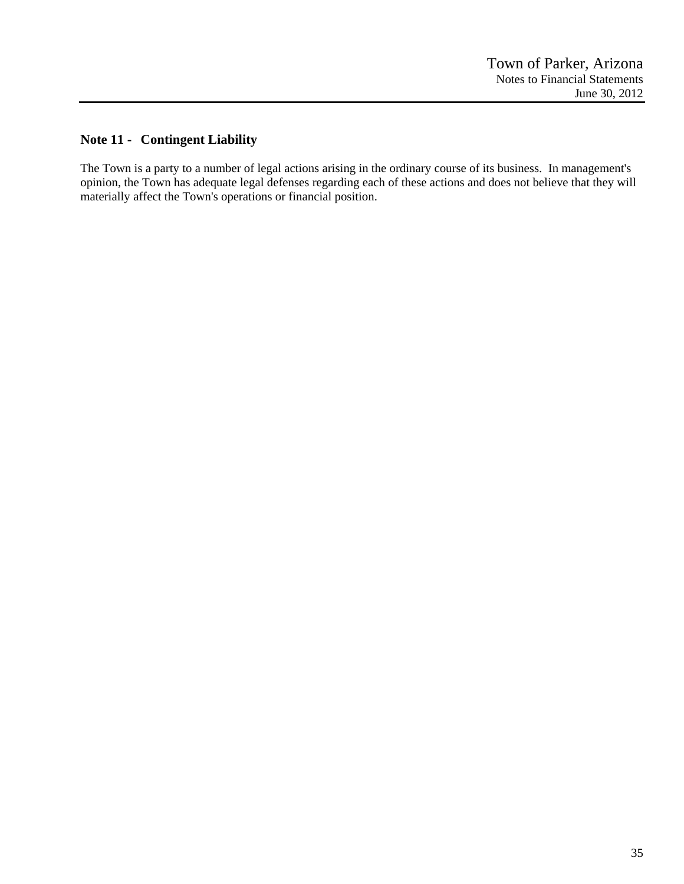## Note 11 - Contingent Liability

The Town is a party to a number of legal actions arising in the ordinary course of its business. In management's opinion, the Town has adequate legal defenses regarding each of these actions and does not believe that they will materially affect the Town's operations or financial position.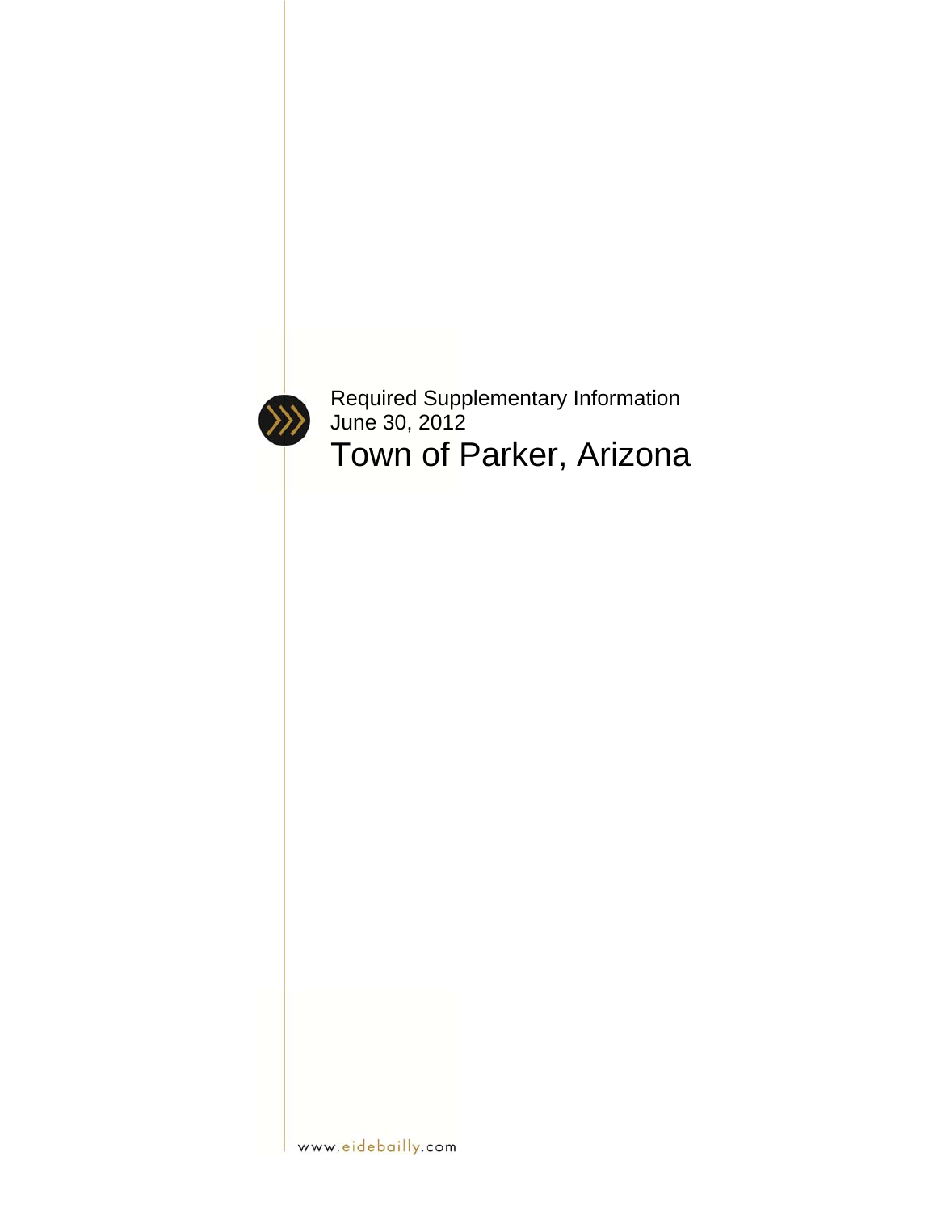Required Supplementary Information

June 30, 2012

# Town of Parker, Arizona

www.eidebailly.com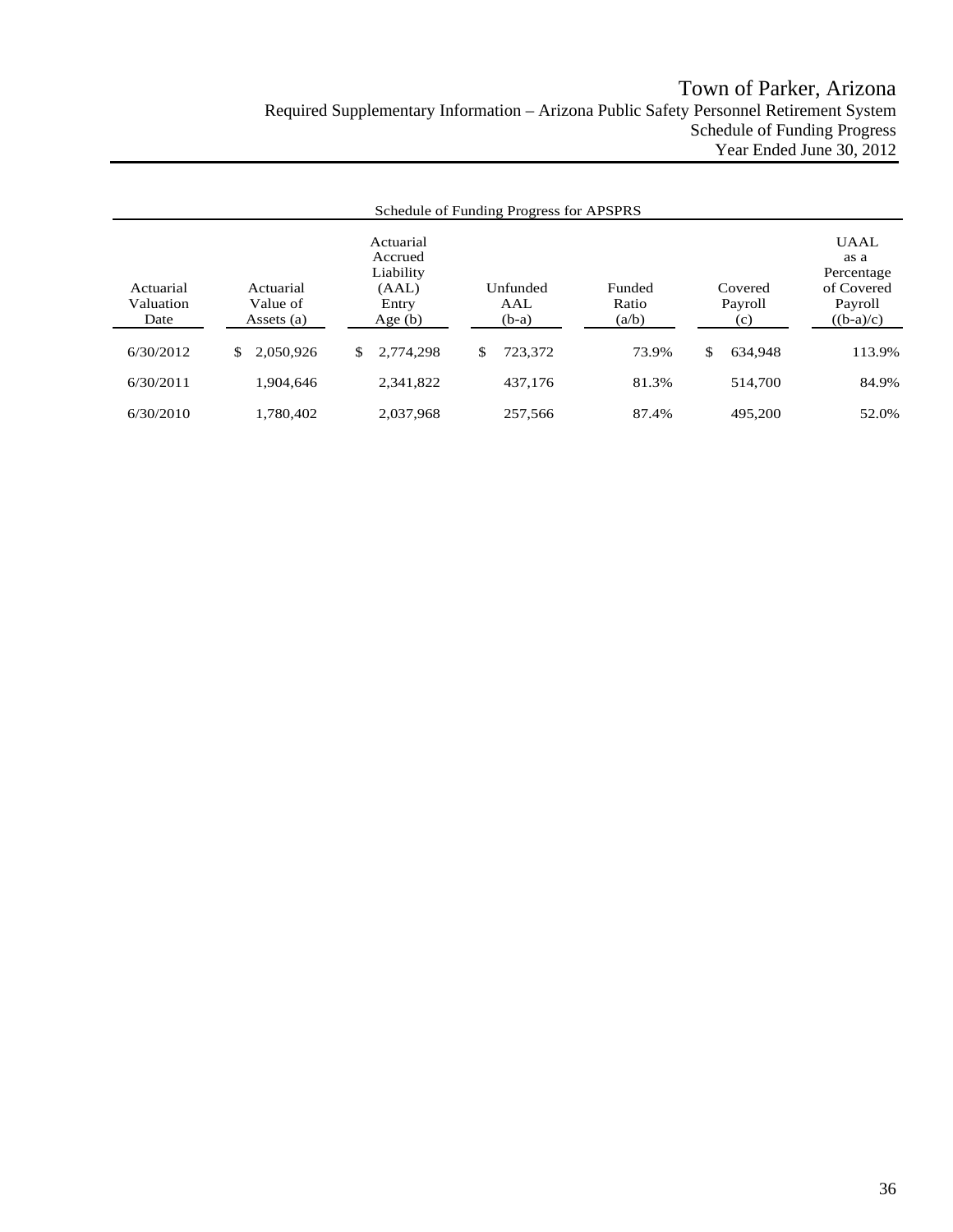# Town of Parker, Arizona

## Required Supplementary Information – Arizona Public Safety Personnel Retirement System

### Schedule of Funding Progress

### Year Ended June 30, 2012

Schedule of Funding Progress for APSPRS

| Actuarial Valuation Date | Actuarial Value of Assets (a) | Actuarial Accrued Liability (AAL) Entry Age (b) | Unfunded AAL (b-a) | Funded Ratio (a/b) | Covered Payroll (c) | UAAL as a Percentage of Covered Payroll ((b-a)/c) |
|---|---|---|---|---|---|---|
| 6/30/2012 | $ 2,050,926 | $ 2,774,298 | $ 723,372 | 73.9% | $ 634,948 | 113.9% |
| 6/30/2011 | 1,904,646 | 2,341,822 | 437,176 | 81.3% | 514,700 | 84.9% |
| 6/30/2010 | 1,780,402 | 2,037,968 | 257,566 | 87.4% | 495,200 | 52.0% |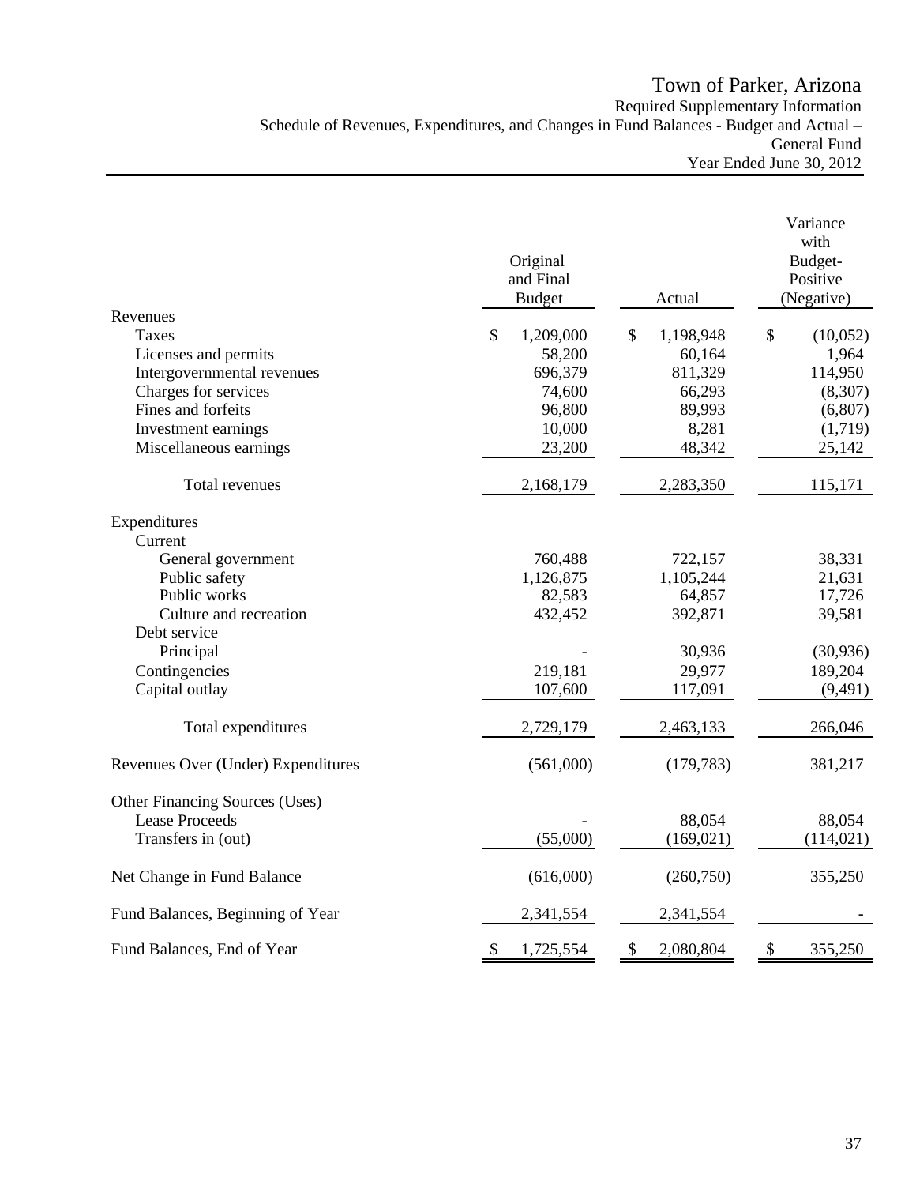# Town of Parker, Arizona

Required Supplementary Information
Schedule of Revenues, Expenditures, and Changes in Fund Balances - Budget and Actual – General Fund
Year Ended June 30, 2012

| | Original and Final Budget | Actual | Variance with Budget- Positive (Negative) |
|---|---|---|---|
| **Revenues** | | | |
| Taxes | $ 1,209,000 | $ 1,198,948 | $ (10,052) |
| Licenses and permits | 58,200 | 60,164 | 1,964 |
| Intergovernmental revenues | 696,379 | 811,329 | 114,950 |
| Charges for services | 74,600 | 66,293 | (8,307) |
| Fines and forfeits | 96,800 | 89,993 | (6,807) |
| Investment earnings | 10,000 | 8,281 | (1,719) |
| Miscellaneous earnings | 23,200 | 48,342 | 25,142 |
| Total revenues | 2,168,179 | 2,283,350 | 115,171 |
| **Expenditures** | | | |
| Current | | | |
| General government | 760,488 | 722,157 | 38,331 |
| Public safety | 1,126,875 | 1,105,244 | 21,631 |
| Public works | 82,583 | 64,857 | 17,726 |
| Culture and recreation | 432,452 | 392,871 | 39,581 |
| Debt service | | | |
| Principal | - | 30,936 | (30,936) |
| Contingencies | 219,181 | 29,977 | 189,204 |
| Capital outlay | 107,600 | 117,091 | (9,491) |
| Total expenditures | 2,729,179 | 2,463,133 | 266,046 |
| Revenues Over (Under) Expenditures | (561,000) | (179,783) | 381,217 |
| **Other Financing Sources (Uses)** | | | |
| Lease Proceeds | - | 88,054 | 88,054 |
| Transfers in (out) | (55,000) | (169,021) | (114,021) |
| Net Change in Fund Balance | (616,000) | (260,750) | 355,250 |
| Fund Balances, Beginning of Year | 2,341,554 | 2,341,554 | - |
| Fund Balances, End of Year | $ 1,725,554 | $ 2,080,804 | $ 355,250 |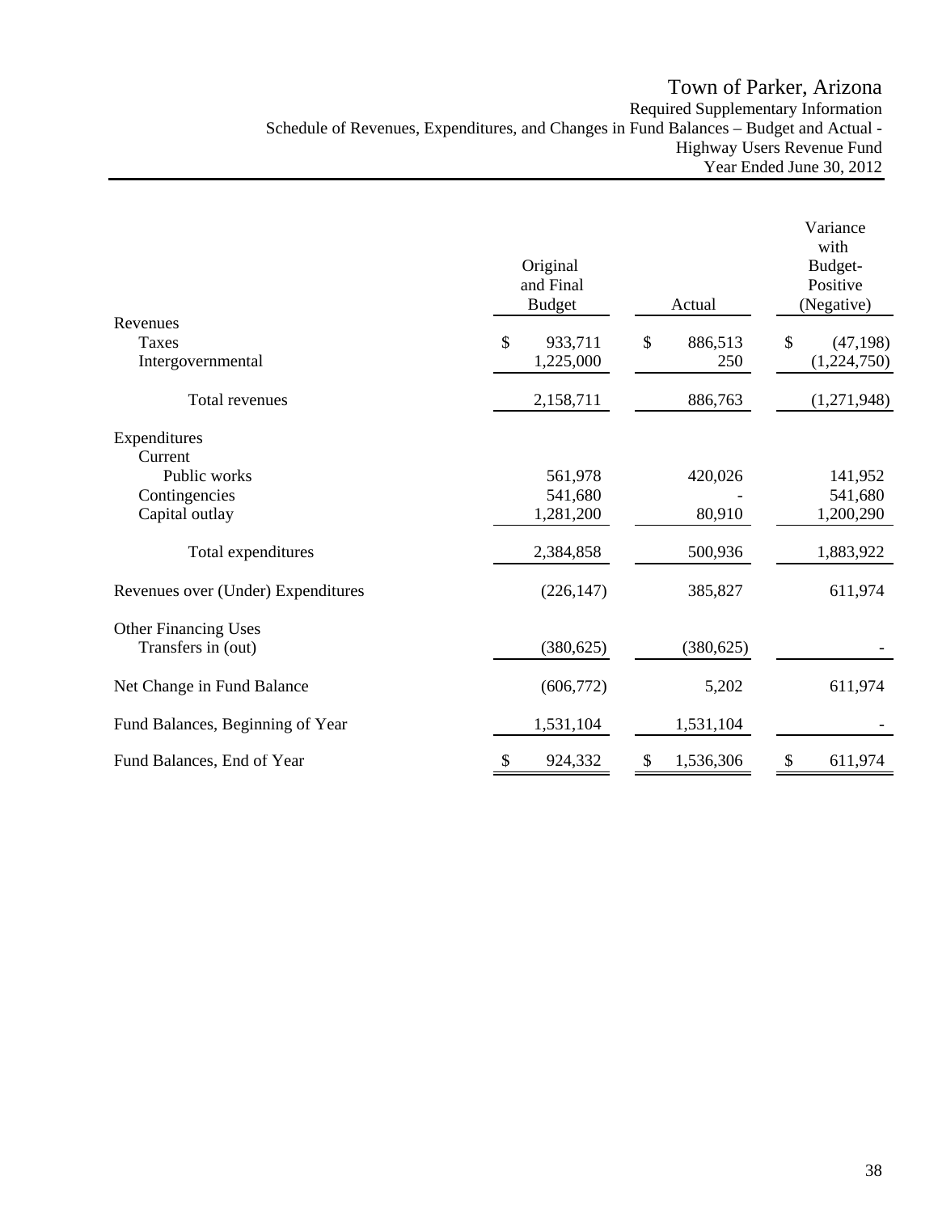# Town of Parker, Arizona

Required Supplementary Information
Schedule of Revenues, Expenditures, and Changes in Fund Balances – Budget and Actual - Highway Users Revenue Fund
Year Ended June 30, 2012

| | Original and Final Budget | Actual | Variance with Budget-Positive (Negative) |
|---|---|---|---|
| **Revenues** | | | |
| Taxes | $ 933,711 | $ 886,513 | $ (47,198) |
| Intergovernmental | 1,225,000 | 250 | (1,224,750) |
| Total revenues | 2,158,711 | 886,763 | (1,271,948) |
| **Expenditures** | | | |
| Current | | | |
| Public works | 561,978 | 420,026 | 141,952 |
| Contingencies | 541,680 | - | 541,680 |
| Capital outlay | 1,281,200 | 80,910 | 1,200,290 |
| Total expenditures | 2,384,858 | 500,936 | 1,883,922 |
| Revenues over (Under) Expenditures | (226,147) | 385,827 | 611,974 |
| **Other Financing Uses** | | | |
| Transfers in (out) | (380,625) | (380,625) | - |
| Net Change in Fund Balance | (606,772) | 5,202 | 611,974 |
| Fund Balances, Beginning of Year | 1,531,104 | 1,531,104 | - |
| Fund Balances, End of Year | $ 924,332 | $ 1,536,306 | $ 611,974 |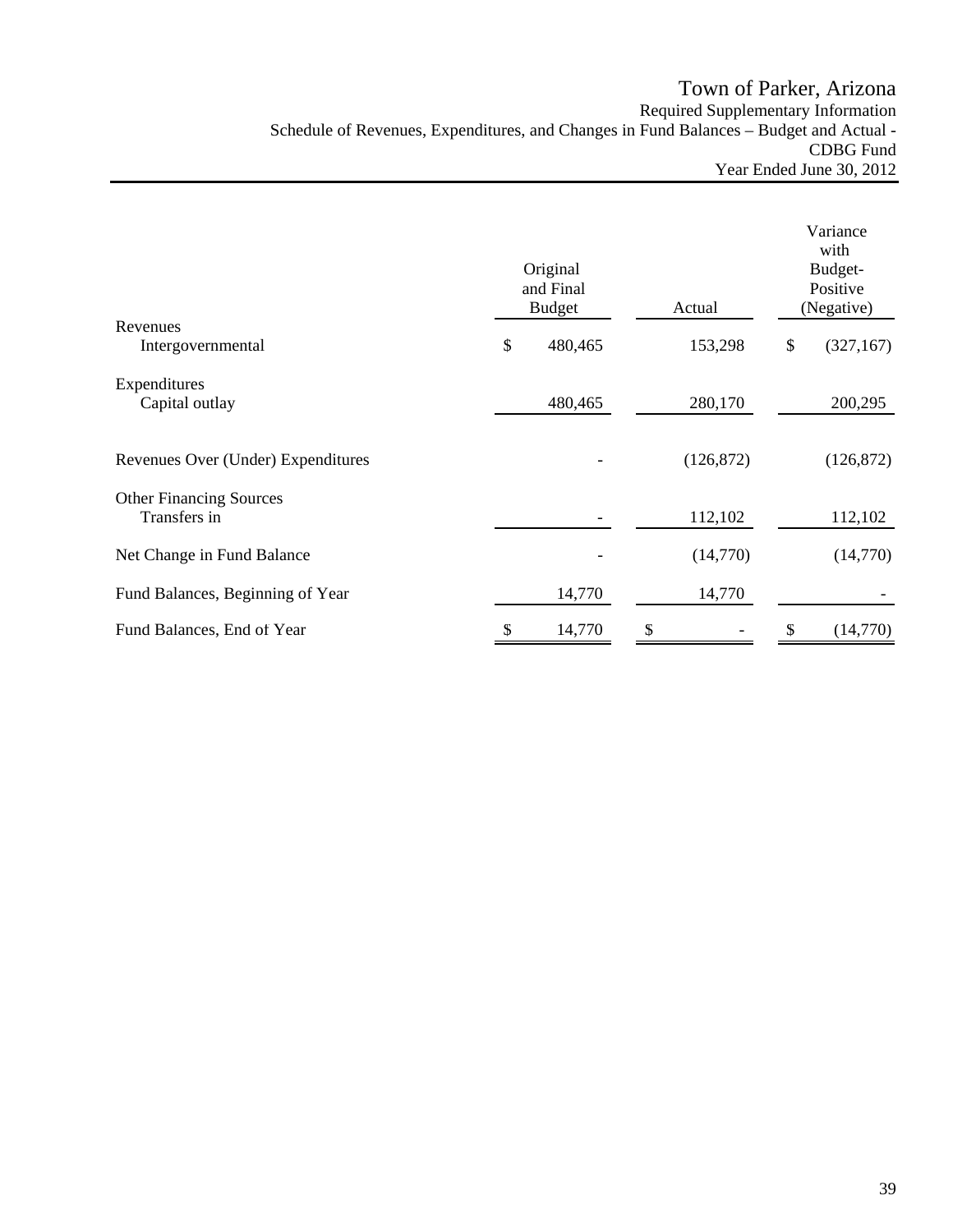# Town of Parker, Arizona

Required Supplementary Information

Schedule of Revenues, Expenditures, and Changes in Fund Balances – Budget and Actual - CDBG Fund

Year Ended June 30, 2012

| | Original and Final Budget | Actual | Variance with Budget- Positive (Negative) |
|---|---|---|---|
| **Revenues** | | | |
| Intergovernmental | $ 480,465 | 153,298 | $ (327,167) |
| **Expenditures** | | | |
| Capital outlay | 480,465 | 280,170 | 200,295 |
| Revenues Over (Under) Expenditures | - | (126,872) | (126,872) |
| **Other Financing Sources** | | | |
| Transfers in | - | 112,102 | 112,102 |
| Net Change in Fund Balance | - | (14,770) | (14,770) |
| Fund Balances, Beginning of Year | 14,770 | 14,770 | - |
| Fund Balances, End of Year | $ 14,770 | $ - | $ (14,770) |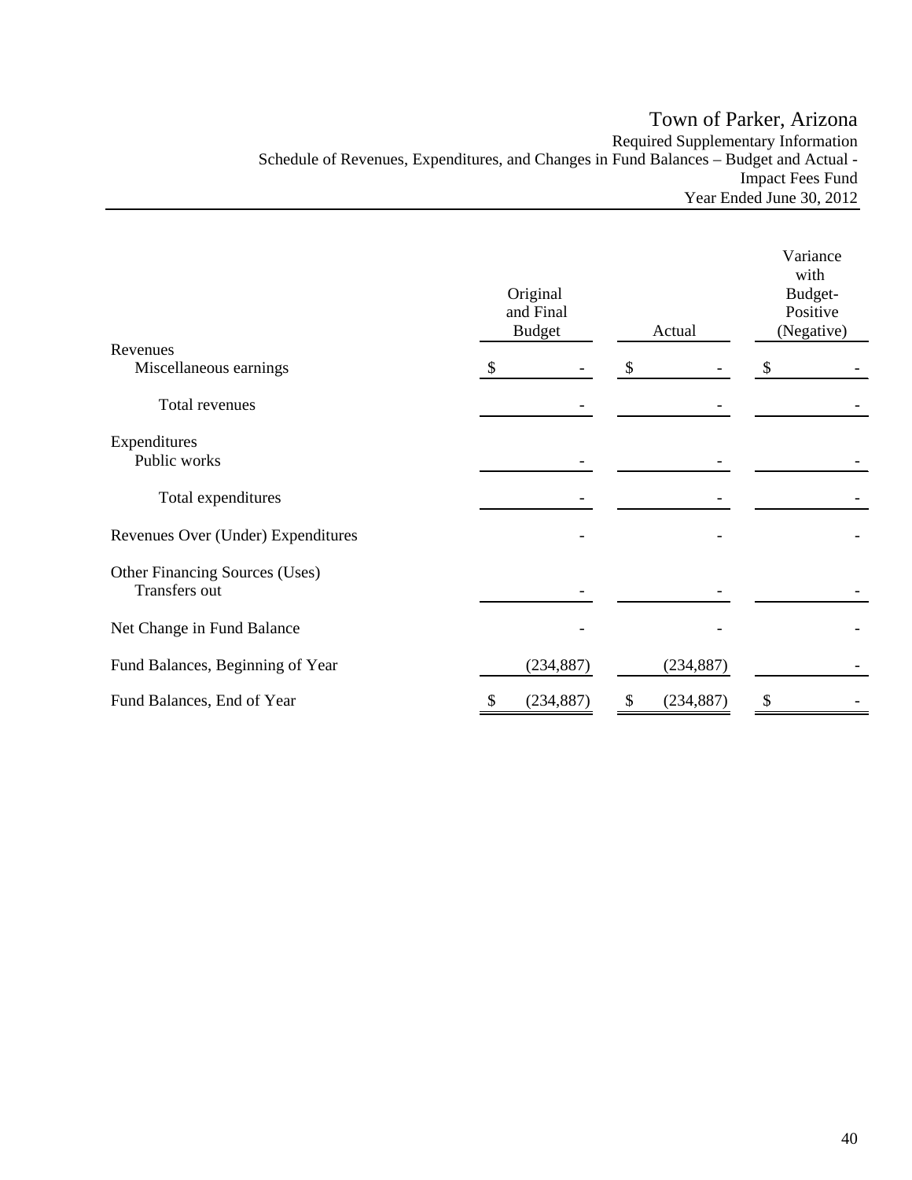# Town of Parker, Arizona

Required Supplementary Information

Schedule of Revenues, Expenditures, and Changes in Fund Balances – Budget and Actual - Impact Fees Fund

Year Ended June 30, 2012

| | Original and Final Budget | Actual | Variance with Budget- Positive (Negative) |
|---|---|---|---|
| **Revenues** | | | |
| Miscellaneous earnings | $ - | $ - | $ - |
| Total revenues | - | - | - |
| **Expenditures** | | | |
| Public works | - | - | - |
| Total expenditures | - | - | - |
| Revenues Over (Under) Expenditures | - | - | - |
| **Other Financing Sources (Uses)** | | | |
| Transfers out | - | - | - |
| Net Change in Fund Balance | - | - | - |
| Fund Balances, Beginning of Year | (234,887) | (234,887) | - |
| Fund Balances, End of Year | $ (234,887) | $ (234,887) | $ - |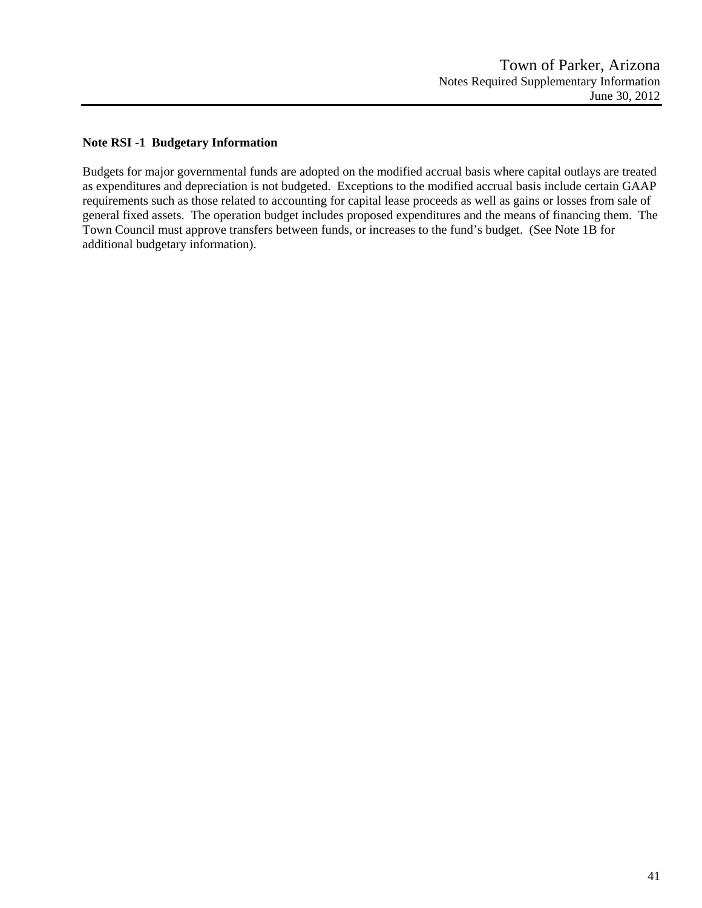## Note RSI -1 Budgetary Information

Budgets for major governmental funds are adopted on the modified accrual basis where capital outlays are treated as expenditures and depreciation is not budgeted. Exceptions to the modified accrual basis include certain GAAP requirements such as those related to accounting for capital lease proceeds as well as gains or losses from sale of general fixed assets. The operation budget includes proposed expenditures and the means of financing them. The Town Council must approve transfers between funds, or increases to the fund's budget. (See Note 1B for additional budgetary information).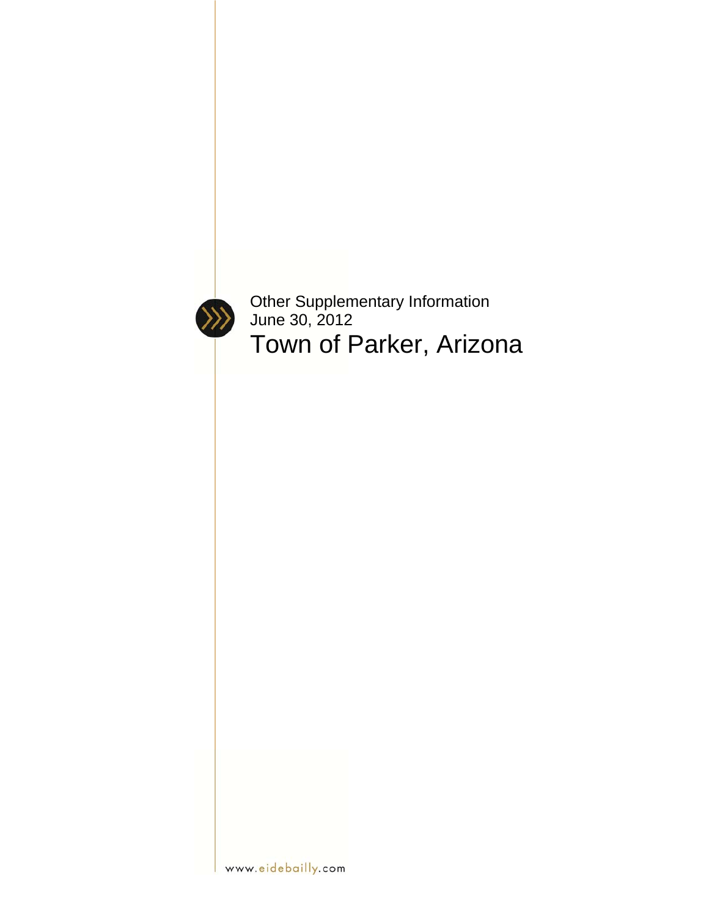Other Supplementary Information
June 30, 2012

# Town of Parker, Arizona

www.eidebailly.com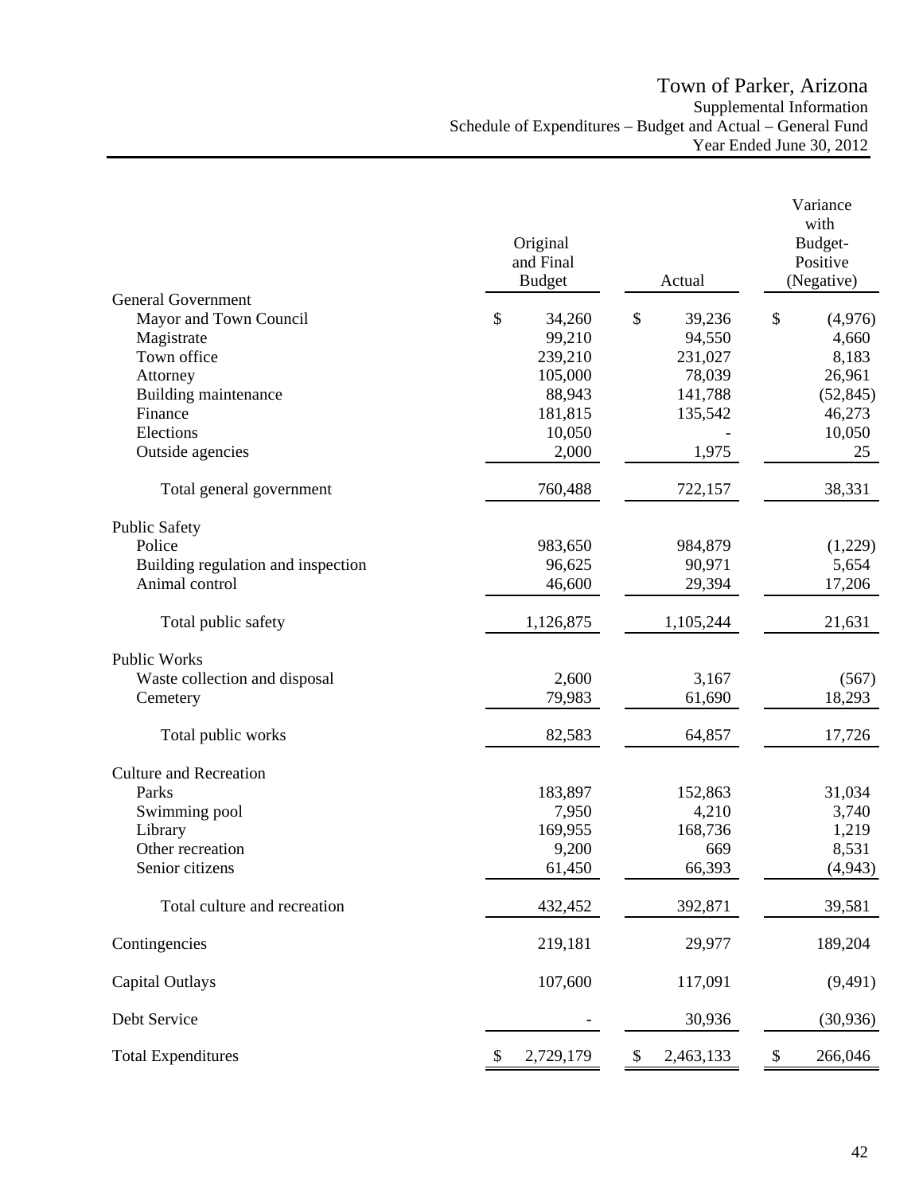# Town of Parker, Arizona

Supplemental Information

Schedule of Expenditures – Budget and Actual – General Fund

Year Ended June 30, 2012

| | Original and Final Budget | Actual | Variance with Budget-Positive (Negative) |
|---|---|---|---|
| **General Government** | | | |
| Mayor and Town Council | $ 34,260 | $ 39,236 | $ (4,976) |
| Magistrate | 99,210 | 94,550 | 4,660 |
| Town office | 239,210 | 231,027 | 8,183 |
| Attorney | 105,000 | 78,039 | 26,961 |
| Building maintenance | 88,943 | 141,788 | (52,845) |
| Finance | 181,815 | 135,542 | 46,273 |
| Elections | 10,050 | - | 10,050 |
| Outside agencies | 2,000 | 1,975 | 25 |
| Total general government | 760,488 | 722,157 | 38,331 |
| **Public Safety** | | | |
| Police | 983,650 | 984,879 | (1,229) |
| Building regulation and inspection | 96,625 | 90,971 | 5,654 |
| Animal control | 46,600 | 29,394 | 17,206 |
| Total public safety | 1,126,875 | 1,105,244 | 21,631 |
| **Public Works** | | | |
| Waste collection and disposal | 2,600 | 3,167 | (567) |
| Cemetery | 79,983 | 61,690 | 18,293 |
| Total public works | 82,583 | 64,857 | 17,726 |
| **Culture and Recreation** | | | |
| Parks | 183,897 | 152,863 | 31,034 |
| Swimming pool | 7,950 | 4,210 | 3,740 |
| Library | 169,955 | 168,736 | 1,219 |
| Other recreation | 9,200 | 669 | 8,531 |
| Senior citizens | 61,450 | 66,393 | (4,943) |
| Total culture and recreation | 432,452 | 392,871 | 39,581 |
| Contingencies | 219,181 | 29,977 | 189,204 |
| Capital Outlays | 107,600 | 117,091 | (9,491) |
| Debt Service | - | 30,936 | (30,936) |
| Total Expenditures | $ 2,729,179 | $ 2,463,133 | $ 266,046 |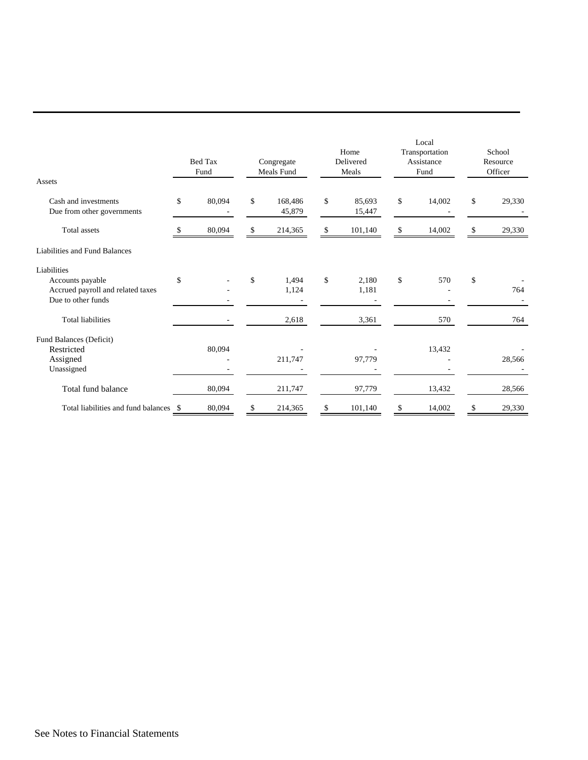| | Bed Tax Fund | Congregate Meals Fund | Home Delivered Meals | Local Transportation Assistance Fund | School Resource Officer |
|---|---|---|---|---|---|
| **Assets** | | | | | |
| Cash and investments | $ 80,094 | $ 168,486 | $ 85,693 | $ 14,002 | $ 29,330 |
| Due from other governments | - | 45,879 | 15,447 | - | - |
| Total assets | $ 80,094 | $ 214,365 | $ 101,140 | $ 14,002 | $ 29,330 |
| **Liabilities and Fund Balances** | | | | | |
| Liabilities | | | | | |
| Accounts payable | $ - | $ 1,494 | $ 2,180 | $ 570 | $ - |
| Accrued payroll and related taxes | - | 1,124 | 1,181 | - | 764 |
| Due to other funds | - | - | - | - | - |
| Total liabilities | - | 2,618 | 3,361 | 570 | 764 |
| Fund Balances (Deficit) | | | | | |
| Restricted | 80,094 | - | - | 13,432 | - |
| Assigned | - | 211,747 | 97,779 | - | 28,566 |
| Unassigned | - | - | - | - | - |
| Total fund balance | 80,094 | 211,747 | 97,779 | 13,432 | 28,566 |
| Total liabilities and fund balances | $ 80,094 | $ 214,365 | $ 101,140 | $ 14,002 | $ 29,330 |

See Notes to Financial Statements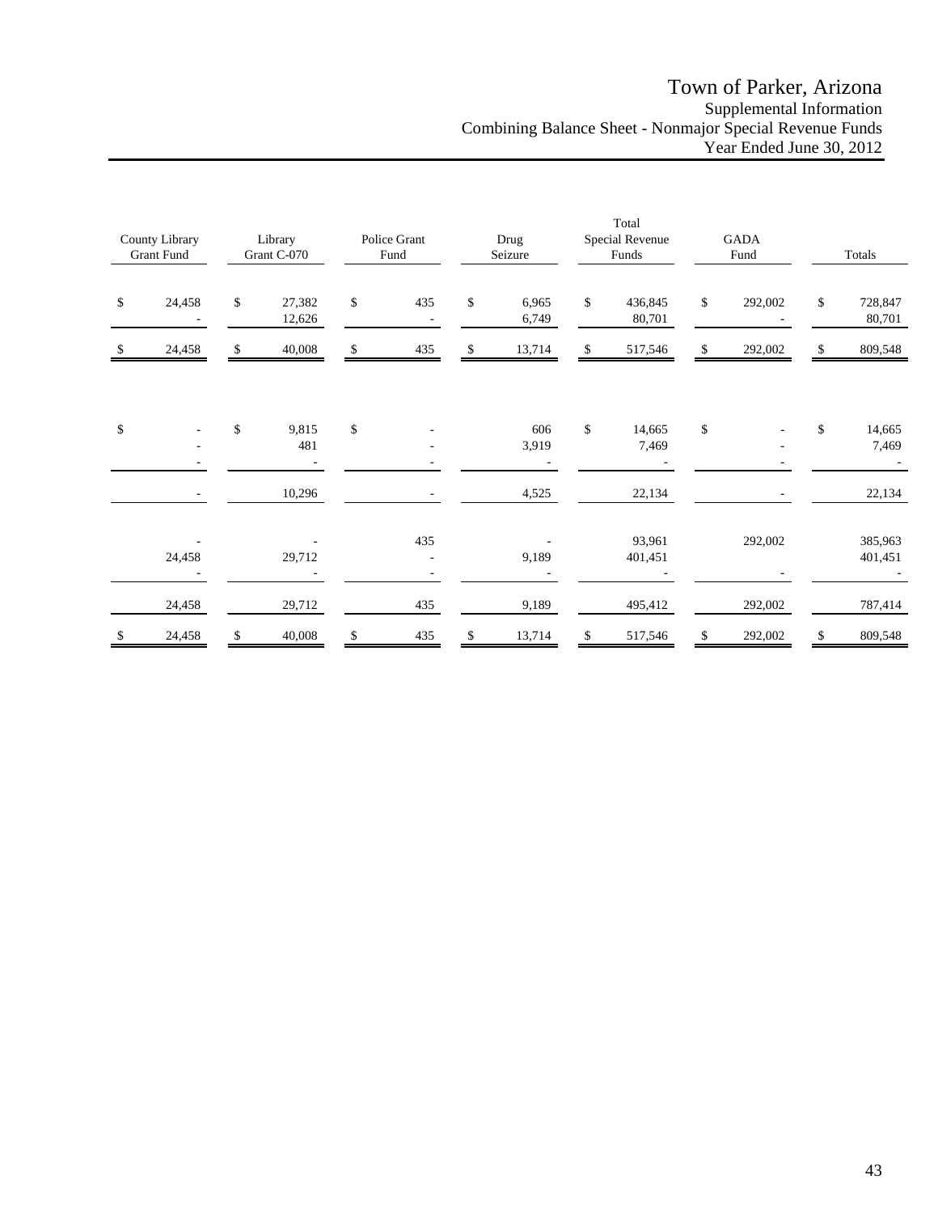# Town of Parker, Arizona
## Supplemental Information
## Combining Balance Sheet - Nonmajor Special Revenue Funds
## Year Ended June 30, 2012

| County Library Grant Fund | Library Grant C-070 | Police Grant Fund | Drug Seizure | Total Special Revenue Funds | GADA Fund | Totals |
|---|---|---|---|---|---|---|
| $ 24,458 | $ 27,382 | $ 435 | $ 6,965 | $ 436,845 | $ 292,002 | $ 728,847 |
| - | 12,626 | - | 6,749 | 80,701 | - | 80,701 |
| $ 24,458 | $ 40,008 | $ 435 | $ 13,714 | $ 517,546 | $ 292,002 | $ 809,548 |
| | | | | | | |
| $ - | $ 9,815 | $ - | 606 | $ 14,665 | $ - | $ 14,665 |
| - | 481 | - | 3,919 | 7,469 | - | 7,469 |
| - | - | - | - | - | - | - |
| - | 10,296 | - | 4,525 | 22,134 | - | 22,134 |
| | | | | | | |
| - | - | 435 | - | 93,961 | 292,002 | 385,963 |
| 24,458 | 29,712 | - | 9,189 | 401,451 | | 401,451 |
| - | - | - | - | - | - | - |
| 24,458 | 29,712 | 435 | 9,189 | 495,412 | 292,002 | 787,414 |
| $ 24,458 | $ 40,008 | $ 435 | $ 13,714 | $ 517,546 | $ 292,002 | $ 809,548 |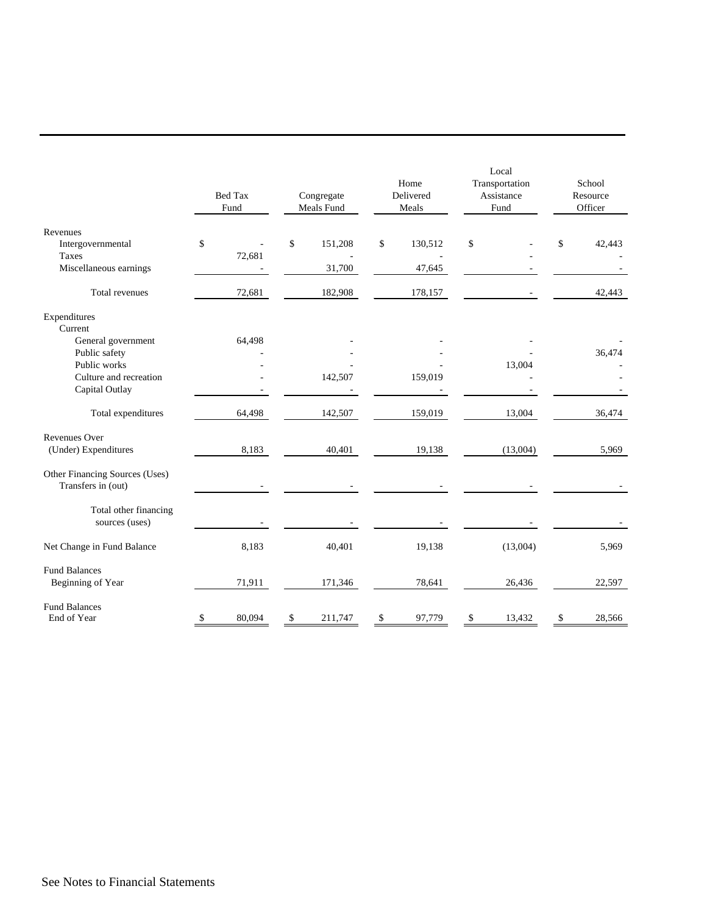| | Bed Tax Fund | Congregate Meals Fund | Home Delivered Meals | Local Transportation Assistance Fund | School Resource Officer |
|---|---|---|---|---|---|
| Revenues | | | | | |
| Intergovernmental | $ - | $ 151,208 | $ 130,512 | $ - | $ 42,443 |
| Taxes | 72,681 | - | - | - | - |
| Miscellaneous earnings | - | 31,700 | 47,645 | - | - |
| Total revenues | 72,681 | 182,908 | 178,157 | - | 42,443 |
| Expenditures | | | | | |
| Current | | | | | |
| General government | 64,498 | - | - | - | - |
| Public safety | - | - | - | - | 36,474 |
| Public works | - | - | - | 13,004 | - |
| Culture and recreation | - | 142,507 | 159,019 | - | - |
| Capital Outlay | - | - | - | - | - |
| Total expenditures | 64,498 | 142,507 | 159,019 | 13,004 | 36,474 |
| Revenues Over (Under) Expenditures | 8,183 | 40,401 | 19,138 | (13,004) | 5,969 |
| Other Financing Sources (Uses) | | | | | |
| Transfers in (out) | - | - | - | - | - |
| Total other financing sources (uses) | - | - | - | - | - |
| Net Change in Fund Balance | 8,183 | 40,401 | 19,138 | (13,004) | 5,969 |
| Fund Balances Beginning of Year | 71,911 | 171,346 | 78,641 | 26,436 | 22,597 |
| Fund Balances End of Year | $ 80,094 | $ 211,747 | $ 97,779 | $ 13,432 | $ 28,566 |

See Notes to Financial Statements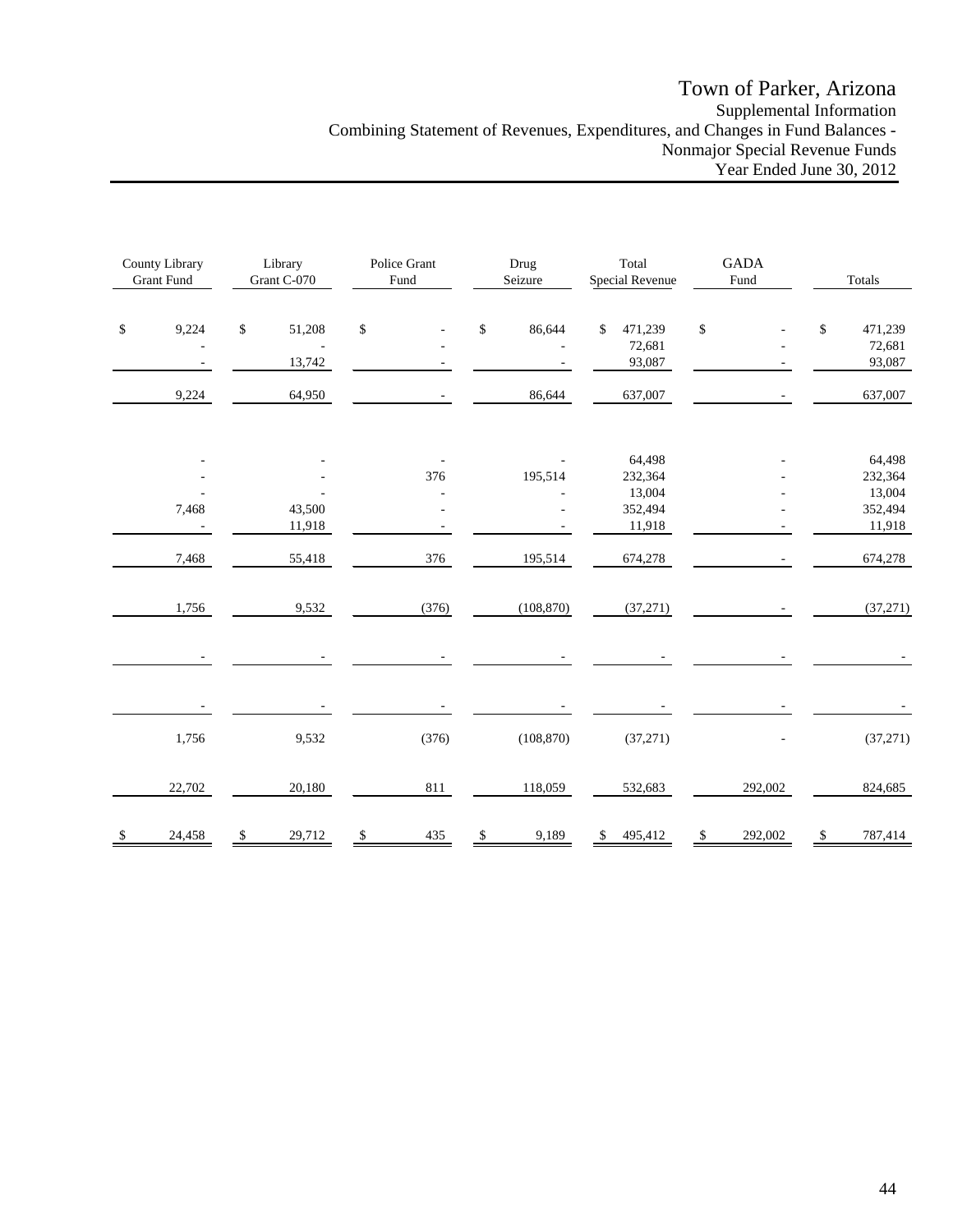# Town of Parker, Arizona

Supplemental Information

Combining Statement of Revenues, Expenditures, and Changes in Fund Balances - Nonmajor Special Revenue Funds

Year Ended June 30, 2012

| County Library Grant Fund | Library Grant C-070 | Police Grant Fund | Drug Seizure | Total Special Revenue | GADA Fund | Totals |
|---|---|---|---|---|---|---|
| $ 9,224 | $ 51,208 | $ - | $ 86,644 | $ 471,239 | $ - | $ 471,239 |
| - | - | - | - | 72,681 | - | 72,681 |
| - | 13,742 | - | - | 93,087 | - | 93,087 |
| 9,224 | 64,950 | - | 86,644 | 637,007 | - | 637,007 |
| - | - | - | - | 64,498 | - | 64,498 |
| - | - | 376 | 195,514 | 232,364 | - | 232,364 |
| - | - | - | - | 13,004 | - | 13,004 |
| 7,468 | 43,500 | - | - | 352,494 | - | 352,494 |
| - | 11,918 | - | - | 11,918 | - | 11,918 |
| 7,468 | 55,418 | 376 | 195,514 | 674,278 | - | 674,278 |
| 1,756 | 9,532 | (376) | (108,870) | (37,271) | - | (37,271) |
| - | - | - | - | - | - | - |
| - | - | - | - | - | - | - |
| 1,756 | 9,532 | (376) | (108,870) | (37,271) | - | (37,271) |
| 22,702 | 20,180 | 811 | 118,059 | 532,683 | 292,002 | 824,685 |
| $ 24,458 | $ 29,712 | $ 435 | $ 9,189 | $ 495,412 | $ 292,002 | $ 787,414 |